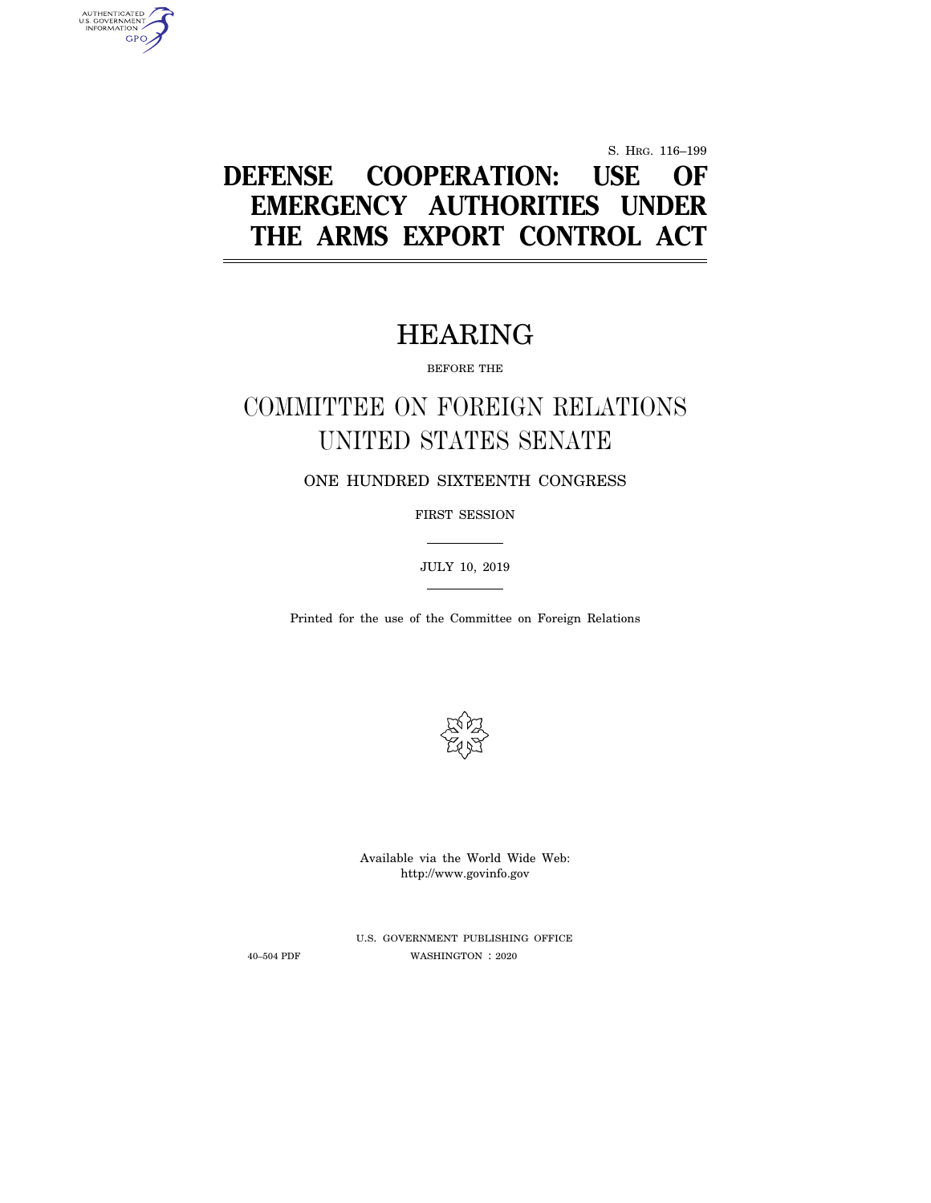S. HRG. 116–199

# DEFENSE COOPERATION: USE OF EMERGENCY AUTHORITIES UNDER THE ARMS EXPORT CONTROL ACT

## HEARING

BEFORE THE

## COMMITTEE ON FOREIGN RELATIONS UNITED STATES SENATE

ONE HUNDRED SIXTEENTH CONGRESS

FIRST SESSION

JULY 10, 2019

Printed for the use of the Committee on Foreign Relations

Available via the World Wide Web: http://www.govinfo.gov

U.S. GOVERNMENT PUBLISHING OFFICE

40–504 PDF WASHINGTON : 2020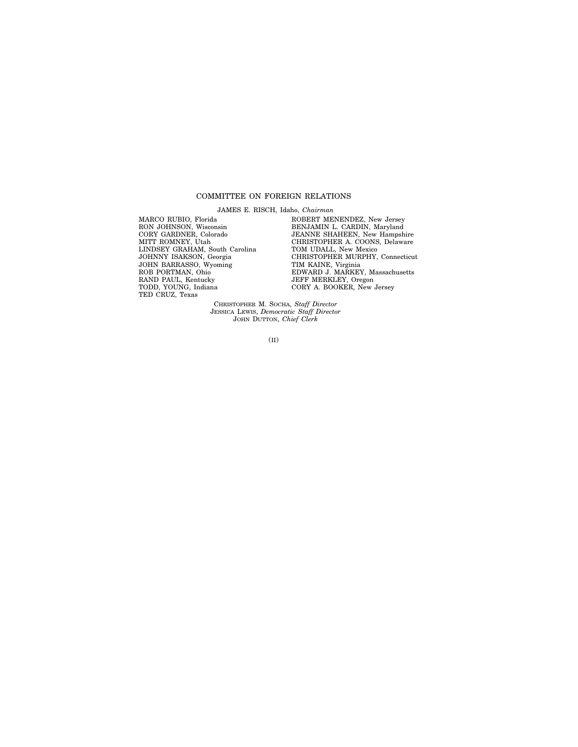## COMMITTEE ON FOREIGN RELATIONS

JAMES E. RISCH, Idaho, *Chairman*

MARCO RUBIO, Florida
RON JOHNSON, Wisconsin
CORY GARDNER, Colorado
MITT ROMNEY, Utah
LINDSEY GRAHAM, South Carolina
JOHNNY ISAKSON, Georgia
JOHN BARRASSO, Wyoming
ROB PORTMAN, Ohio
RAND PAUL, Kentucky
TODD, YOUNG, Indiana
TED CRUZ, Texas

ROBERT MENENDEZ, New Jersey
BENJAMIN L. CARDIN, Maryland
JEANNE SHAHEEN, New Hampshire
CHRISTOPHER A. COONS, Delaware
TOM UDALL, New Mexico
CHRISTOPHER MURPHY, Connecticut
TIM KAINE, Virginia
EDWARD J. MARKEY, Massachusetts
JEFF MERKLEY, Oregon
CORY A. BOOKER, New Jersey

CHRISTOPHER M. SOCHA, *Staff Director*
JESSICA LEWIS, *Democratic Staff Director*
JOHN DUTTON, *Chief Clerk*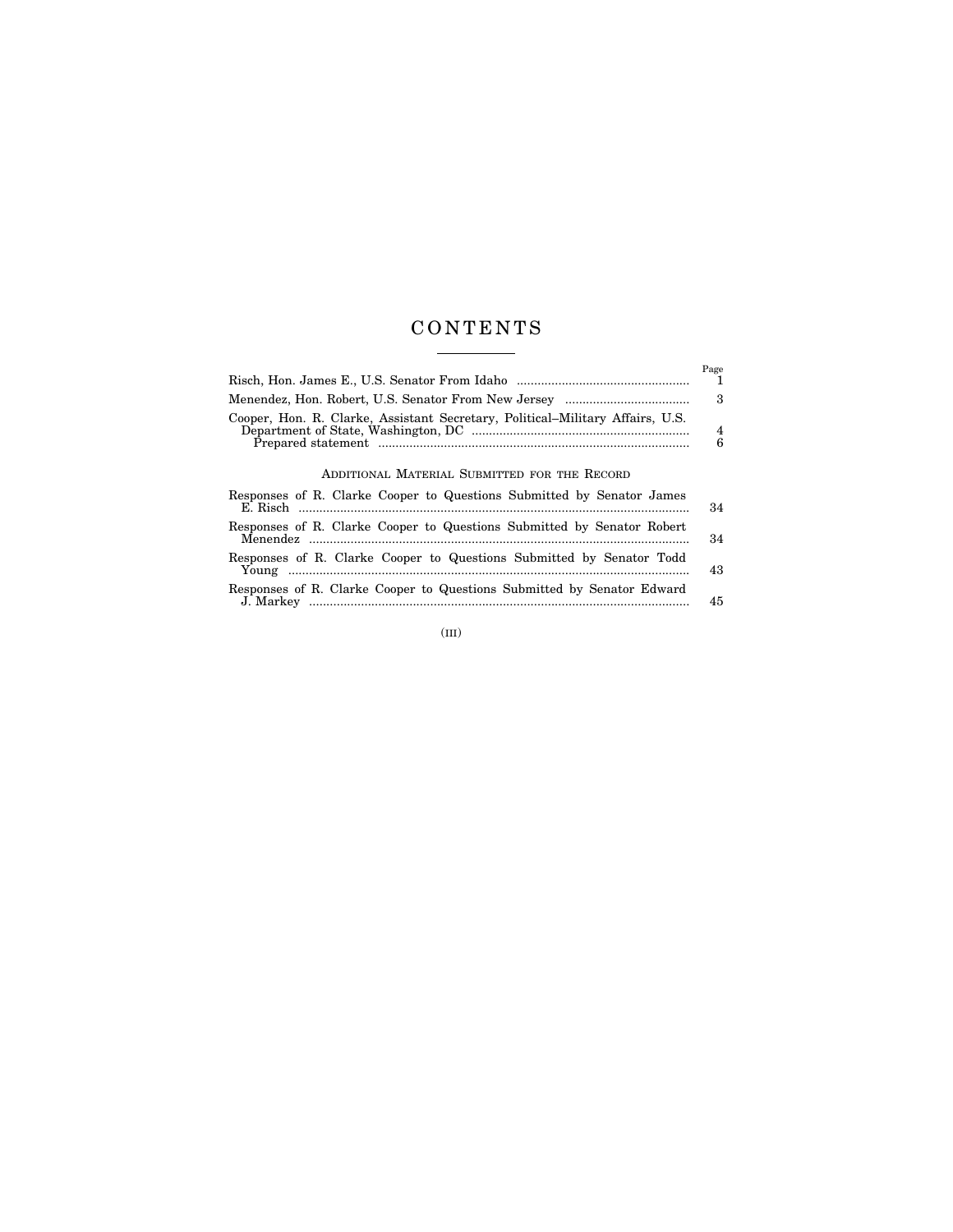# CONTENTS

| | Page |
|---|---|
| Risch, Hon. James E., U.S. Senator From Idaho | 1 |
| Menendez, Hon. Robert, U.S. Senator From New Jersey | 3 |
| Cooper, Hon. R. Clarke, Assistant Secretary, Political–Military Affairs, U.S. Department of State, Washington, DC | 4 |
| Prepared statement | 6 |

## Additional Material Submitted for the Record

| | |
|---|---|
| Responses of R. Clarke Cooper to Questions Submitted by Senator James E. Risch | 34 |
| Responses of R. Clarke Cooper to Questions Submitted by Senator Robert Menendez | 34 |
| Responses of R. Clarke Cooper to Questions Submitted by Senator Todd Young | 43 |
| Responses of R. Clarke Cooper to Questions Submitted by Senator Edward J. Markey | 45 |

(III)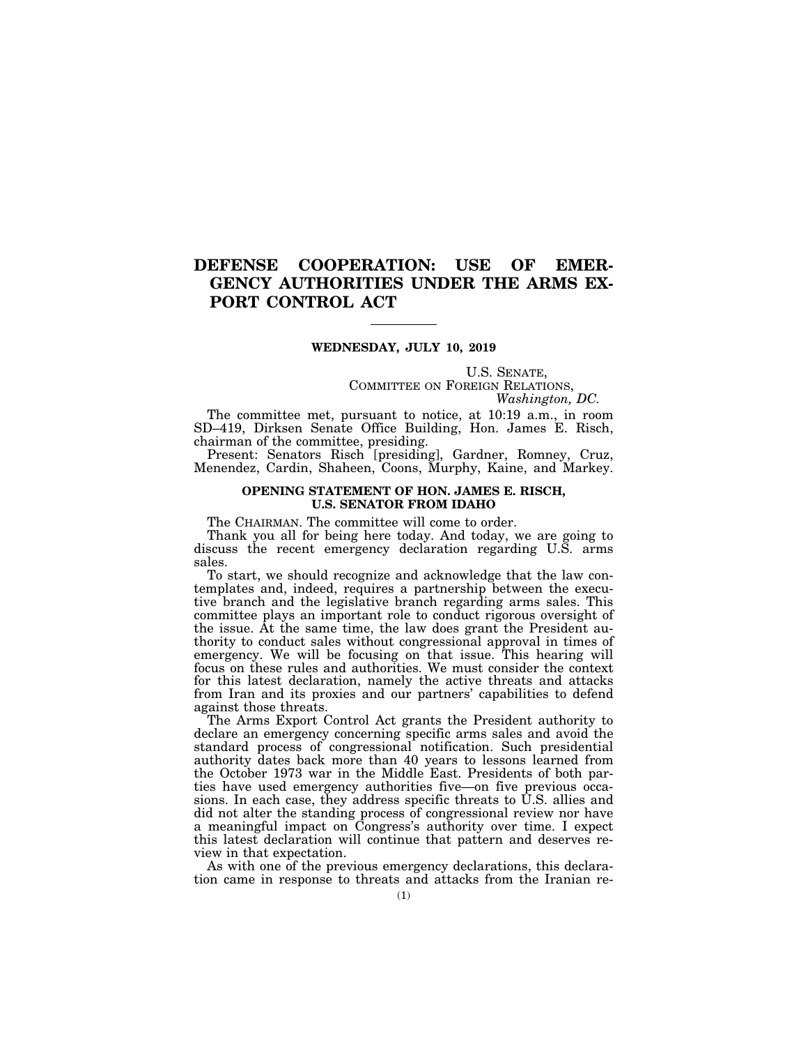# DEFENSE COOPERATION: USE OF EMERGENCY AUTHORITIES UNDER THE ARMS EXPORT CONTROL ACT

---

**WEDNESDAY, JULY 10, 2019**

U.S. SENATE,
COMMITTEE ON FOREIGN RELATIONS,
*Washington, DC.*

The committee met, pursuant to notice, at 10:19 a.m., in room SD–419, Dirksen Senate Office Building, Hon. James E. Risch, chairman of the committee, presiding.

Present: Senators Risch [presiding], Gardner, Romney, Cruz, Menendez, Cardin, Shaheen, Coons, Murphy, Kaine, and Markey.

### OPENING STATEMENT OF HON. JAMES E. RISCH, U.S. SENATOR FROM IDAHO

The CHAIRMAN. The committee will come to order.

Thank you all for being here today. And today, we are going to discuss the recent emergency declaration regarding U.S. arms sales.

To start, we should recognize and acknowledge that the law contemplates and, indeed, requires a partnership between the executive branch and the legislative branch regarding arms sales. This committee plays an important role to conduct rigorous oversight of the issue. At the same time, the law does grant the President authority to conduct sales without congressional approval in times of emergency. We will be focusing on that issue. This hearing will focus on these rules and authorities. We must consider the context for this latest declaration, namely the active threats and attacks from Iran and its proxies and our partners' capabilities to defend against those threats.

The Arms Export Control Act grants the President authority to declare an emergency concerning specific arms sales and avoid the standard process of congressional notification. Such presidential authority dates back more than 40 years to lessons learned from the October 1973 war in the Middle East. Presidents of both parties have used emergency authorities five—on five previous occasions. In each case, they address specific threats to U.S. allies and did not alter the standing process of congressional review nor have a meaningful impact on Congress's authority over time. I expect this latest declaration will continue that pattern and deserves review in that expectation.

As with one of the previous emergency declarations, this declaration came in response to threats and attacks from the Iranian re-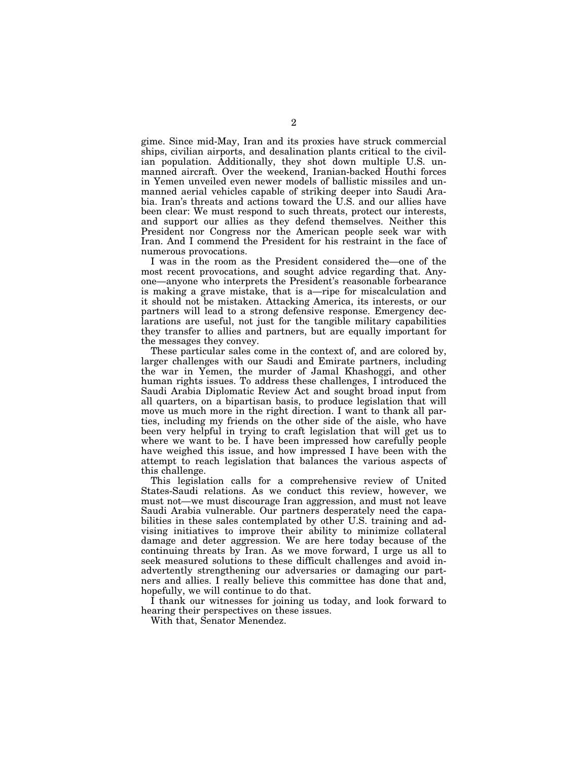gime. Since mid-May, Iran and its proxies have struck commercial ships, civilian airports, and desalination plants critical to the civilian population. Additionally, they shot down multiple U.S. unmanned aircraft. Over the weekend, Iranian-backed Houthi forces in Yemen unveiled even newer models of ballistic missiles and unmanned aerial vehicles capable of striking deeper into Saudi Arabia. Iran's threats and actions toward the U.S. and our allies have been clear: We must respond to such threats, protect our interests, and support our allies as they defend themselves. Neither this President nor Congress nor the American people seek war with Iran. And I commend the President for his restraint in the face of numerous provocations.

I was in the room as the President considered the—one of the most recent provocations, and sought advice regarding that. Anyone—anyone who interprets the President's reasonable forbearance is making a grave mistake, that is a—ripe for miscalculation and it should not be mistaken. Attacking America, its interests, or our partners will lead to a strong defensive response. Emergency declarations are useful, not just for the tangible military capabilities they transfer to allies and partners, but are equally important for the messages they convey.

These particular sales come in the context of, and are colored by, larger challenges with our Saudi and Emirate partners, including the war in Yemen, the murder of Jamal Khashoggi, and other human rights issues. To address these challenges, I introduced the Saudi Arabia Diplomatic Review Act and sought broad input from all quarters, on a bipartisan basis, to produce legislation that will move us much more in the right direction. I want to thank all parties, including my friends on the other side of the aisle, who have been very helpful in trying to craft legislation that will get us to where we want to be. I have been impressed how carefully people have weighed this issue, and how impressed I have been with the attempt to reach legislation that balances the various aspects of this challenge.

This legislation calls for a comprehensive review of United States-Saudi relations. As we conduct this review, however, we must not—we must discourage Iran aggression, and must not leave Saudi Arabia vulnerable. Our partners desperately need the capabilities in these sales contemplated by other U.S. training and advising initiatives to improve their ability to minimize collateral damage and deter aggression. We are here today because of the continuing threats by Iran. As we move forward, I urge us all to seek measured solutions to these difficult challenges and avoid inadvertently strengthening our adversaries or damaging our partners and allies. I really believe this committee has done that and, hopefully, we will continue to do that.

I thank our witnesses for joining us today, and look forward to hearing their perspectives on these issues.

With that, Senator Menendez.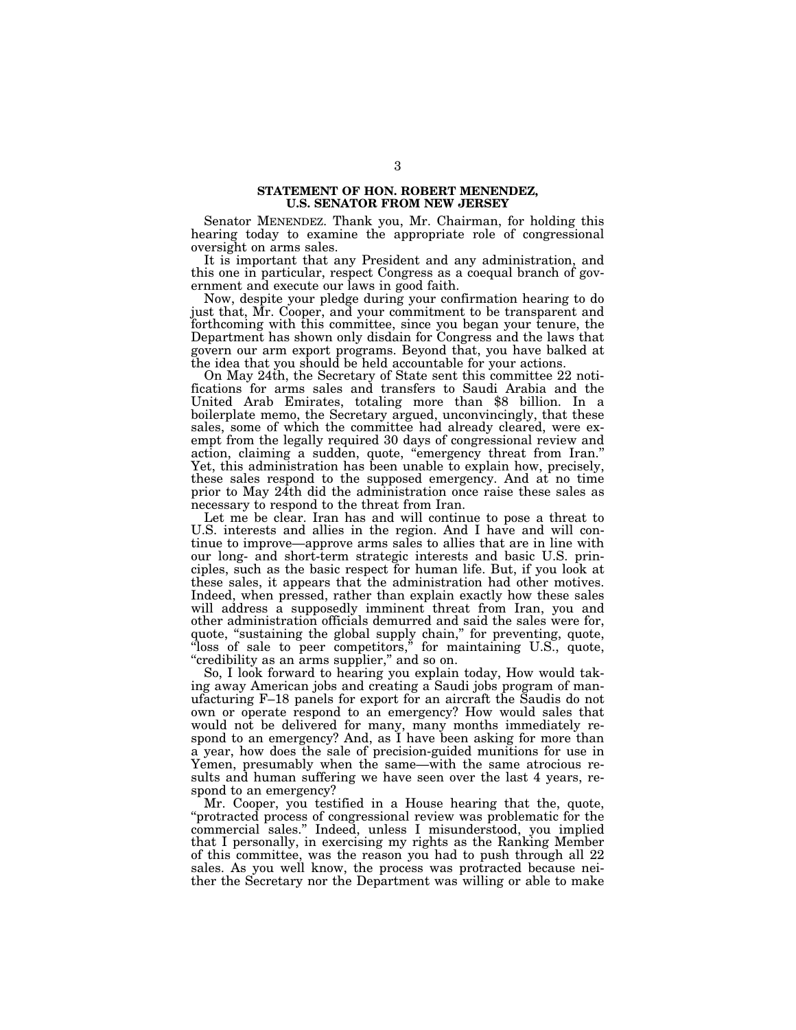## STATEMENT OF HON. ROBERT MENENDEZ, U.S. SENATOR FROM NEW JERSEY

Senator MENENDEZ. Thank you, Mr. Chairman, for holding this hearing today to examine the appropriate role of congressional oversight on arms sales.

It is important that any President and any administration, and this one in particular, respect Congress as a coequal branch of government and execute our laws in good faith.

Now, despite your pledge during your confirmation hearing to do just that, Mr. Cooper, and your commitment to be transparent and forthcoming with this committee, since you began your tenure, the Department has shown only disdain for Congress and the laws that govern our arm export programs. Beyond that, you have balked at the idea that you should be held accountable for your actions.

On May 24th, the Secretary of State sent this committee 22 notifications for arms sales and transfers to Saudi Arabia and the United Arab Emirates, totaling more than $8 billion. In a boilerplate memo, the Secretary argued, unconvincingly, that these sales, some of which the committee had already cleared, were exempt from the legally required 30 days of congressional review and action, claiming a sudden, quote, "emergency threat from Iran." Yet, this administration has been unable to explain how, precisely, these sales respond to the supposed emergency. And at no time prior to May 24th did the administration once raise these sales as necessary to respond to the threat from Iran.

Let me be clear. Iran has and will continue to pose a threat to U.S. interests and allies in the region. And I have and will continue to improve—approve arms sales to allies that are in line with our long- and short-term strategic interests and basic U.S. principles, such as the basic respect for human life. But, if you look at these sales, it appears that the administration had other motives. Indeed, when pressed, rather than explain exactly how these sales will address a supposedly imminent threat from Iran, you and other administration officials demurred and said the sales were for, quote, "sustaining the global supply chain," for preventing, quote, "loss of sale to peer competitors," for maintaining U.S., quote, "credibility as an arms supplier," and so on.

So, I look forward to hearing you explain today, How would taking away American jobs and creating a Saudi jobs program of manufacturing F–18 panels for export for an aircraft the Saudis do not own or operate respond to an emergency? How would sales that would not be delivered for many, many months immediately respond to an emergency? And, as I have been asking for more than a year, how does the sale of precision-guided munitions for use in Yemen, presumably when the same—with the same atrocious results and human suffering we have seen over the last 4 years, respond to an emergency?

Mr. Cooper, you testified in a House hearing that the, quote, "protracted process of congressional review was problematic for the commercial sales." Indeed, unless I misunderstood, you implied that I personally, in exercising my rights as the Ranking Member of this committee, was the reason you had to push through all 22 sales. As you well know, the process was protracted because neither the Secretary nor the Department was willing or able to make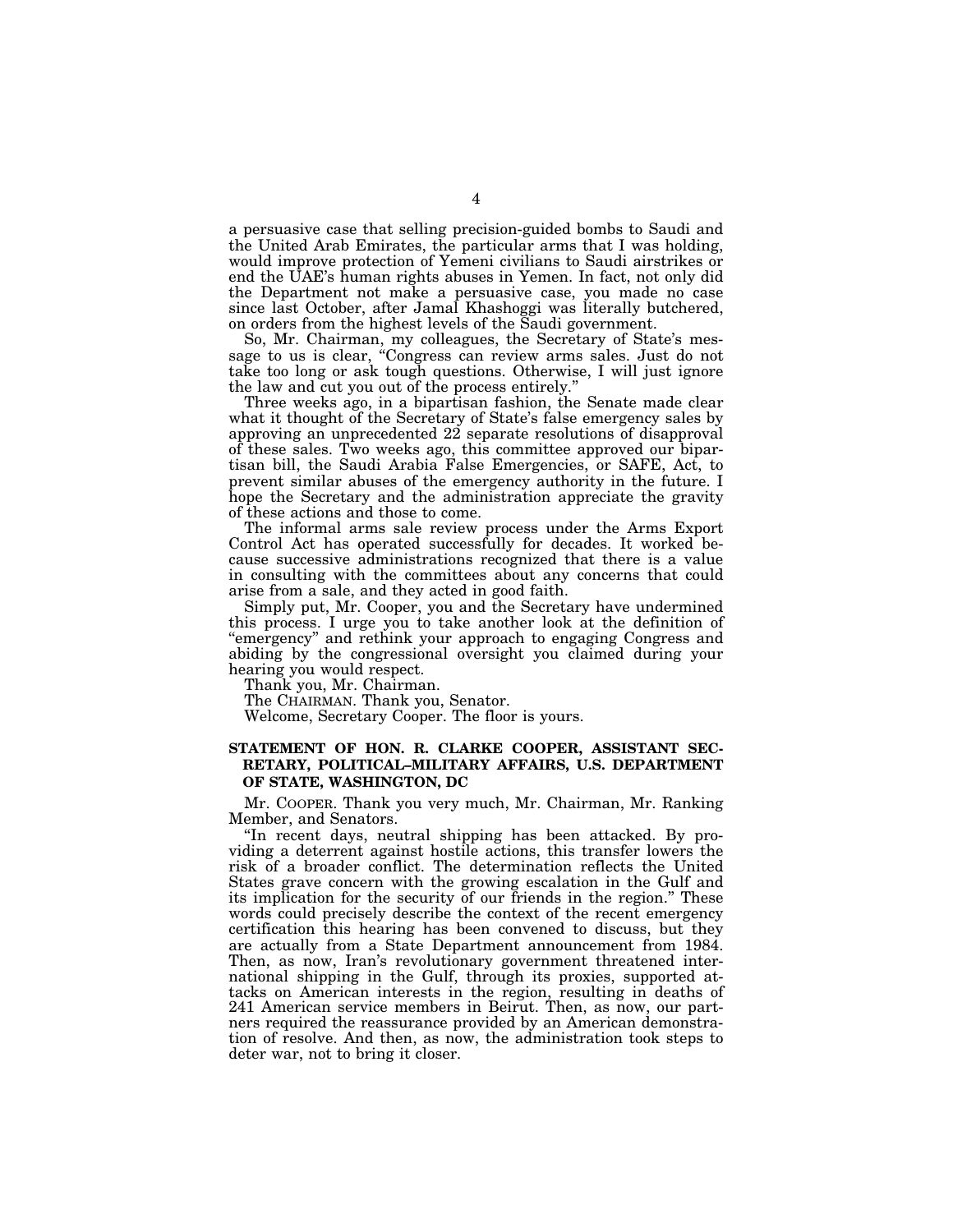a persuasive case that selling precision-guided bombs to Saudi and the United Arab Emirates, the particular arms that I was holding, would improve protection of Yemeni civilians to Saudi airstrikes or end the UAE's human rights abuses in Yemen. In fact, not only did the Department not make a persuasive case, you made no case since last October, after Jamal Khashoggi was literally butchered, on orders from the highest levels of the Saudi government.

So, Mr. Chairman, my colleagues, the Secretary of State's message to us is clear, "Congress can review arms sales. Just do not take too long or ask tough questions. Otherwise, I will just ignore the law and cut you out of the process entirely."

Three weeks ago, in a bipartisan fashion, the Senate made clear what it thought of the Secretary of State's false emergency sales by approving an unprecedented 22 separate resolutions of disapproval of these sales. Two weeks ago, this committee approved our bipartisan bill, the Saudi Arabia False Emergencies, or SAFE, Act, to prevent similar abuses of the emergency authority in the future. I hope the Secretary and the administration appreciate the gravity of these actions and those to come.

The informal arms sale review process under the Arms Export Control Act has operated successfully for decades. It worked because successive administrations recognized that there is a value in consulting with the committees about any concerns that could arise from a sale, and they acted in good faith.

Simply put, Mr. Cooper, you and the Secretary have undermined this process. I urge you to take another look at the definition of "emergency" and rethink your approach to engaging Congress and abiding by the congressional oversight you claimed during your hearing you would respect.

Thank you, Mr. Chairman.

The CHAIRMAN. Thank you, Senator.

Welcome, Secretary Cooper. The floor is yours.

**STATEMENT OF HON. R. CLARKE COOPER, ASSISTANT SECRETARY, POLITICAL–MILITARY AFFAIRS, U.S. DEPARTMENT OF STATE, WASHINGTON, DC**

Mr. COOPER. Thank you very much, Mr. Chairman, Mr. Ranking Member, and Senators.

"In recent days, neutral shipping has been attacked. By providing a deterrent against hostile actions, this transfer lowers the risk of a broader conflict. The determination reflects the United States grave concern with the growing escalation in the Gulf and its implication for the security of our friends in the region." These words could precisely describe the context of the recent emergency certification this hearing has been convened to discuss, but they are actually from a State Department announcement from 1984. Then, as now, Iran's revolutionary government threatened international shipping in the Gulf, through its proxies, supported attacks on American interests in the region, resulting in deaths of 241 American service members in Beirut. Then, as now, our partners required the reassurance provided by an American demonstration of resolve. And then, as now, the administration took steps to deter war, not to bring it closer.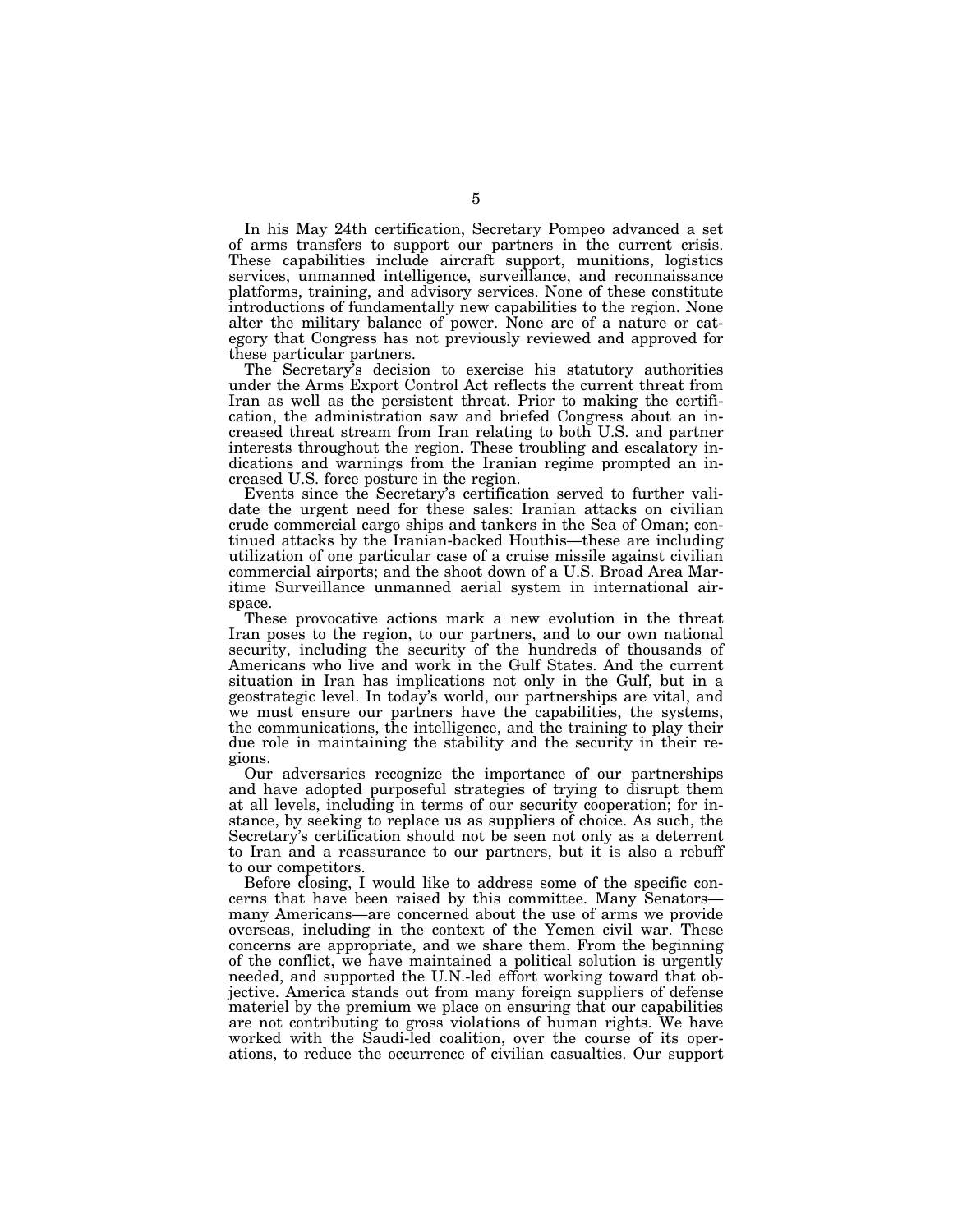In his May 24th certification, Secretary Pompeo advanced a set of arms transfers to support our partners in the current crisis. These capabilities include aircraft support, munitions, logistics services, unmanned intelligence, surveillance, and reconnaissance platforms, training, and advisory services. None of these constitute introductions of fundamentally new capabilities to the region. None alter the military balance of power. None are of a nature or category that Congress has not previously reviewed and approved for these particular partners.

The Secretary's decision to exercise his statutory authorities under the Arms Export Control Act reflects the current threat from Iran as well as the persistent threat. Prior to making the certification, the administration saw and briefed Congress about an increased threat stream from Iran relating to both U.S. and partner interests throughout the region. These troubling and escalatory indications and warnings from the Iranian regime prompted an increased U.S. force posture in the region.

Events since the Secretary's certification served to further validate the urgent need for these sales: Iranian attacks on civilian crude commercial cargo ships and tankers in the Sea of Oman; continued attacks by the Iranian-backed Houthis—these are including utilization of one particular case of a cruise missile against civilian commercial airports; and the shoot down of a U.S. Broad Area Maritime Surveillance unmanned aerial system in international airspace.

These provocative actions mark a new evolution in the threat Iran poses to the region, to our partners, and to our own national security, including the security of the hundreds of thousands of Americans who live and work in the Gulf States. And the current situation in Iran has implications not only in the Gulf, but in a geostrategic level. In today's world, our partnerships are vital, and we must ensure our partners have the capabilities, the systems, the communications, the intelligence, and the training to play their due role in maintaining the stability and the security in their regions.

Our adversaries recognize the importance of our partnerships and have adopted purposeful strategies of trying to disrupt them at all levels, including in terms of our security cooperation; for instance, by seeking to replace us as suppliers of choice. As such, the Secretary's certification should not be seen not only as a deterrent to Iran and a reassurance to our partners, but it is also a rebuff to our competitors.

Before closing, I would like to address some of the specific concerns that have been raised by this committee. Many Senators—many Americans—are concerned about the use of arms we provide overseas, including in the context of the Yemen civil war. These concerns are appropriate, and we share them. From the beginning of the conflict, we have maintained a political solution is urgently needed, and supported the U.N.-led effort working toward that objective. America stands out from many foreign suppliers of defense materiel by the premium we place on ensuring that our capabilities are not contributing to gross violations of human rights. We have worked with the Saudi-led coalition, over the course of its operations, to reduce the occurrence of civilian casualties. Our support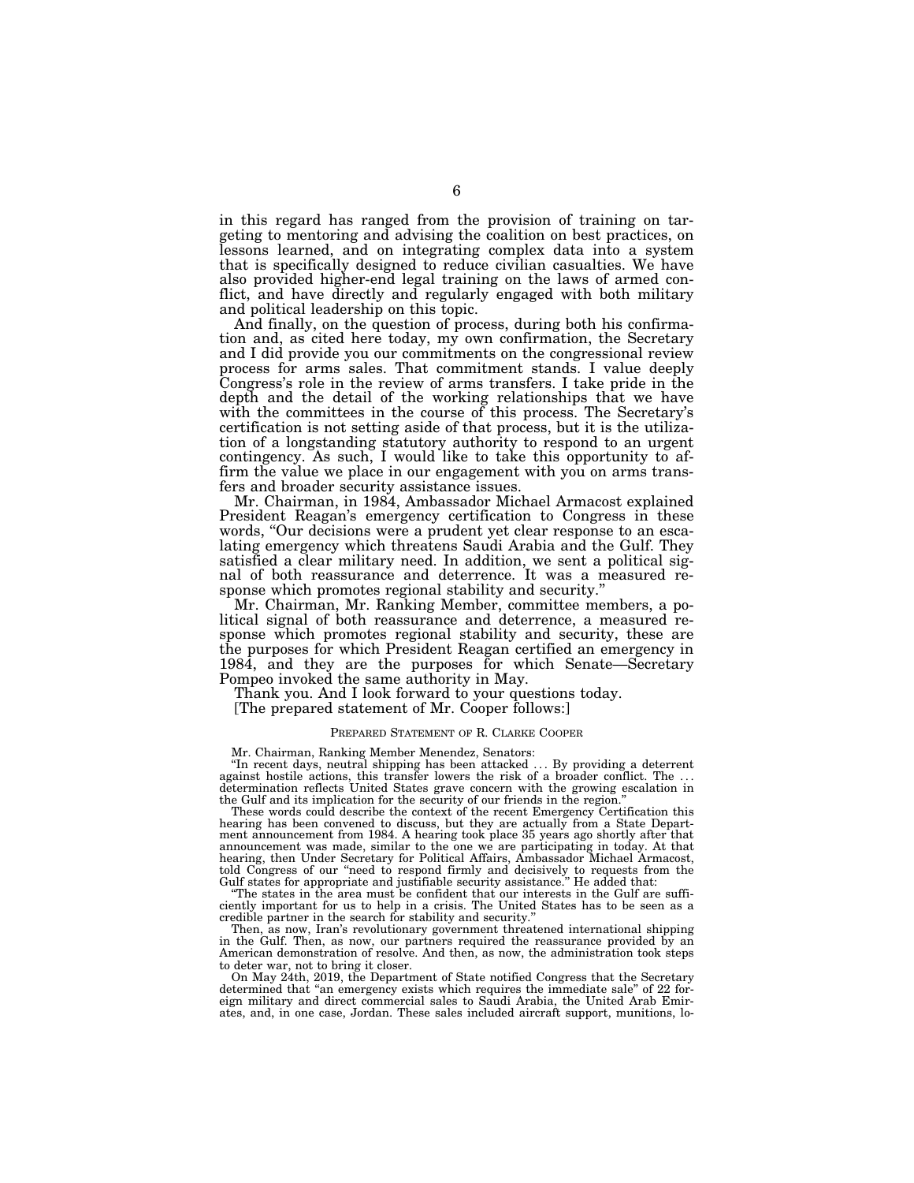in this regard has ranged from the provision of training on targeting to mentoring and advising the coalition on best practices, on lessons learned, and on integrating complex data into a system that is specifically designed to reduce civilian casualties. We have also provided higher-end legal training on the laws of armed conflict, and have directly and regularly engaged with both military and political leadership on this topic.

And finally, on the question of process, during both his confirmation and, as cited here today, my own confirmation, the Secretary and I did provide you our commitments on the congressional review process for arms sales. That commitment stands. I value deeply Congress's role in the review of arms transfers. I take pride in the depth and the detail of the working relationships that we have with the committees in the course of this process. The Secretary's certification is not setting aside of that process, but it is the utilization of a longstanding statutory authority to respond to an urgent contingency. As such, I would like to take this opportunity to affirm the value we place in our engagement with you on arms transfers and broader security assistance issues.

Mr. Chairman, in 1984, Ambassador Michael Armacost explained President Reagan's emergency certification to Congress in these words, "Our decisions were a prudent yet clear response to an escalating emergency which threatens Saudi Arabia and the Gulf. They satisfied a clear military need. In addition, we sent a political signal of both reassurance and deterrence. It was a measured response which promotes regional stability and security."

Mr. Chairman, Mr. Ranking Member, committee members, a political signal of both reassurance and deterrence, a measured response which promotes regional stability and security, these are the purposes for which President Reagan certified an emergency in 1984, and they are the purposes for which Senate—Secretary Pompeo invoked the same authority in May.

Thank you. And I look forward to your questions today.

[The prepared statement of Mr. Cooper follows:]

PREPARED STATEMENT OF R. CLARKE COOPER

Mr. Chairman, Ranking Member Menendez, Senators:

"In recent days, neutral shipping has been attacked . . . By providing a deterrent against hostile actions, this transfer lowers the risk of a broader conflict. The . . . determination reflects United States grave concern with the growing escalation in the Gulf and its implication for the security of our friends in the region."

These words could describe the context of the recent Emergency Certification this hearing has been convened to discuss, but they are actually from a State Department announcement from 1984. A hearing took place 35 years ago shortly after that announcement was made, similar to the one we are participating in today. At that hearing, then Under Secretary for Political Affairs, Ambassador Michael Armacost, told Congress of our "need to respond firmly and decisively to requests from the Gulf states for appropriate and justifiable security assistance." He added that:

"The states in the area must be confident that our interests in the Gulf are sufficiently important for us to help in a crisis. The United States has to be seen as a credible partner in the search for stability and security."

Then, as now, Iran's revolutionary government threatened international shipping in the Gulf. Then, as now, our partners required the reassurance provided by an American demonstration of resolve. And then, as now, the administration took steps to deter war, not to bring it closer.

On May 24th, 2019, the Department of State notified Congress that the Secretary determined that "an emergency exists which requires the immediate sale" of 22 foreign military and direct commercial sales to Saudi Arabia, the United Arab Emirates, and, in one case, Jordan. These sales included aircraft support, munitions, lo-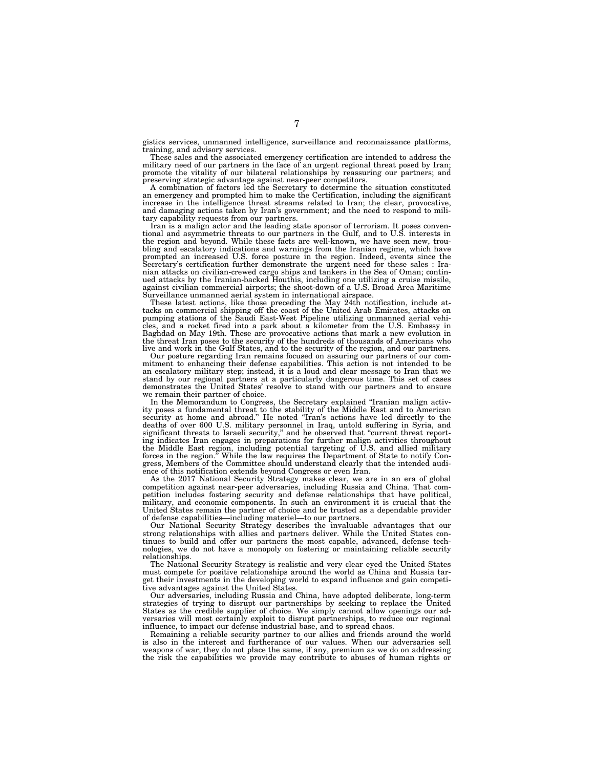gistics services, unmanned intelligence, surveillance and reconnaissance platforms, training, and advisory services.

These sales and the associated emergency certification are intended to address the military need of our partners in the face of an urgent regional threat posed by Iran; promote the vitality of our bilateral relationships by reassuring our partners; and preserving strategic advantage against near-peer competitors.

A combination of factors led the Secretary to determine the situation constituted an emergency and prompted him to make the Certification, including the significant increase in the intelligence threat streams related to Iran; the clear, provocative, and damaging actions taken by Iran's government; and the need to respond to military capability requests from our partners.

Iran is a malign actor and the leading state sponsor of terrorism. It poses conventional and asymmetric threats to our partners in the Gulf, and to U.S. interests in the region and beyond. While these facts are well-known, we have seen new, troubling and escalatory indications and warnings from the Iranian regime, which have prompted an increased U.S. force posture in the region. Indeed, events since the Secretary's certification further demonstrate the urgent need for these sales : Iranian attacks on civilian-crewed cargo ships and tankers in the Sea of Oman; continued attacks by the Iranian-backed Houthis, including one utilizing a cruise missile, against civilian commercial airports; the shoot-down of a U.S. Broad Area Maritime Surveillance unmanned aerial system in international airspace.

These latest actions, like those preceding the May 24th notification, include attacks on commercial shipping off the coast of the United Arab Emirates, attacks on pumping stations of the Saudi East-West Pipeline utilizing unmanned aerial vehicles, and a rocket fired into a park about a kilometer from the U.S. Embassy in Baghdad on May 19th. These are provocative actions that mark a new evolution in the threat Iran poses to the security of the hundreds of thousands of Americans who live and work in the Gulf States, and to the security of the region, and our partners.

Our posture regarding Iran remains focused on assuring our partners of our commitment to enhancing their defense capabilities. This action is not intended to be an escalatory military step; instead, it is a loud and clear message to Iran that we stand by our regional partners at a particularly dangerous time. This set of cases demonstrates the United States' resolve to stand with our partners and to ensure we remain their partner of choice.

In the Memorandum to Congress, the Secretary explained "Iranian malign activity poses a fundamental threat to the stability of the Middle East and to American security at home and abroad." He noted "Iran's actions have led directly to the deaths of over 600 U.S. military personnel in Iraq, untold suffering in Syria, and significant threats to Israeli security," and he observed that "current threat reporting indicates Iran engages in preparations for further malign activities throughout the Middle East region, including potential targeting of U.S. and allied military forces in the region." While the law requires the Department of State to notify Congress, Members of the Committee should understand clearly that the intended audience of this notification extends beyond Congress or even Iran.

As the 2017 National Security Strategy makes clear, we are in an era of global competition against near-peer adversaries, including Russia and China. That competition includes fostering security and defense relationships that have political, military, and economic components. In such an environment it is crucial that the United States remain the partner of choice and be trusted as a dependable provider of defense capabilities—including materiel—to our partners.

Our National Security Strategy describes the invaluable advantages that our strong relationships with allies and partners deliver. While the United States continues to build and offer our partners the most capable, advanced, defense technologies, we do not have a monopoly on fostering or maintaining reliable security relationships.

The National Security Strategy is realistic and very clear eyed the United States must compete for positive relationships around the world as China and Russia target their investments in the developing world to expand influence and gain competitive advantages against the United States.

Our adversaries, including Russia and China, have adopted deliberate, long-term strategies of trying to disrupt our partnerships by seeking to replace the United States as the credible supplier of choice. We simply cannot allow openings our adversaries will most certainly exploit to disrupt partnerships, to reduce our regional influence, to impact our defense industrial base, and to spread chaos.

Remaining a reliable security partner to our allies and friends around the world is also in the interest and furtherance of our values. When our adversaries sell weapons of war, they do not place the same, if any, premium as we do on addressing the risk the capabilities we provide may contribute to abuses of human rights or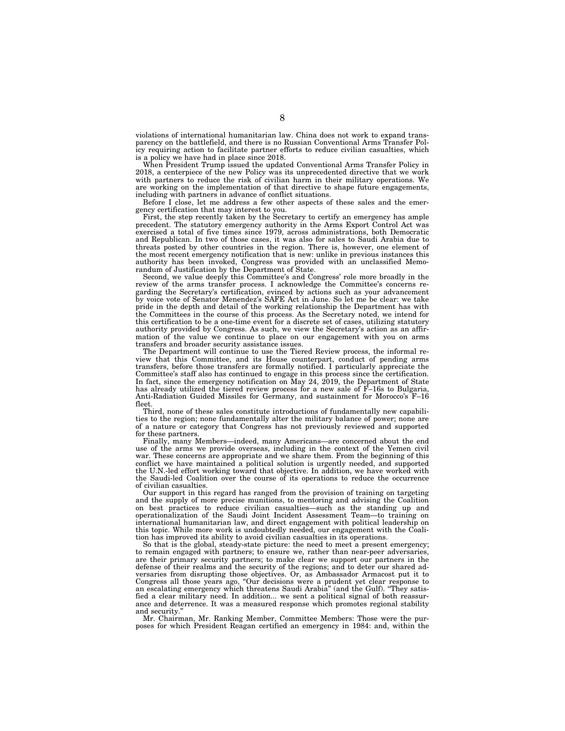violations of international humanitarian law. China does not work to expand transparency on the battlefield, and there is no Russian Conventional Arms Transfer Policy requiring action to facilitate partner efforts to reduce civilian casualties, which is a policy we have had in place since 2018.

When President Trump issued the updated Conventional Arms Transfer Policy in 2018, a centerpiece of the new Policy was its unprecedented directive that we work with partners to reduce the risk of civilian harm in their military operations. We are working on the implementation of that directive to shape future engagements, including with partners in advance of conflict situations.

Before I close, let me address a few other aspects of these sales and the emergency certification that may interest to you.

First, the step recently taken by the Secretary to certify an emergency has ample precedent. The statutory emergency authority in the Arms Export Control Act was exercised a total of five times since 1979, across administrations, both Democratic and Republican. In two of those cases, it was also for sales to Saudi Arabia due to threats posted by other countries in the region. There is, however, one element of the most recent emergency notification that is new: unlike in previous instances this authority has been invoked, Congress was provided with an unclassified Memorandum of Justification by the Department of State.

Second, we value deeply this Committee's and Congress' role more broadly in the review of the arms transfer process. I acknowledge the Committee's concerns regarding the Secretary's certification, evinced by actions such as your advancement by voice vote of Senator Menendez's SAFE Act in June. So let me be clear: we take pride in the depth and detail of the working relationship the Department has with the Committees in the course of this process. As the Secretary noted, we intend for this certification to be a one-time event for a discrete set of cases, utilizing statutory authority provided by Congress. As such, we view the Secretary's action as an affirmation of the value we continue to place on our engagement with you on arms transfers and broader security assistance issues.

The Department will continue to use the Tiered Review process, the informal review that this Committee, and its House counterpart, conduct of pending arms transfers, before those transfers are formally notified. I particularly appreciate the Committee's staff also has continued to engage in this process since the certification. In fact, since the emergency notification on May 24, 2019, the Department of State has already utilized the tiered review process for a new sale of F–16s to Bulgaria, Anti-Radiation Guided Missiles for Germany, and sustainment for Morocco's F–16 fleet.

Third, none of these sales constitute introductions of fundamentally new capabilities to the region; none fundamentally alter the military balance of power; none are of a nature or category that Congress has not previously reviewed and supported for these partners.

Finally, many Members—indeed, many Americans—are concerned about the end use of the arms we provide overseas, including in the context of the Yemen civil war. These concerns are appropriate and we share them. From the beginning of this conflict we have maintained a political solution is urgently needed, and supported the U.N.-led effort working toward that objective. In addition, we have worked with the Saudi-led Coalition over the course of its operations to reduce the occurrence of civilian casualties.

Our support in this regard has ranged from the provision of training on targeting and the supply of more precise munitions, to mentoring and advising the Coalition on best practices to reduce civilian casualties—such as the standing up and operationalization of the Saudi Joint Incident Assessment Team—to training on international humanitarian law, and direct engagement with political leadership on this topic. While more work is undoubtedly needed, our engagement with the Coalition has improved its ability to avoid civilian casualties in its operations.

So that is the global, steady-state picture: the need to meet a present emergency; to remain engaged with partners; to ensure we, rather than near-peer adversaries, are their primary security partners; to make clear we support our partners in the defense of their realms and the security of the regions; and to deter our shared adversaries from disrupting those objectives. Or, as Ambassador Armacost put it to Congress all those years ago, "Our decisions were a prudent yet clear response to an escalating emergency which threatens Saudi Arabia" (and the Gulf). "They satisfied a clear military need. In addition... we sent a political signal of both reassurance and deterrence. It was a measured response which promotes regional stability and security."

Mr. Chairman, Mr. Ranking Member, Committee Members: Those were the purposes for which President Reagan certified an emergency in 1984: and, within the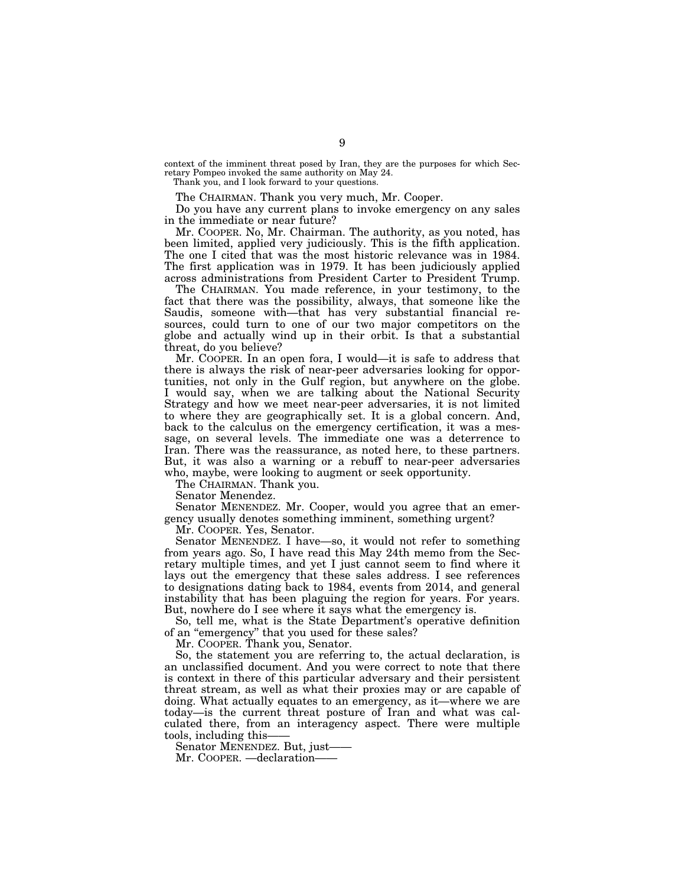context of the imminent threat posed by Iran, they are the purposes for which Secretary Pompeo invoked the same authority on May 24.

Thank you, and I look forward to your questions.

The CHAIRMAN. Thank you very much, Mr. Cooper.

Do you have any current plans to invoke emergency on any sales in the immediate or near future?

Mr. COOPER. No, Mr. Chairman. The authority, as you noted, has been limited, applied very judiciously. This is the fifth application. The one I cited that was the most historic relevance was in 1984. The first application was in 1979. It has been judiciously applied across administrations from President Carter to President Trump.

The CHAIRMAN. You made reference, in your testimony, to the fact that there was the possibility, always, that someone like the Saudis, someone with—that has very substantial financial resources, could turn to one of our two major competitors on the globe and actually wind up in their orbit. Is that a substantial threat, do you believe?

Mr. COOPER. In an open fora, I would—it is safe to address that there is always the risk of near-peer adversaries looking for opportunities, not only in the Gulf region, but anywhere on the globe. I would say, when we are talking about the National Security Strategy and how we meet near-peer adversaries, it is not limited to where they are geographically set. It is a global concern. And, back to the calculus on the emergency certification, it was a message, on several levels. The immediate one was a deterrence to Iran. There was the reassurance, as noted here, to these partners. But, it was also a warning or a rebuff to near-peer adversaries who, maybe, were looking to augment or seek opportunity.

The CHAIRMAN. Thank you.

Senator Menendez.

Senator MENENDEZ. Mr. Cooper, would you agree that an emergency usually denotes something imminent, something urgent?

Mr. COOPER. Yes, Senator.

Senator MENENDEZ. I have—so, it would not refer to something from years ago. So, I have read this May 24th memo from the Secretary multiple times, and yet I just cannot seem to find where it lays out the emergency that these sales address. I see references to designations dating back to 1984, events from 2014, and general instability that has been plaguing the region for years. For years. But, nowhere do I see where it says what the emergency is.

So, tell me, what is the State Department's operative definition of an "emergency" that you used for these sales?

Mr. COOPER. Thank you, Senator.

So, the statement you are referring to, the actual declaration, is an unclassified document. And you were correct to note that there is context in there of this particular adversary and their persistent threat stream, as well as what their proxies may or are capable of doing. What actually equates to an emergency, as it—where we are today—is the current threat posture of Iran and what was calculated there, from an interagency aspect. There were multiple tools, including this——

Senator MENENDEZ. But, just——

Mr. COOPER. —declaration——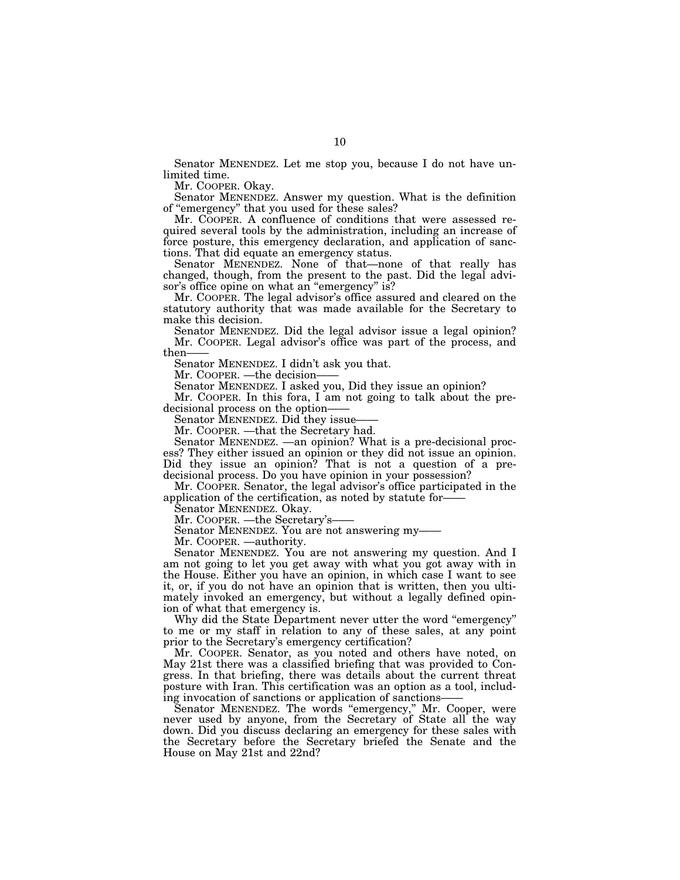Senator MENENDEZ. Let me stop you, because I do not have unlimited time.

Mr. COOPER. Okay.

Senator MENENDEZ. Answer my question. What is the definition of "emergency" that you used for these sales?

Mr. COOPER. A confluence of conditions that were assessed required several tools by the administration, including an increase of force posture, this emergency declaration, and application of sanctions. That did equate an emergency status.

Senator MENENDEZ. None of that—none of that really has changed, though, from the present to the past. Did the legal advisor's office opine on what an "emergency" is?

Mr. COOPER. The legal advisor's office assured and cleared on the statutory authority that was made available for the Secretary to make this decision.

Senator MENENDEZ. Did the legal advisor issue a legal opinion?

Mr. COOPER. Legal advisor's office was part of the process, and then——

Senator MENENDEZ. I didn't ask you that.

Mr. COOPER. —the decision——

Senator MENENDEZ. I asked you, Did they issue an opinion?

Mr. COOPER. In this fora, I am not going to talk about the pre-decisional process on the option——

Senator MENENDEZ. Did they issue——

Mr. COOPER. —that the Secretary had.

Senator MENENDEZ. —an opinion? What is a pre-decisional process? They either issued an opinion or they did not issue an opinion. Did they issue an opinion? That is not a question of a pre-decisional process. Do you have opinion in your possession?

Mr. COOPER. Senator, the legal advisor's office participated in the application of the certification, as noted by statute for——

Senator MENENDEZ. Okay.

Mr. COOPER. —the Secretary's——

Senator MENENDEZ. You are not answering my——

Mr. COOPER. —authority.

Senator MENENDEZ. You are not answering my question. And I am not going to let you get away with what you got away with in the House. Either you have an opinion, in which case I want to see it, or, if you do not have an opinion that is written, then you ultimately invoked an emergency, but without a legally defined opinion of what that emergency is.

Why did the State Department never utter the word "emergency" to me or my staff in relation to any of these sales, at any point prior to the Secretary's emergency certification?

Mr. COOPER. Senator, as you noted and others have noted, on May 21st there was a classified briefing that was provided to Congress. In that briefing, there was details about the current threat posture with Iran. This certification was an option as a tool, including invocation of sanctions or application of sanctions——

Senator MENENDEZ. The words "emergency," Mr. Cooper, were never used by anyone, from the Secretary of State all the way down. Did you discuss declaring an emergency for these sales with the Secretary before the Secretary briefed the Senate and the House on May 21st and 22nd?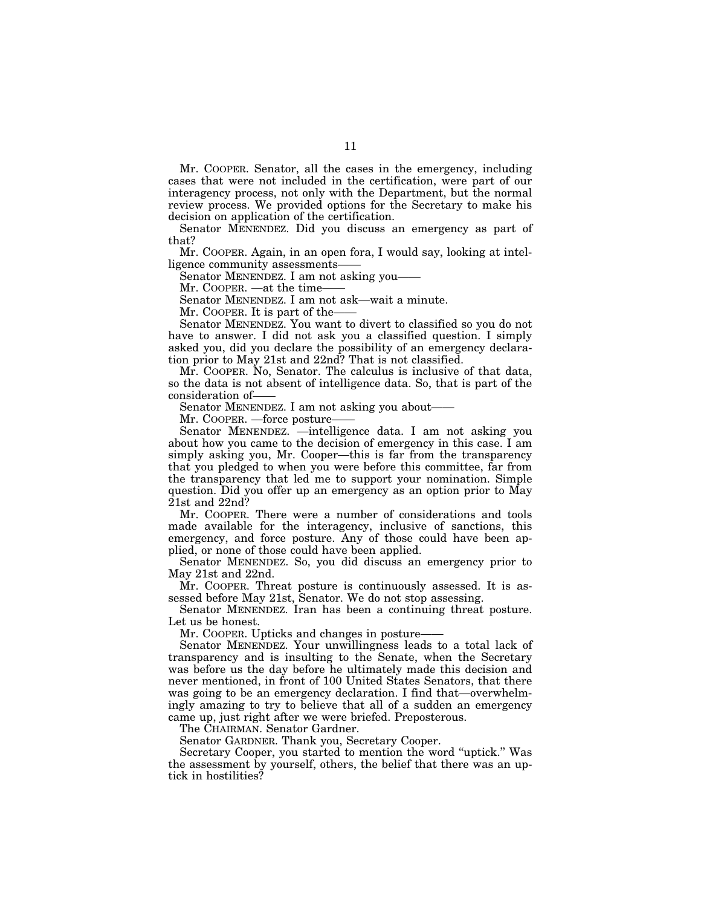Mr. COOPER. Senator, all the cases in the emergency, including cases that were not included in the certification, were part of our interagency process, not only with the Department, but the normal review process. We provided options for the Secretary to make his decision on application of the certification.

Senator MENENDEZ. Did you discuss an emergency as part of that?

Mr. COOPER. Again, in an open fora, I would say, looking at intelligence community assessments——

Senator MENENDEZ. I am not asking you——

Mr. COOPER. —at the time——

Senator MENENDEZ. I am not ask—wait a minute.

Mr. COOPER. It is part of the——

Senator MENENDEZ. You want to divert to classified so you do not have to answer. I did not ask you a classified question. I simply asked you, did you declare the possibility of an emergency declaration prior to May 21st and 22nd? That is not classified.

Mr. COOPER. No, Senator. The calculus is inclusive of that data, so the data is not absent of intelligence data. So, that is part of the consideration of——

Senator MENENDEZ. I am not asking you about——

Mr. COOPER. —force posture——

Senator MENENDEZ. —intelligence data. I am not asking you about how you came to the decision of emergency in this case. I am simply asking you, Mr. Cooper—this is far from the transparency that you pledged to when you were before this committee, far from the transparency that led me to support your nomination. Simple question. Did you offer up an emergency as an option prior to May 21st and 22nd?

Mr. COOPER. There were a number of considerations and tools made available for the interagency, inclusive of sanctions, this emergency, and force posture. Any of those could have been applied, or none of those could have been applied.

Senator MENENDEZ. So, you did discuss an emergency prior to May 21st and 22nd.

Mr. COOPER. Threat posture is continuously assessed. It is assessed before May 21st, Senator. We do not stop assessing.

Senator MENENDEZ. Iran has been a continuing threat posture. Let us be honest.

Mr. COOPER. Upticks and changes in posture——

Senator MENENDEZ. Your unwillingness leads to a total lack of transparency and is insulting to the Senate, when the Secretary was before us the day before he ultimately made this decision and never mentioned, in front of 100 United States Senators, that there was going to be an emergency declaration. I find that—overwhelmingly amazing to try to believe that all of a sudden an emergency came up, just right after we were briefed. Preposterous.

The CHAIRMAN. Senator Gardner.

Senator GARDNER. Thank you, Secretary Cooper.

Secretary Cooper, you started to mention the word "uptick." Was the assessment by yourself, others, the belief that there was an uptick in hostilities?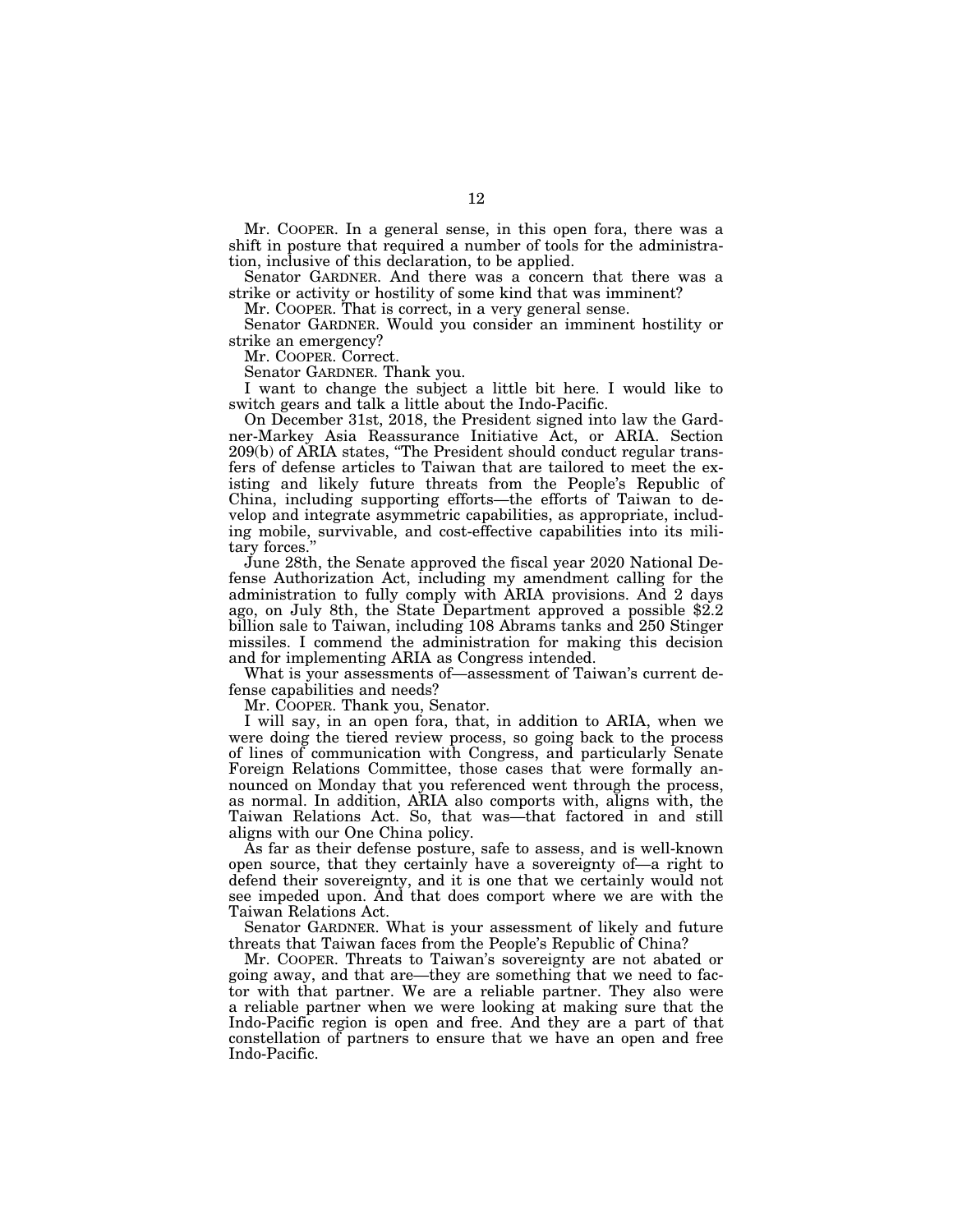Mr. COOPER. In a general sense, in this open fora, there was a shift in posture that required a number of tools for the administration, inclusive of this declaration, to be applied.

Senator GARDNER. And there was a concern that there was a strike or activity or hostility of some kind that was imminent?

Mr. COOPER. That is correct, in a very general sense.

Senator GARDNER. Would you consider an imminent hostility or strike an emergency?

Mr. COOPER. Correct.

Senator GARDNER. Thank you.

I want to change the subject a little bit here. I would like to switch gears and talk a little about the Indo-Pacific.

On December 31st, 2018, the President signed into law the Gardner-Markey Asia Reassurance Initiative Act, or ARIA. Section 209(b) of ARIA states, "The President should conduct regular transfers of defense articles to Taiwan that are tailored to meet the existing and likely future threats from the People's Republic of China, including supporting efforts—the efforts of Taiwan to develop and integrate asymmetric capabilities, as appropriate, including mobile, survivable, and cost-effective capabilities into its military forces."

June 28th, the Senate approved the fiscal year 2020 National Defense Authorization Act, including my amendment calling for the administration to fully comply with ARIA provisions. And 2 days ago, on July 8th, the State Department approved a possible $2.2 billion sale to Taiwan, including 108 Abrams tanks and 250 Stinger missiles. I commend the administration for making this decision and for implementing ARIA as Congress intended.

What is your assessments of—assessment of Taiwan's current defense capabilities and needs?

Mr. COOPER. Thank you, Senator.

I will say, in an open fora, that, in addition to ARIA, when we were doing the tiered review process, so going back to the process of lines of communication with Congress, and particularly Senate Foreign Relations Committee, those cases that were formally announced on Monday that you referenced went through the process, as normal. In addition, ARIA also comports with, aligns with, the Taiwan Relations Act. So, that was—that factored in and still aligns with our One China policy.

As far as their defense posture, safe to assess, and is well-known open source, that they certainly have a sovereignty of—a right to defend their sovereignty, and it is one that we certainly would not see impeded upon. And that does comport where we are with the Taiwan Relations Act.

Senator GARDNER. What is your assessment of likely and future threats that Taiwan faces from the People's Republic of China?

Mr. COOPER. Threats to Taiwan's sovereignty are not abated or going away, and that are—they are something that we need to factor with that partner. We are a reliable partner. They also were a reliable partner when we were looking at making sure that the Indo-Pacific region is open and free. And they are a part of that constellation of partners to ensure that we have an open and free Indo-Pacific.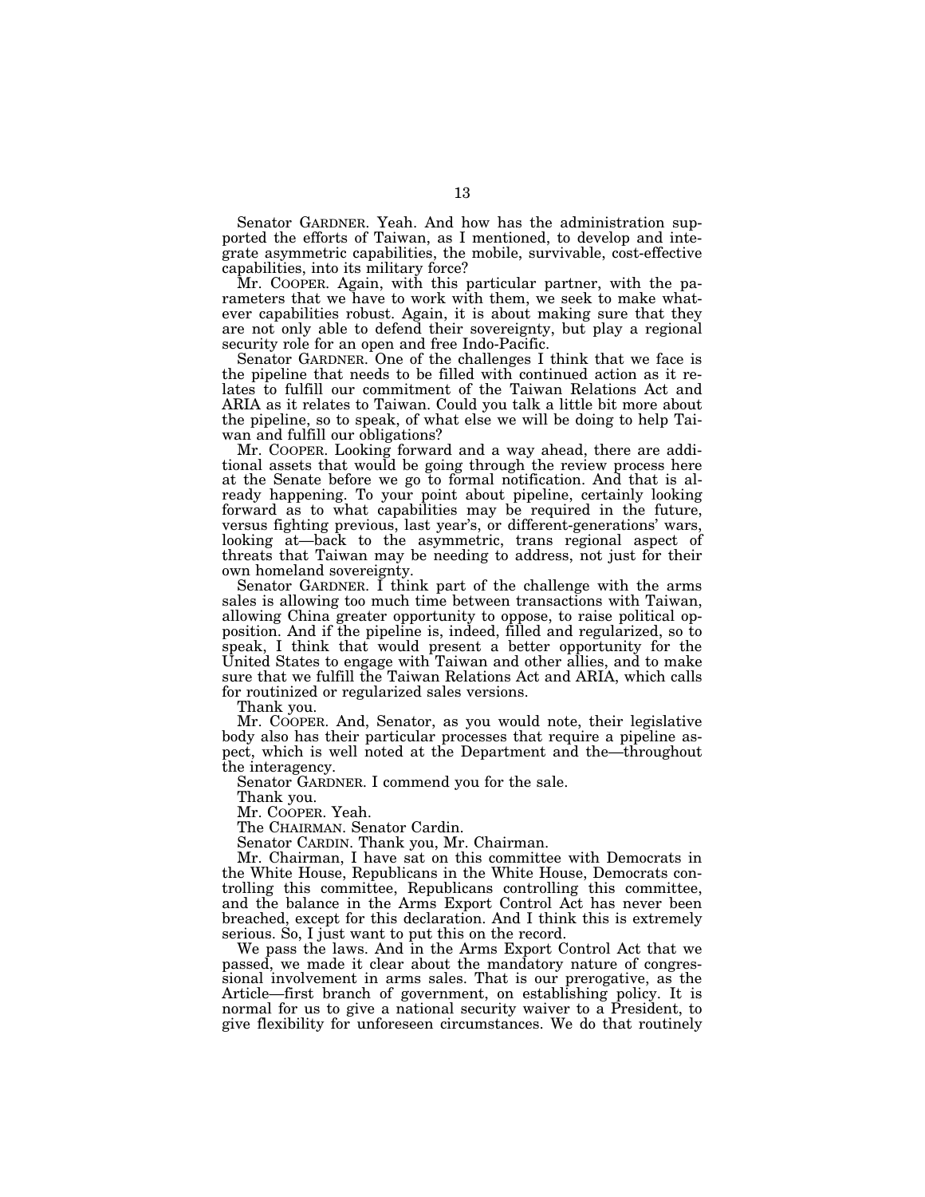Senator GARDNER. Yeah. And how has the administration supported the efforts of Taiwan, as I mentioned, to develop and integrate asymmetric capabilities, the mobile, survivable, cost-effective capabilities, into its military force?

Mr. COOPER. Again, with this particular partner, with the parameters that we have to work with them, we seek to make whatever capabilities robust. Again, it is about making sure that they are not only able to defend their sovereignty, but play a regional security role for an open and free Indo-Pacific.

Senator GARDNER. One of the challenges I think that we face is the pipeline that needs to be filled with continued action as it relates to fulfill our commitment of the Taiwan Relations Act and ARIA as it relates to Taiwan. Could you talk a little bit more about the pipeline, so to speak, of what else we will be doing to help Taiwan and fulfill our obligations?

Mr. COOPER. Looking forward and a way ahead, there are additional assets that would be going through the review process here at the Senate before we go to formal notification. And that is already happening. To your point about pipeline, certainly looking forward as to what capabilities may be required in the future, versus fighting previous, last year's, or different-generations' wars, looking at—back to the asymmetric, trans regional aspect of threats that Taiwan may be needing to address, not just for their own homeland sovereignty.

Senator GARDNER. I think part of the challenge with the arms sales is allowing too much time between transactions with Taiwan, allowing China greater opportunity to oppose, to raise political opposition. And if the pipeline is, indeed, filled and regularized, so to speak, I think that would present a better opportunity for the United States to engage with Taiwan and other allies, and to make sure that we fulfill the Taiwan Relations Act and ARIA, which calls for routinized or regularized sales versions.

Thank you.

Mr. COOPER. And, Senator, as you would note, their legislative body also has their particular processes that require a pipeline aspect, which is well noted at the Department and the—throughout the interagency.

Senator GARDNER. I commend you for the sale.

Thank you.

Mr. COOPER. Yeah.

The CHAIRMAN. Senator Cardin.

Senator CARDIN. Thank you, Mr. Chairman.

Mr. Chairman, I have sat on this committee with Democrats in the White House, Republicans in the White House, Democrats controlling this committee, Republicans controlling this committee, and the balance in the Arms Export Control Act has never been breached, except for this declaration. And I think this is extremely serious. So, I just want to put this on the record.

We pass the laws. And in the Arms Export Control Act that we passed, we made it clear about the mandatory nature of congressional involvement in arms sales. That is our prerogative, as the Article—first branch of government, on establishing policy. It is normal for us to give a national security waiver to a President, to give flexibility for unforeseen circumstances. We do that routinely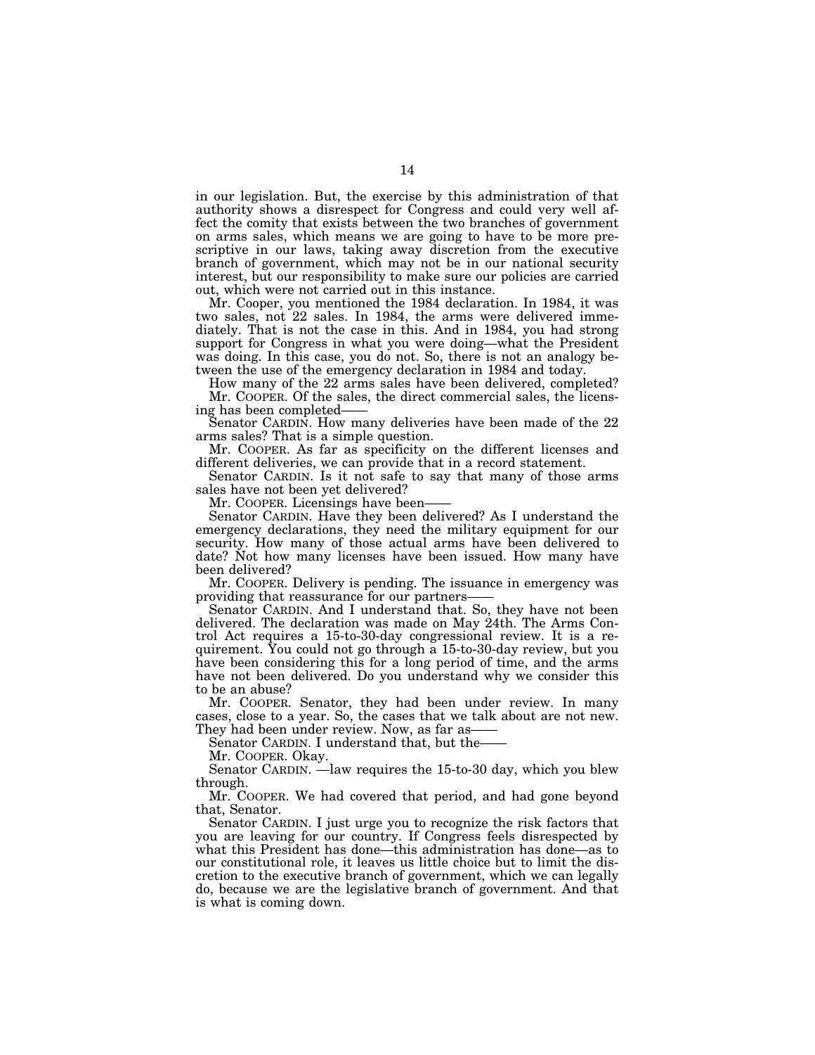in our legislation. But, the exercise by this administration of that authority shows a disrespect for Congress and could very well affect the comity that exists between the two branches of government on arms sales, which means we are going to have to be more prescriptive in our laws, taking away discretion from the executive branch of government, which may not be in our national security interest, but our responsibility to make sure our policies are carried out, which were not carried out in this instance.

Mr. Cooper, you mentioned the 1984 declaration. In 1984, it was two sales, not 22 sales. In 1984, the arms were delivered immediately. That is not the case in this. And in 1984, you had strong support for Congress in what you were doing—what the President was doing. In this case, you do not. So, there is not an analogy between the use of the emergency declaration in 1984 and today.

How many of the 22 arms sales have been delivered, completed?

Mr. COOPER. Of the sales, the direct commercial sales, the licensing has been completed——

Senator CARDIN. How many deliveries have been made of the 22 arms sales? That is a simple question.

Mr. COOPER. As far as specificity on the different licenses and different deliveries, we can provide that in a record statement.

Senator CARDIN. Is it not safe to say that many of those arms sales have not been yet delivered?

Mr. COOPER. Licensings have been——

Senator CARDIN. Have they been delivered? As I understand the emergency declarations, they need the military equipment for our security. How many of those actual arms have been delivered to date? Not how many licenses have been issued. How many have been delivered?

Mr. COOPER. Delivery is pending. The issuance in emergency was providing that reassurance for our partners——

Senator CARDIN. And I understand that. So, they have not been delivered. The declaration was made on May 24th. The Arms Control Act requires a 15-to-30-day congressional review. It is a requirement. You could not go through a 15-to-30-day review, but you have been considering this for a long period of time, and the arms have not been delivered. Do you understand why we consider this to be an abuse?

Mr. COOPER. Senator, they had been under review. In many cases, close to a year. So, the cases that we talk about are not new. They had been under review. Now, as far as——

Senator CARDIN. I understand that, but the——

Mr. COOPER. Okay.

Senator CARDIN. —law requires the 15-to-30 day, which you blew through.

Mr. COOPER. We had covered that period, and had gone beyond that, Senator.

Senator CARDIN. I just urge you to recognize the risk factors that you are leaving for our country. If Congress feels disrespected by what this President has done—this administration has done—as to our constitutional role, it leaves us little choice but to limit the discretion to the executive branch of government, which we can legally do, because we are the legislative branch of government. And that is what is coming down.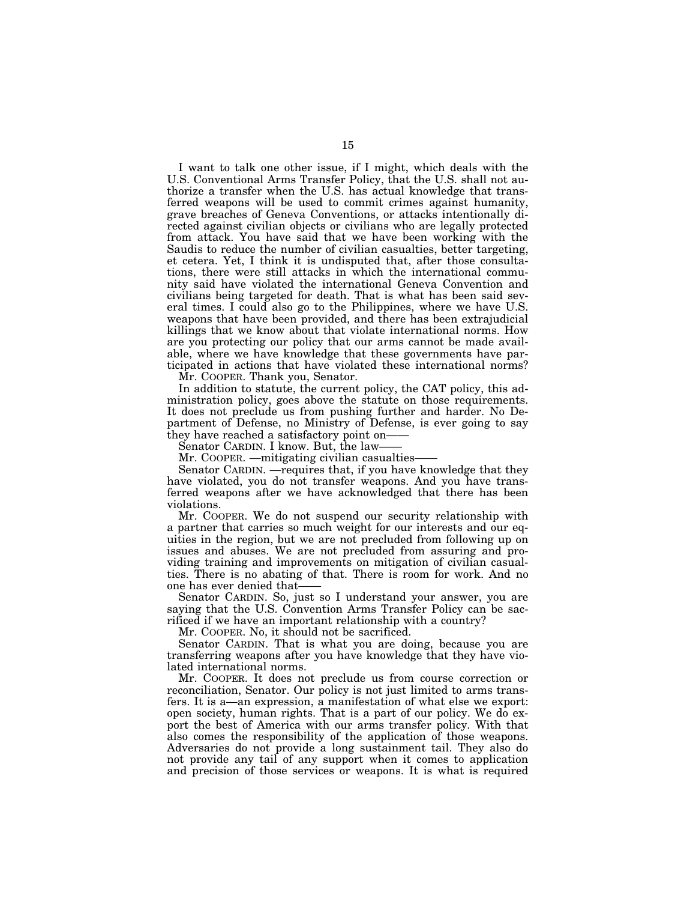I want to talk one other issue, if I might, which deals with the U.S. Conventional Arms Transfer Policy, that the U.S. shall not authorize a transfer when the U.S. has actual knowledge that transferred weapons will be used to commit crimes against humanity, grave breaches of Geneva Conventions, or attacks intentionally directed against civilian objects or civilians who are legally protected from attack. You have said that we have been working with the Saudis to reduce the number of civilian casualties, better targeting, et cetera. Yet, I think it is undisputed that, after those consultations, there were still attacks in which the international community said have violated the international Geneva Convention and civilians being targeted for death. That is what has been said several times. I could also go to the Philippines, where we have U.S. weapons that have been provided, and there has been extrajudicial killings that we know about that violate international norms. How are you protecting our policy that our arms cannot be made available, where we have knowledge that these governments have participated in actions that have violated these international norms?

Mr. COOPER. Thank you, Senator.

In addition to statute, the current policy, the CAT policy, this administration policy, goes above the statute on those requirements. It does not preclude us from pushing further and harder. No Department of Defense, no Ministry of Defense, is ever going to say they have reached a satisfactory point on——

Senator CARDIN. I know. But, the law——

Mr. COOPER. —mitigating civilian casualties——

Senator CARDIN. —requires that, if you have knowledge that they have violated, you do not transfer weapons. And you have transferred weapons after we have acknowledged that there has been violations.

Mr. COOPER. We do not suspend our security relationship with a partner that carries so much weight for our interests and our equities in the region, but we are not precluded from following up on issues and abuses. We are not precluded from assuring and providing training and improvements on mitigation of civilian casualties. There is no abating of that. There is room for work. And no one has ever denied that——

Senator CARDIN. So, just so I understand your answer, you are saying that the U.S. Convention Arms Transfer Policy can be sacrificed if we have an important relationship with a country?

Mr. COOPER. No, it should not be sacrificed.

Senator CARDIN. That is what you are doing, because you are transferring weapons after you have knowledge that they have violated international norms.

Mr. COOPER. It does not preclude us from course correction or reconciliation, Senator. Our policy is not just limited to arms transfers. It is a—an expression, a manifestation of what else we export: open society, human rights. That is a part of our policy. We do export the best of America with our arms transfer policy. With that also comes the responsibility of the application of those weapons. Adversaries do not provide a long sustainment tail. They also do not provide any tail of any support when it comes to application and precision of those services or weapons. It is what is required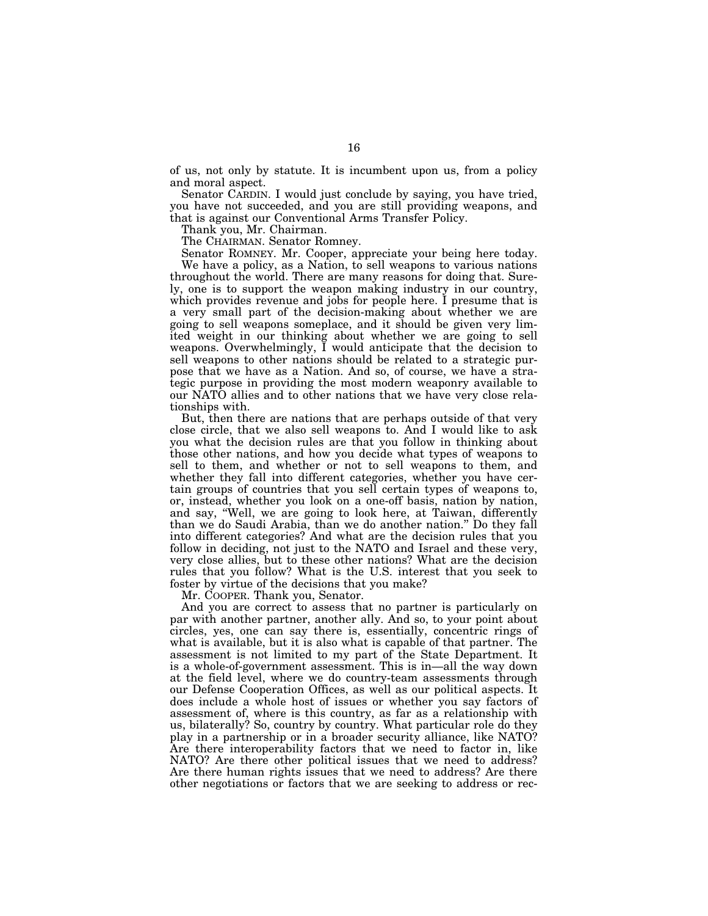of us, not only by statute. It is incumbent upon us, from a policy and moral aspect.

Senator CARDIN. I would just conclude by saying, you have tried, you have not succeeded, and you are still providing weapons, and that is against our Conventional Arms Transfer Policy.

Thank you, Mr. Chairman.

The CHAIRMAN. Senator Romney.

Senator ROMNEY. Mr. Cooper, appreciate your being here today.

We have a policy, as a Nation, to sell weapons to various nations throughout the world. There are many reasons for doing that. Surely, one is to support the weapon making industry in our country, which provides revenue and jobs for people here. I presume that is a very small part of the decision-making about whether we are going to sell weapons someplace, and it should be given very limited weight in our thinking about whether we are going to sell weapons. Overwhelmingly, I would anticipate that the decision to sell weapons to other nations should be related to a strategic purpose that we have as a Nation. And so, of course, we have a strategic purpose in providing the most modern weaponry available to our NATO allies and to other nations that we have very close relationships with.

But, then there are nations that are perhaps outside of that very close circle, that we also sell weapons to. And I would like to ask you what the decision rules are that you follow in thinking about those other nations, and how you decide what types of weapons to sell to them, and whether or not to sell weapons to them, and whether they fall into different categories, whether you have certain groups of countries that you sell certain types of weapons to, or, instead, whether you look on a one-off basis, nation by nation, and say, "Well, we are going to look here, at Taiwan, differently than we do Saudi Arabia, than we do another nation." Do they fall into different categories? And what are the decision rules that you follow in deciding, not just to the NATO and Israel and these very, very close allies, but to these other nations? What are the decision rules that you follow? What is the U.S. interest that you seek to foster by virtue of the decisions that you make?

Mr. COOPER. Thank you, Senator.

And you are correct to assess that no partner is particularly on par with another partner, another ally. And so, to your point about circles, yes, one can say there is, essentially, concentric rings of what is available, but it is also what is capable of that partner. The assessment is not limited to my part of the State Department. It is a whole-of-government assessment. This is in—all the way down at the field level, where we do country-team assessments through our Defense Cooperation Offices, as well as our political aspects. It does include a whole host of issues or whether you say factors of assessment of, where is this country, as far as a relationship with us, bilaterally? So, country by country. What particular role do they play in a partnership or in a broader security alliance, like NATO? Are there interoperability factors that we need to factor in, like NATO? Are there other political issues that we need to address? Are there human rights issues that we need to address? Are there other negotiations or factors that we are seeking to address or rec-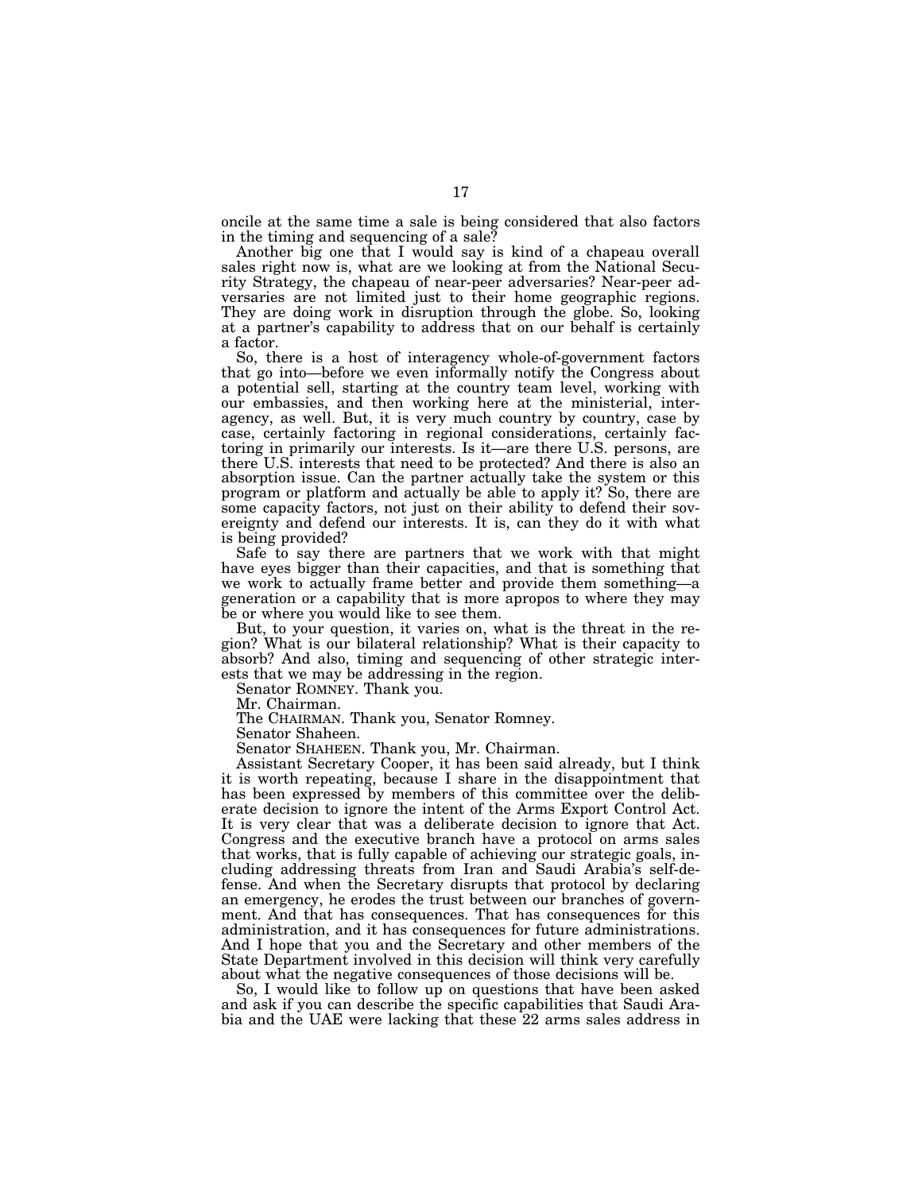oncile at the same time a sale is being considered that also factors in the timing and sequencing of a sale?

Another big one that I would say is kind of a chapeau overall sales right now is, what are we looking at from the National Security Strategy, the chapeau of near-peer adversaries? Near-peer adversaries are not limited just to their home geographic regions. They are doing work in disruption through the globe. So, looking at a partner's capability to address that on our behalf is certainly a factor.

So, there is a host of interagency whole-of-government factors that go into—before we even informally notify the Congress about a potential sell, starting at the country team level, working with our embassies, and then working here at the ministerial, interagency, as well. But, it is very much country by country, case by case, certainly factoring in regional considerations, certainly factoring in primarily our interests. Is it—are there U.S. persons, are there U.S. interests that need to be protected? And there is also an absorption issue. Can the partner actually take the system or this program or platform and actually be able to apply it? So, there are some capacity factors, not just on their ability to defend their sovereignty and defend our interests. It is, can they do it with what is being provided?

Safe to say there are partners that we work with that might have eyes bigger than their capacities, and that is something that we work to actually frame better and provide them something—a generation or a capability that is more apropos to where they may be or where you would like to see them.

But, to your question, it varies on, what is the threat in the region? What is our bilateral relationship? What is their capacity to absorb? And also, timing and sequencing of other strategic interests that we may be addressing in the region.

Senator ROMNEY. Thank you.

Mr. Chairman.

The CHAIRMAN. Thank you, Senator Romney.

Senator Shaheen.

Senator SHAHEEN. Thank you, Mr. Chairman.

Assistant Secretary Cooper, it has been said already, but I think it is worth repeating, because I share in the disappointment that has been expressed by members of this committee over the deliberate decision to ignore the intent of the Arms Export Control Act. It is very clear that was a deliberate decision to ignore that Act. Congress and the executive branch have a protocol on arms sales that works, that is fully capable of achieving our strategic goals, including addressing threats from Iran and Saudi Arabia's self-defense. And when the Secretary disrupts that protocol by declaring an emergency, he erodes the trust between our branches of government. And that has consequences. That has consequences for this administration, and it has consequences for future administrations. And I hope that you and the Secretary and other members of the State Department involved in this decision will think very carefully about what the negative consequences of those decisions will be.

So, I would like to follow up on questions that have been asked and ask if you can describe the specific capabilities that Saudi Arabia and the UAE were lacking that these 22 arms sales address in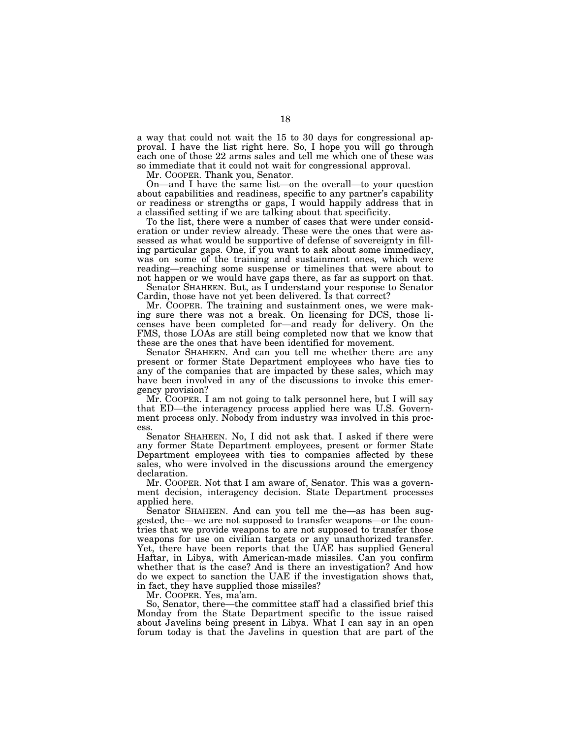a way that could not wait the 15 to 30 days for congressional approval. I have the list right here. So, I hope you will go through each one of those 22 arms sales and tell me which one of these was so immediate that it could not wait for congressional approval.

Mr. COOPER. Thank you, Senator.

On—and I have the same list—on the overall—to your question about capabilities and readiness, specific to any partner's capability or readiness or strengths or gaps, I would happily address that in a classified setting if we are talking about that specificity.

To the list, there were a number of cases that were under consideration or under review already. These were the ones that were assessed as what would be supportive of defense of sovereignty in filling particular gaps. One, if you want to ask about some immediacy, was on some of the training and sustainment ones, which were reading—reaching some suspense or timelines that were about to not happen or we would have gaps there, as far as support on that.

Senator SHAHEEN. But, as I understand your response to Senator Cardin, those have not yet been delivered. Is that correct?

Mr. COOPER. The training and sustainment ones, we were making sure there was not a break. On licensing for DCS, those licenses have been completed for—and ready for delivery. On the FMS, those LOAs are still being completed now that we know that these are the ones that have been identified for movement.

Senator SHAHEEN. And can you tell me whether there are any present or former State Department employees who have ties to any of the companies that are impacted by these sales, which may have been involved in any of the discussions to invoke this emergency provision?

Mr. COOPER. I am not going to talk personnel here, but I will say that ED—the interagency process applied here was U.S. Government process only. Nobody from industry was involved in this process.

Senator SHAHEEN. No, I did not ask that. I asked if there were any former State Department employees, present or former State Department employees with ties to companies affected by these sales, who were involved in the discussions around the emergency declaration.

Mr. COOPER. Not that I am aware of, Senator. This was a government decision, interagency decision. State Department processes applied here.

Senator SHAHEEN. And can you tell me the—as has been suggested, the—we are not supposed to transfer weapons—or the countries that we provide weapons to are not supposed to transfer those weapons for use on civilian targets or any unauthorized transfer. Yet, there have been reports that the UAE has supplied General Haftar, in Libya, with American-made missiles. Can you confirm whether that is the case? And is there an investigation? And how do we expect to sanction the UAE if the investigation shows that, in fact, they have supplied those missiles?

Mr. COOPER. Yes, ma'am.

So, Senator, there—the committee staff had a classified brief this Monday from the State Department specific to the issue raised about Javelins being present in Libya. What I can say in an open forum today is that the Javelins in question that are part of the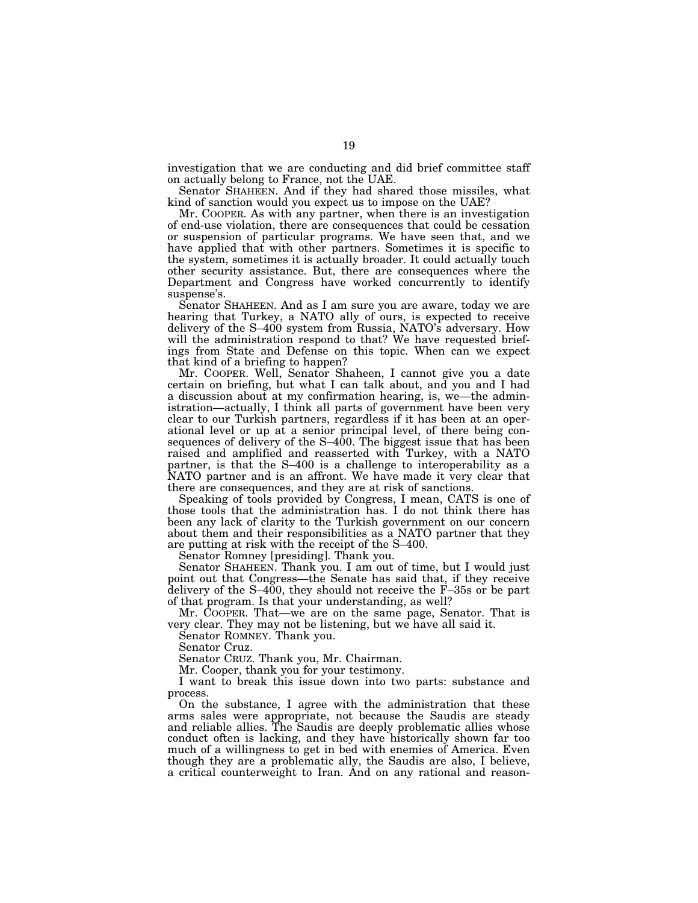investigation that we are conducting and did brief committee staff on actually belong to France, not the UAE.

Senator SHAHEEN. And if they had shared those missiles, what kind of sanction would you expect us to impose on the UAE?

Mr. COOPER. As with any partner, when there is an investigation of end-use violation, there are consequences that could be cessation or suspension of particular programs. We have seen that, and we have applied that with other partners. Sometimes it is specific to the system, sometimes it is actually broader. It could actually touch other security assistance. But, there are consequences where the Department and Congress have worked concurrently to identify suspense's.

Senator SHAHEEN. And as I am sure you are aware, today we are hearing that Turkey, a NATO ally of ours, is expected to receive delivery of the S–400 system from Russia, NATO's adversary. How will the administration respond to that? We have requested briefings from State and Defense on this topic. When can we expect that kind of a briefing to happen?

Mr. COOPER. Well, Senator Shaheen, I cannot give you a date certain on briefing, but what I can talk about, and you and I had a discussion about at my confirmation hearing, is, we—the administration—actually, I think all parts of government have been very clear to our Turkish partners, regardless if it has been at an operational level or up at a senior principal level, of there being consequences of delivery of the S–400. The biggest issue that has been raised and amplified and reasserted with Turkey, with a NATO partner, is that the S–400 is a challenge to interoperability as a NATO partner and is an affront. We have made it very clear that there are consequences, and they are at risk of sanctions.

Speaking of tools provided by Congress, I mean, CATS is one of those tools that the administration has. I do not think there has been any lack of clarity to the Turkish government on our concern about them and their responsibilities as a NATO partner that they are putting at risk with the receipt of the S–400.

Senator Romney [presiding]. Thank you.

Senator SHAHEEN. Thank you. I am out of time, but I would just point out that Congress—the Senate has said that, if they receive delivery of the S–400, they should not receive the F–35s or be part of that program. Is that your understanding, as well?

Mr. COOPER. That—we are on the same page, Senator. That is very clear. They may not be listening, but we have all said it.

Senator ROMNEY. Thank you.

Senator Cruz.

Senator CRUZ. Thank you, Mr. Chairman.

Mr. Cooper, thank you for your testimony.

I want to break this issue down into two parts: substance and process.

On the substance, I agree with the administration that these arms sales were appropriate, not because the Saudis are steady and reliable allies. The Saudis are deeply problematic allies whose conduct often is lacking, and they have historically shown far too much of a willingness to get in bed with enemies of America. Even though they are a problematic ally, the Saudis are also, I believe, a critical counterweight to Iran. And on any rational and reason-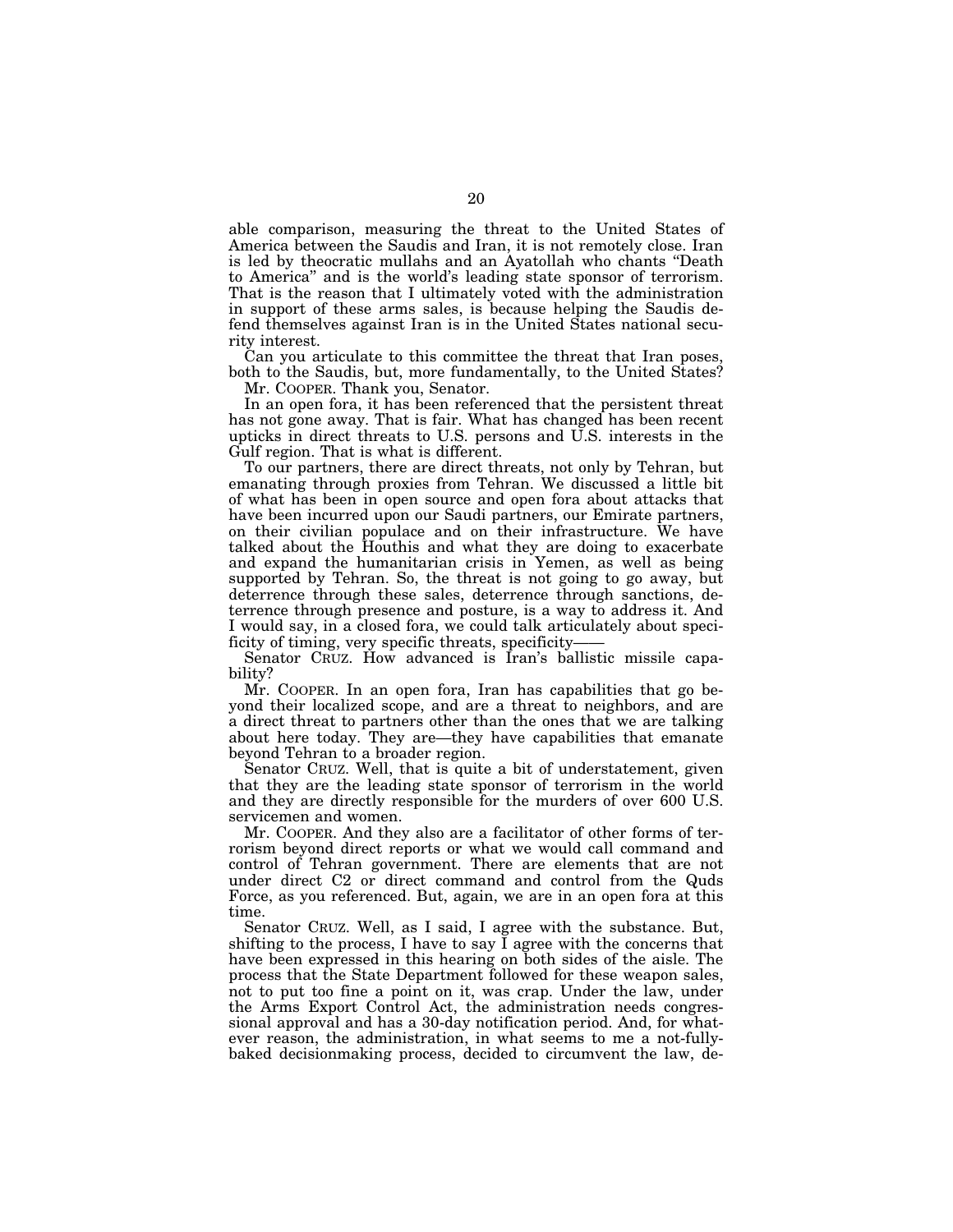able comparison, measuring the threat to the United States of America between the Saudis and Iran, it is not remotely close. Iran is led by theocratic mullahs and an Ayatollah who chants "Death to America" and is the world's leading state sponsor of terrorism. That is the reason that I ultimately voted with the administration in support of these arms sales, is because helping the Saudis defend themselves against Iran is in the United States national security interest.

Can you articulate to this committee the threat that Iran poses, both to the Saudis, but, more fundamentally, to the United States?

Mr. COOPER. Thank you, Senator.

In an open fora, it has been referenced that the persistent threat has not gone away. That is fair. What has changed has been recent upticks in direct threats to U.S. persons and U.S. interests in the Gulf region. That is what is different.

To our partners, there are direct threats, not only by Tehran, but emanating through proxies from Tehran. We discussed a little bit of what has been in open source and open fora about attacks that have been incurred upon our Saudi partners, our Emirate partners, on their civilian populace and on their infrastructure. We have talked about the Houthis and what they are doing to exacerbate and expand the humanitarian crisis in Yemen, as well as being supported by Tehran. So, the threat is not going to go away, but deterrence through these sales, deterrence through sanctions, deterrence through presence and posture, is a way to address it. And I would say, in a closed fora, we could talk articulately about specificity of timing, very specific threats, specificity——

Senator CRUZ. How advanced is Iran's ballistic missile capability?

Mr. COOPER. In an open fora, Iran has capabilities that go beyond their localized scope, and are a threat to neighbors, and are a direct threat to partners other than the ones that we are talking about here today. They are—they have capabilities that emanate beyond Tehran to a broader region.

Senator CRUZ. Well, that is quite a bit of understatement, given that they are the leading state sponsor of terrorism in the world and they are directly responsible for the murders of over 600 U.S. servicemen and women.

Mr. COOPER. And they also are a facilitator of other forms of terrorism beyond direct reports or what we would call command and control of Tehran government. There are elements that are not under direct C2 or direct command and control from the Quds Force, as you referenced. But, again, we are in an open fora at this time.

Senator CRUZ. Well, as I said, I agree with the substance. But, shifting to the process, I have to say I agree with the concerns that have been expressed in this hearing on both sides of the aisle. The process that the State Department followed for these weapon sales, not to put too fine a point on it, was crap. Under the law, under the Arms Export Control Act, the administration needs congressional approval and has a 30-day notification period. And, for whatever reason, the administration, in what seems to me a not-fully-baked decisionmaking process, decided to circumvent the law, de-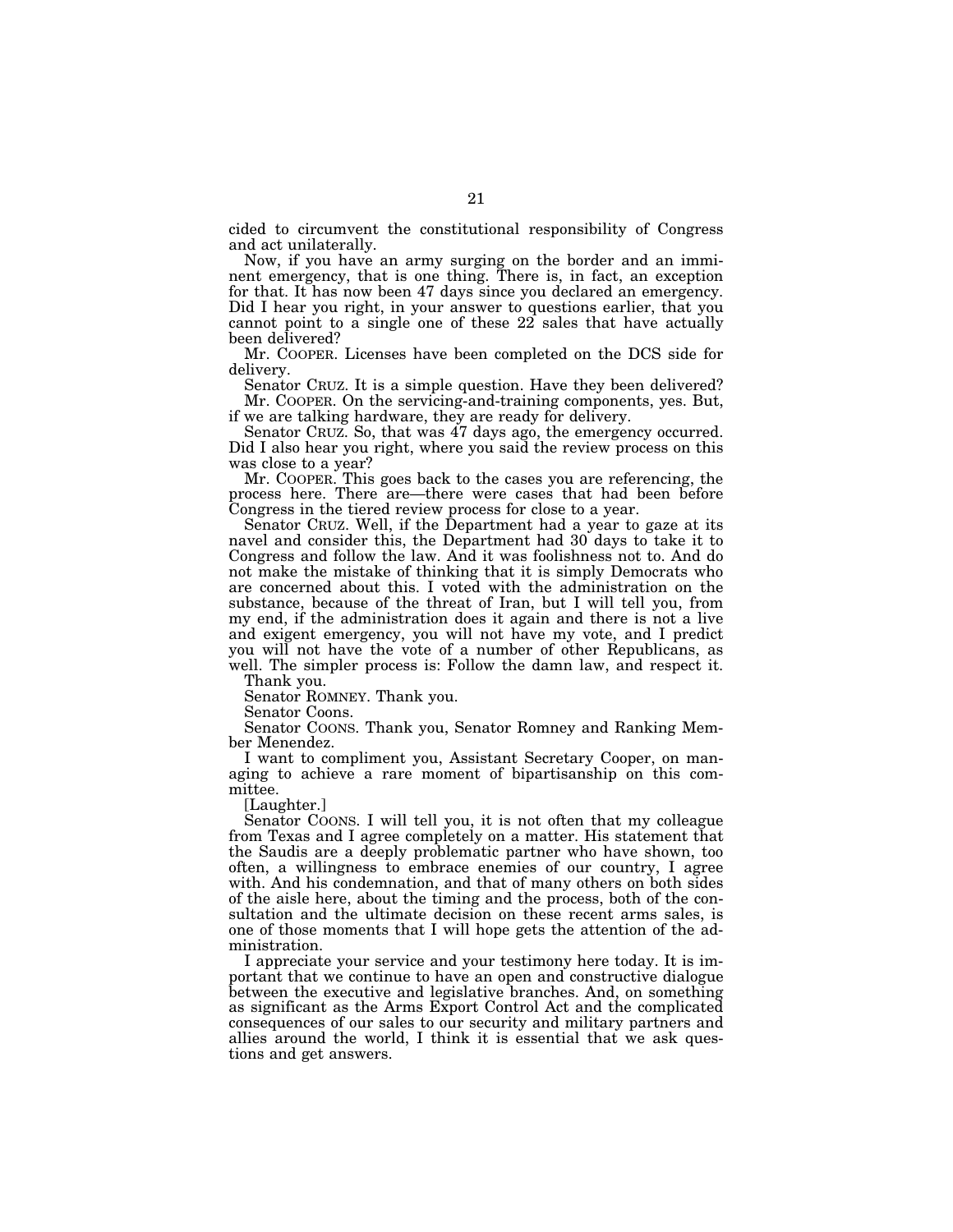cided to circumvent the constitutional responsibility of Congress and act unilaterally.

Now, if you have an army surging on the border and an imminent emergency, that is one thing. There is, in fact, an exception for that. It has now been 47 days since you declared an emergency. Did I hear you right, in your answer to questions earlier, that you cannot point to a single one of these 22 sales that have actually been delivered?

Mr. COOPER. Licenses have been completed on the DCS side for delivery.

Senator CRUZ. It is a simple question. Have they been delivered?

Mr. COOPER. On the servicing-and-training components, yes. But, if we are talking hardware, they are ready for delivery.

Senator CRUZ. So, that was 47 days ago, the emergency occurred. Did I also hear you right, where you said the review process on this was close to a year?

Mr. COOPER. This goes back to the cases you are referencing, the process here. There are—there were cases that had been before Congress in the tiered review process for close to a year.

Senator CRUZ. Well, if the Department had a year to gaze at its navel and consider this, the Department had 30 days to take it to Congress and follow the law. And it was foolishness not to. And do not make the mistake of thinking that it is simply Democrats who are concerned about this. I voted with the administration on the substance, because of the threat of Iran, but I will tell you, from my end, if the administration does it again and there is not a live and exigent emergency, you will not have my vote, and I predict you will not have the vote of a number of other Republicans, as well. The simpler process is: Follow the damn law, and respect it.

Thank you.

Senator ROMNEY. Thank you.

Senator Coons.

Senator COONS. Thank you, Senator Romney and Ranking Member Menendez.

I want to compliment you, Assistant Secretary Cooper, on managing to achieve a rare moment of bipartisanship on this committee.

[Laughter.]

Senator COONS. I will tell you, it is not often that my colleague from Texas and I agree completely on a matter. His statement that the Saudis are a deeply problematic partner who have shown, too often, a willingness to embrace enemies of our country, I agree with. And his condemnation, and that of many others on both sides of the aisle here, about the timing and the process, both of the consultation and the ultimate decision on these recent arms sales, is one of those moments that I will hope gets the attention of the administration.

I appreciate your service and your testimony here today. It is important that we continue to have an open and constructive dialogue between the executive and legislative branches. And, on something as significant as the Arms Export Control Act and the complicated consequences of our sales to our security and military partners and allies around the world, I think it is essential that we ask questions and get answers.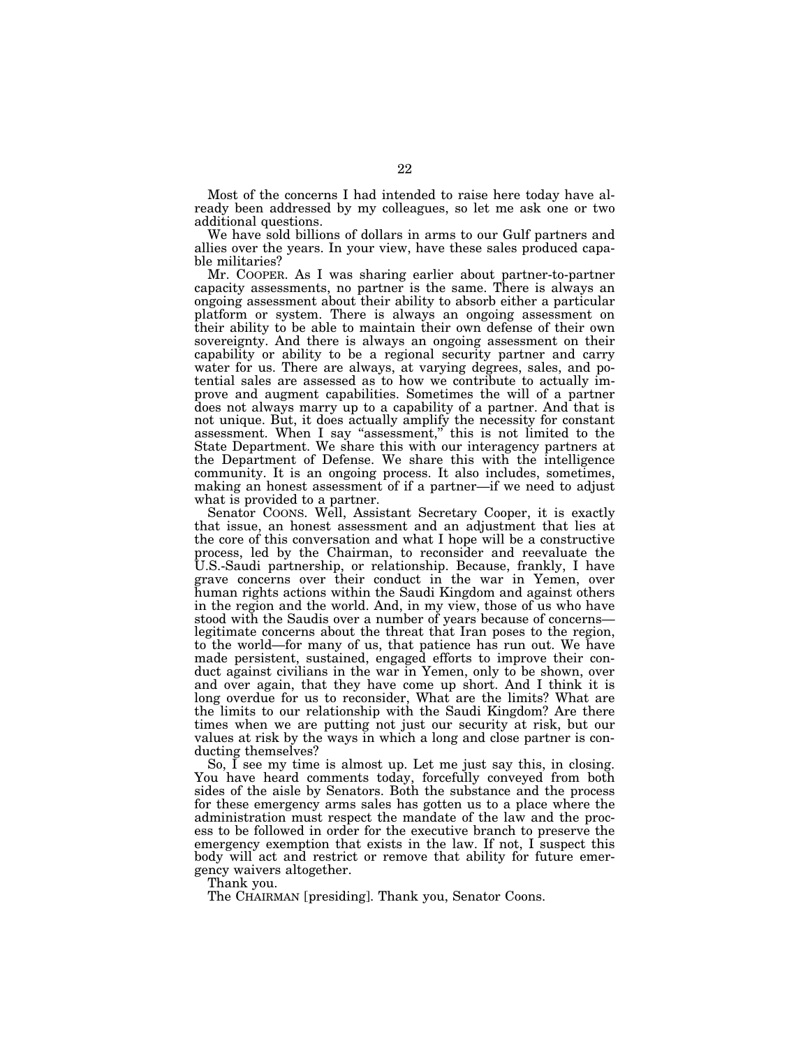Most of the concerns I had intended to raise here today have already been addressed by my colleagues, so let me ask one or two additional questions.

We have sold billions of dollars in arms to our Gulf partners and allies over the years. In your view, have these sales produced capable militaries?

Mr. COOPER. As I was sharing earlier about partner-to-partner capacity assessments, no partner is the same. There is always an ongoing assessment about their ability to absorb either a particular platform or system. There is always an ongoing assessment on their ability to be able to maintain their own defense of their own sovereignty. And there is always an ongoing assessment on their capability or ability to be a regional security partner and carry water for us. There are always, at varying degrees, sales, and potential sales are assessed as to how we contribute to actually improve and augment capabilities. Sometimes the will of a partner does not always marry up to a capability of a partner. And that is not unique. But, it does actually amplify the necessity for constant assessment. When I say "assessment," this is not limited to the State Department. We share this with our interagency partners at the Department of Defense. We share this with the intelligence community. It is an ongoing process. It also includes, sometimes, making an honest assessment of if a partner—if we need to adjust what is provided to a partner.

Senator COONS. Well, Assistant Secretary Cooper, it is exactly that issue, an honest assessment and an adjustment that lies at the core of this conversation and what I hope will be a constructive process, led by the Chairman, to reconsider and reevaluate the U.S.-Saudi partnership, or relationship. Because, frankly, I have grave concerns over their conduct in the war in Yemen, over human rights actions within the Saudi Kingdom and against others in the region and the world. And, in my view, those of us who have stood with the Saudis over a number of years because of concerns—legitimate concerns about the threat that Iran poses to the region, to the world—for many of us, that patience has run out. We have made persistent, sustained, engaged efforts to improve their conduct against civilians in the war in Yemen, only to be shown, over and over again, that they have come up short. And I think it is long overdue for us to reconsider, What are the limits? What are the limits to our relationship with the Saudi Kingdom? Are there times when we are putting not just our security at risk, but our values at risk by the ways in which a long and close partner is conducting themselves?

So, I see my time is almost up. Let me just say this, in closing. You have heard comments today, forcefully conveyed from both sides of the aisle by Senators. Both the substance and the process for these emergency arms sales has gotten us to a place where the administration must respect the mandate of the law and the process to be followed in order for the executive branch to preserve the emergency exemption that exists in the law. If not, I suspect this body will act and restrict or remove that ability for future emergency waivers altogether.

Thank you.

The CHAIRMAN [presiding]. Thank you, Senator Coons.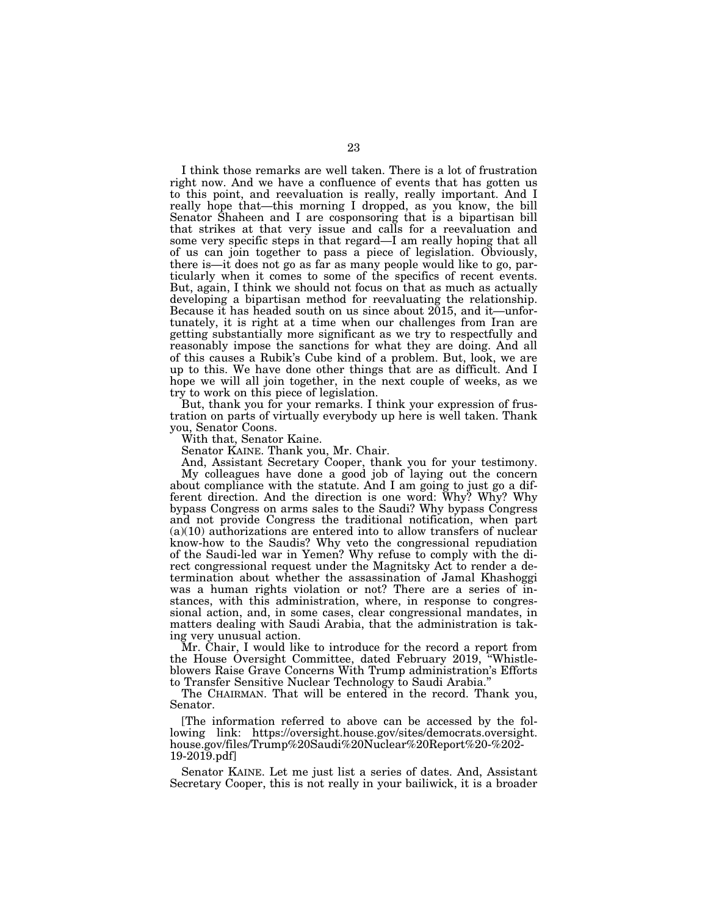I think those remarks are well taken. There is a lot of frustration right now. And we have a confluence of events that has gotten us to this point, and reevaluation is really, really important. And I really hope that—this morning I dropped, as you know, the bill Senator Shaheen and I are cosponsoring that is a bipartisan bill that strikes at that very issue and calls for a reevaluation and some very specific steps in that regard—I am really hoping that all of us can join together to pass a piece of legislation. Obviously, there is—it does not go as far as many people would like to go, particularly when it comes to some of the specifics of recent events. But, again, I think we should not focus on that as much as actually developing a bipartisan method for reevaluating the relationship. Because it has headed south on us since about 2015, and it—unfortunately, it is right at a time when our challenges from Iran are getting substantially more significant as we try to respectfully and reasonably impose the sanctions for what they are doing. And all of this causes a Rubik's Cube kind of a problem. But, look, we are up to this. We have done other things that are as difficult. And I hope we will all join together, in the next couple of weeks, as we try to work on this piece of legislation.

But, thank you for your remarks. I think your expression of frustration on parts of virtually everybody up here is well taken. Thank you, Senator Coons.

With that, Senator Kaine.

Senator KAINE. Thank you, Mr. Chair.

And, Assistant Secretary Cooper, thank you for your testimony.

My colleagues have done a good job of laying out the concern about compliance with the statute. And I am going to just go a different direction. And the direction is one word: Why? Why? Why bypass Congress on arms sales to the Saudi? Why bypass Congress and not provide Congress the traditional notification, when part (a)(10) authorizations are entered into to allow transfers of nuclear know-how to the Saudis? Why veto the congressional repudiation of the Saudi-led war in Yemen? Why refuse to comply with the direct congressional request under the Magnitsky Act to render a determination about whether the assassination of Jamal Khashoggi was a human rights violation or not? There are a series of instances, with this administration, where, in response to congressional action, and, in some cases, clear congressional mandates, in matters dealing with Saudi Arabia, that the administration is taking very unusual action.

Mr. Chair, I would like to introduce for the record a report from the House Oversight Committee, dated February 2019, "Whistleblowers Raise Grave Concerns With Trump administration's Efforts to Transfer Sensitive Nuclear Technology to Saudi Arabia."

The CHAIRMAN. That will be entered in the record. Thank you, Senator.

[The information referred to above can be accessed by the following link: https://oversight.house.gov/sites/democrats.oversight.house.gov/files/Trump%20Saudi%20Nuclear%20Report%20-%202-19-2019.pdf]

Senator KAINE. Let me just list a series of dates. And, Assistant Secretary Cooper, this is not really in your bailiwick, it is a broader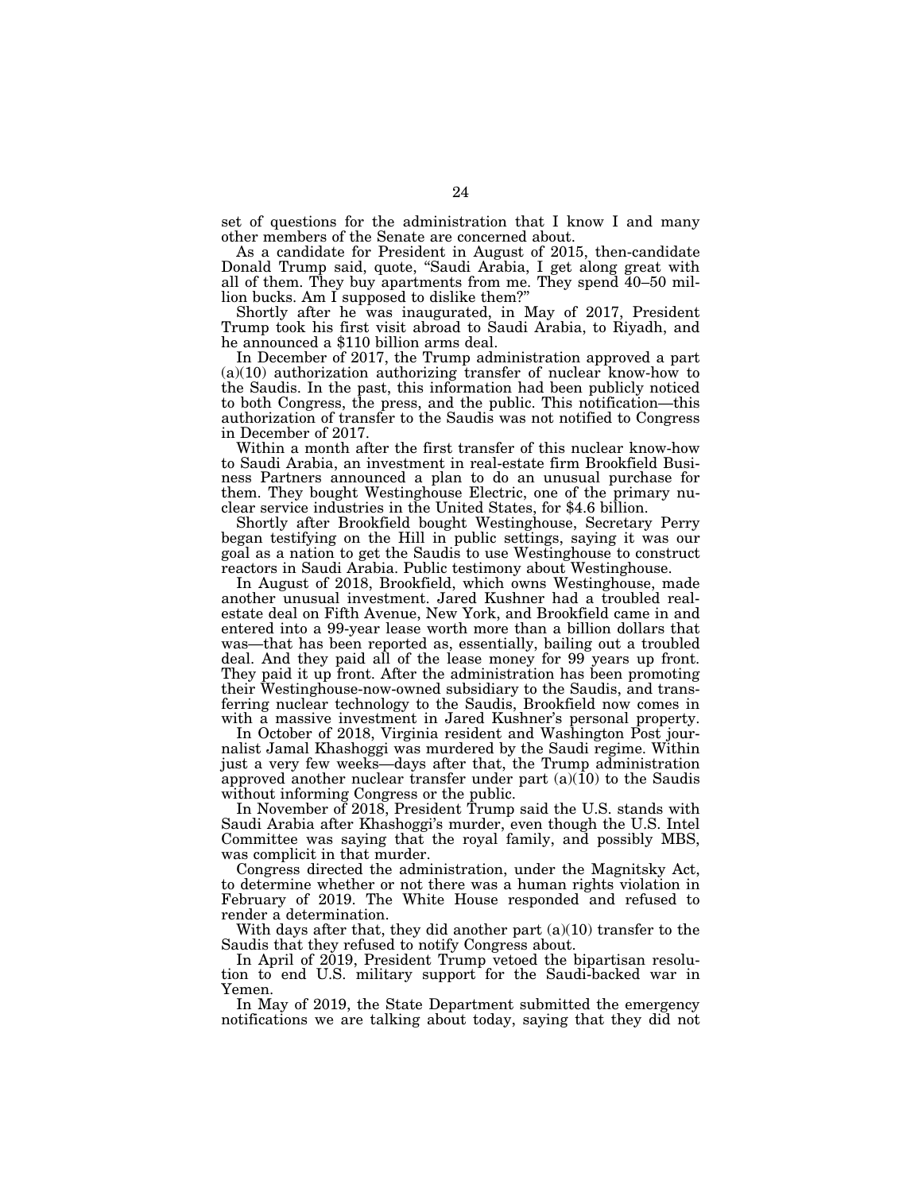set of questions for the administration that I know I and many other members of the Senate are concerned about.

As a candidate for President in August of 2015, then-candidate Donald Trump said, quote, "Saudi Arabia, I get along great with all of them. They buy apartments from me. They spend 40–50 million bucks. Am I supposed to dislike them?"

Shortly after he was inaugurated, in May of 2017, President Trump took his first visit abroad to Saudi Arabia, to Riyadh, and he announced a $110 billion arms deal.

In December of 2017, the Trump administration approved a part (a)(10) authorization authorizing transfer of nuclear know-how to the Saudis. In the past, this information had been publicly noticed to both Congress, the press, and the public. This notification—this authorization of transfer to the Saudis was not notified to Congress in December of 2017.

Within a month after the first transfer of this nuclear know-how to Saudi Arabia, an investment in real-estate firm Brookfield Business Partners announced a plan to do an unusual purchase for them. They bought Westinghouse Electric, one of the primary nuclear service industries in the United States, for $4.6 billion.

Shortly after Brookfield bought Westinghouse, Secretary Perry began testifying on the Hill in public settings, saying it was our goal as a nation to get the Saudis to use Westinghouse to construct reactors in Saudi Arabia. Public testimony about Westinghouse.

In August of 2018, Brookfield, which owns Westinghouse, made another unusual investment. Jared Kushner had a troubled real-estate deal on Fifth Avenue, New York, and Brookfield came in and entered into a 99-year lease worth more than a billion dollars that was—that has been reported as, essentially, bailing out a troubled deal. And they paid all of the lease money for 99 years up front. They paid it up front. After the administration has been promoting their Westinghouse-now-owned subsidiary to the Saudis, and transferring nuclear technology to the Saudis, Brookfield now comes in with a massive investment in Jared Kushner's personal property.

In October of 2018, Virginia resident and Washington Post journalist Jamal Khashoggi was murdered by the Saudi regime. Within just a very few weeks—days after that, the Trump administration approved another nuclear transfer under part (a)(10) to the Saudis without informing Congress or the public.

In November of 2018, President Trump said the U.S. stands with Saudi Arabia after Khashoggi's murder, even though the U.S. Intel Committee was saying that the royal family, and possibly MBS, was complicit in that murder.

Congress directed the administration, under the Magnitsky Act, to determine whether or not there was a human rights violation in February of 2019. The White House responded and refused to render a determination.

With days after that, they did another part (a)(10) transfer to the Saudis that they refused to notify Congress about.

In April of 2019, President Trump vetoed the bipartisan resolution to end U.S. military support for the Saudi-backed war in Yemen.

In May of 2019, the State Department submitted the emergency notifications we are talking about today, saying that they did not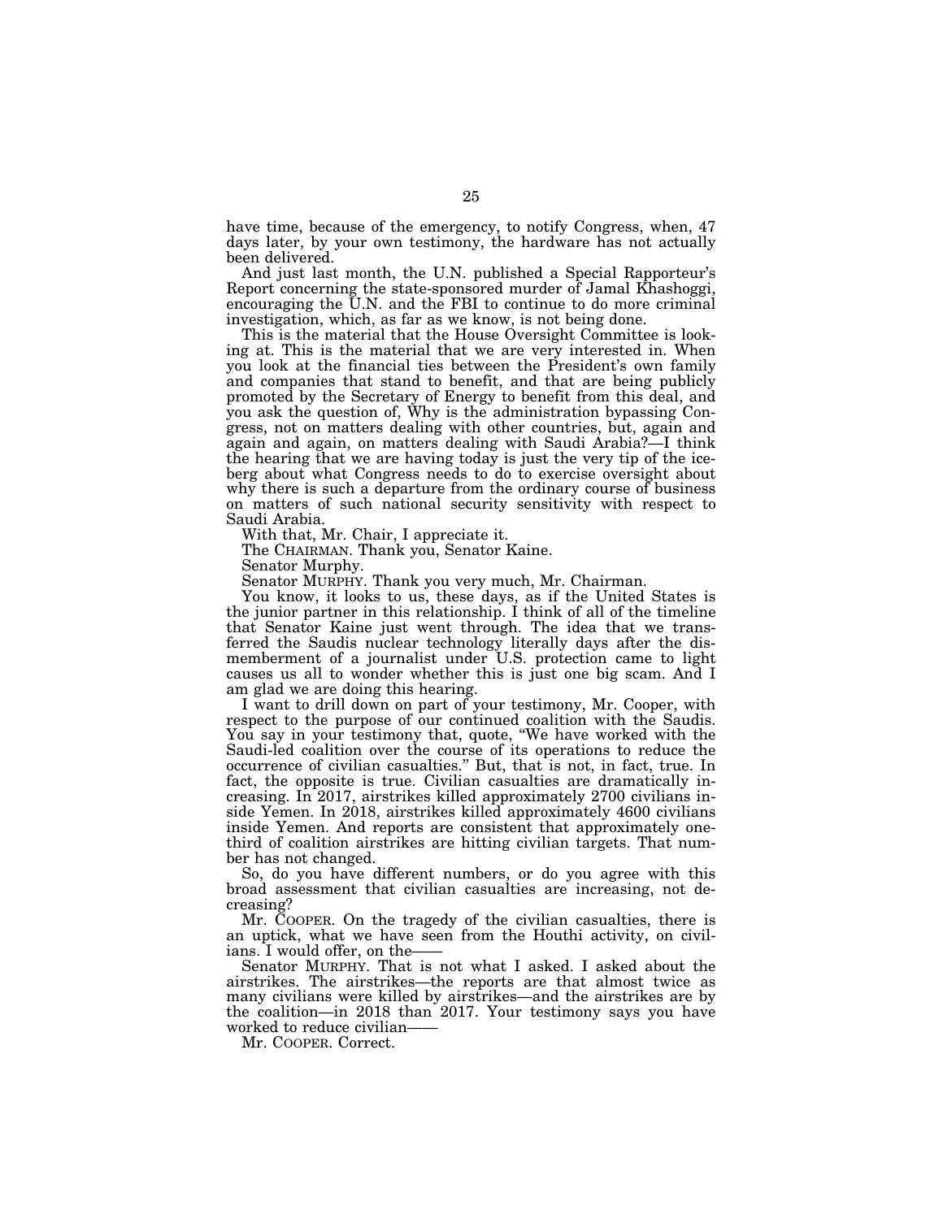have time, because of the emergency, to notify Congress, when, 47 days later, by your own testimony, the hardware has not actually been delivered.

And just last month, the U.N. published a Special Rapporteur's Report concerning the state-sponsored murder of Jamal Khashoggi, encouraging the U.N. and the FBI to continue to do more criminal investigation, which, as far as we know, is not being done.

This is the material that the House Oversight Committee is looking at. This is the material that we are very interested in. When you look at the financial ties between the President's own family and companies that stand to benefit, and that are being publicly promoted by the Secretary of Energy to benefit from this deal, and you ask the question of, Why is the administration bypassing Congress, not on matters dealing with other countries, but, again and again and again, on matters dealing with Saudi Arabia?—I think the hearing that we are having today is just the very tip of the iceberg about what Congress needs to do to exercise oversight about why there is such a departure from the ordinary course of business on matters of such national security sensitivity with respect to Saudi Arabia.

With that, Mr. Chair, I appreciate it.

The CHAIRMAN. Thank you, Senator Kaine.

Senator Murphy.

Senator MURPHY. Thank you very much, Mr. Chairman.

You know, it looks to us, these days, as if the United States is the junior partner in this relationship. I think of all of the timeline that Senator Kaine just went through. The idea that we transferred the Saudis nuclear technology literally days after the dismemberment of a journalist under U.S. protection came to light causes us all to wonder whether this is just one big scam. And I am glad we are doing this hearing.

I want to drill down on part of your testimony, Mr. Cooper, with respect to the purpose of our continued coalition with the Saudis. You say in your testimony that, quote, "We have worked with the Saudi-led coalition over the course of its operations to reduce the occurrence of civilian casualties." But, that is not, in fact, true. In fact, the opposite is true. Civilian casualties are dramatically increasing. In 2017, airstrikes killed approximately 2700 civilians inside Yemen. In 2018, airstrikes killed approximately 4600 civilians inside Yemen. And reports are consistent that approximately one-third of coalition airstrikes are hitting civilian targets. That number has not changed.

So, do you have different numbers, or do you agree with this broad assessment that civilian casualties are increasing, not decreasing?

Mr. COOPER. On the tragedy of the civilian casualties, there is an uptick, what we have seen from the Houthi activity, on civilians. I would offer, on the——

Senator MURPHY. That is not what I asked. I asked about the airstrikes. The airstrikes—the reports are that almost twice as many civilians were killed by airstrikes—and the airstrikes are by the coalition—in 2018 than 2017. Your testimony says you have worked to reduce civilian——

Mr. COOPER. Correct.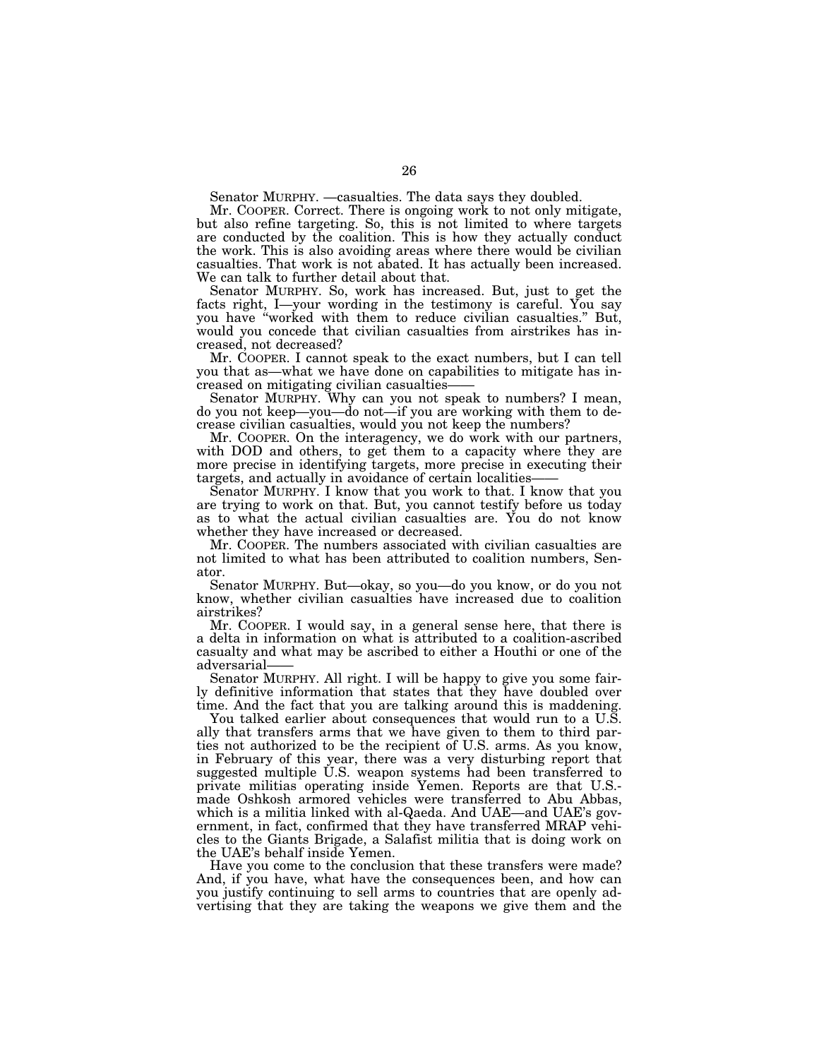Senator MURPHY. —casualties. The data says they doubled.

Mr. COOPER. Correct. There is ongoing work to not only mitigate, but also refine targeting. So, this is not limited to where targets are conducted by the coalition. This is how they actually conduct the work. This is also avoiding areas where there would be civilian casualties. That work is not abated. It has actually been increased. We can talk to further detail about that.

Senator MURPHY. So, work has increased. But, just to get the facts right, I—your wording in the testimony is careful. You say you have "worked with them to reduce civilian casualties." But, would you concede that civilian casualties from airstrikes has increased, not decreased?

Mr. COOPER. I cannot speak to the exact numbers, but I can tell you that as—what we have done on capabilities to mitigate has increased on mitigating civilian casualties——

Senator MURPHY. Why can you not speak to numbers? I mean, do you not keep—you—do not—if you are working with them to decrease civilian casualties, would you not keep the numbers?

Mr. COOPER. On the interagency, we do work with our partners, with DOD and others, to get them to a capacity where they are more precise in identifying targets, more precise in executing their targets, and actually in avoidance of certain localities——

Senator MURPHY. I know that you work to that. I know that you are trying to work on that. But, you cannot testify before us today as to what the actual civilian casualties are. You do not know whether they have increased or decreased.

Mr. COOPER. The numbers associated with civilian casualties are not limited to what has been attributed to coalition numbers, Senator.

Senator MURPHY. But—okay, so you—do you know, or do you not know, whether civilian casualties have increased due to coalition airstrikes?

Mr. COOPER. I would say, in a general sense here, that there is a delta in information on what is attributed to a coalition-ascribed casualty and what may be ascribed to either a Houthi or one of the adversarial——

Senator MURPHY. All right. I will be happy to give you some fairly definitive information that states that they have doubled over time. And the fact that you are talking around this is maddening.

You talked earlier about consequences that would run to a U.S. ally that transfers arms that we have given to them to third parties not authorized to be the recipient of U.S. arms. As you know, in February of this year, there was a very disturbing report that suggested multiple U.S. weapon systems had been transferred to private militias operating inside Yemen. Reports are that U.S.-made Oshkosh armored vehicles were transferred to Abu Abbas, which is a militia linked with al-Qaeda. And UAE—and UAE's government, in fact, confirmed that they have transferred MRAP vehicles to the Giants Brigade, a Salafist militia that is doing work on the UAE's behalf inside Yemen.

Have you come to the conclusion that these transfers were made? And, if you have, what have the consequences been, and how can you justify continuing to sell arms to countries that are openly advertising that they are taking the weapons we give them and the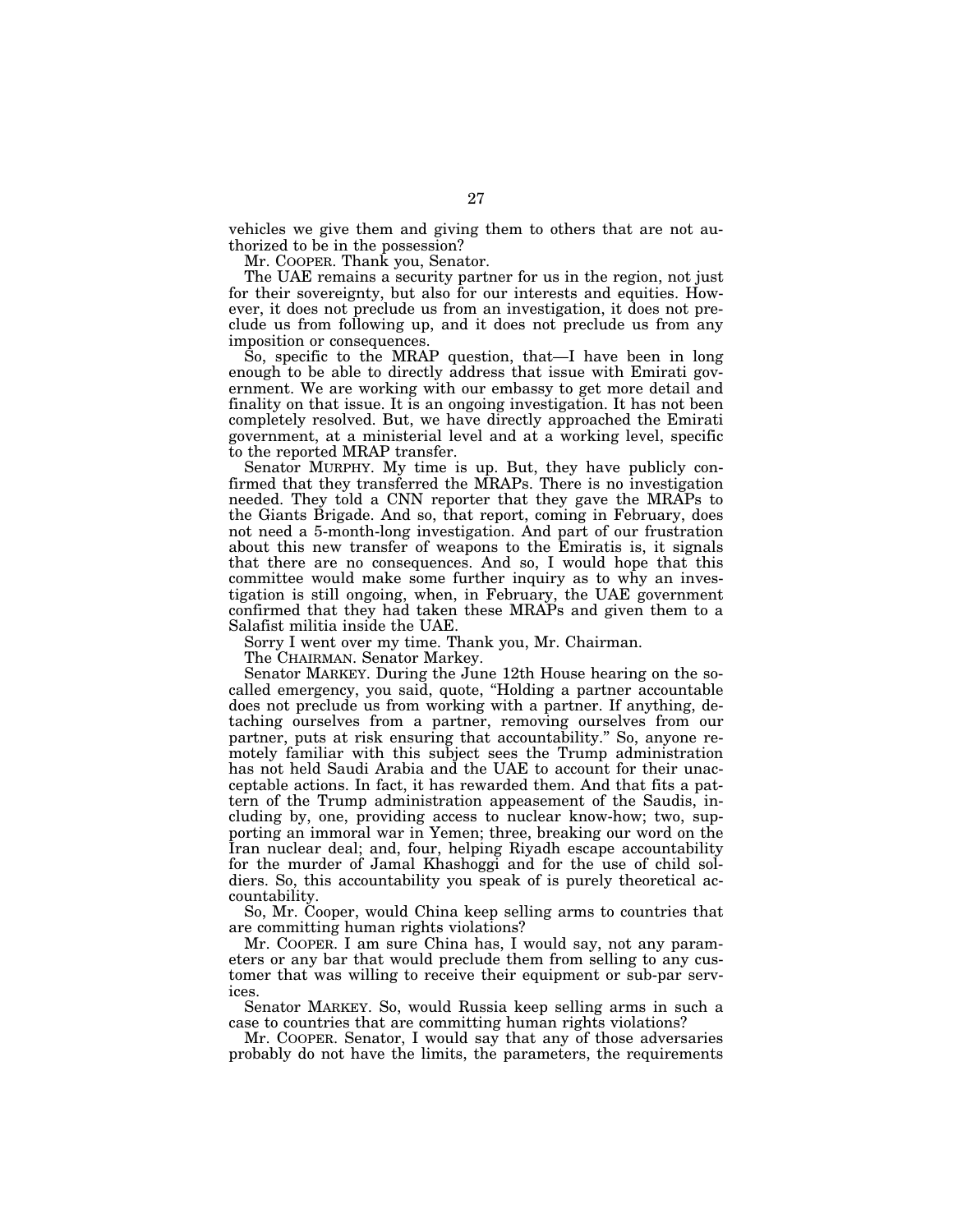vehicles we give them and giving them to others that are not authorized to be in the possession?

Mr. COOPER. Thank you, Senator.

The UAE remains a security partner for us in the region, not just for their sovereignty, but also for our interests and equities. However, it does not preclude us from an investigation, it does not preclude us from following up, and it does not preclude us from any imposition or consequences.

So, specific to the MRAP question, that—I have been in long enough to be able to directly address that issue with Emirati government. We are working with our embassy to get more detail and finality on that issue. It is an ongoing investigation. It has not been completely resolved. But, we have directly approached the Emirati government, at a ministerial level and at a working level, specific to the reported MRAP transfer.

Senator MURPHY. My time is up. But, they have publicly confirmed that they transferred the MRAPs. There is no investigation needed. They told a CNN reporter that they gave the MRAPs to the Giants Brigade. And so, that report, coming in February, does not need a 5-month-long investigation. And part of our frustration about this new transfer of weapons to the Emiratis is, it signals that there are no consequences. And so, I would hope that this committee would make some further inquiry as to why an investigation is still ongoing, when, in February, the UAE government confirmed that they had taken these MRAPs and given them to a Salafist militia inside the UAE.

Sorry I went over my time. Thank you, Mr. Chairman.

The CHAIRMAN. Senator Markey.

Senator MARKEY. During the June 12th House hearing on the so-called emergency, you said, quote, "Holding a partner accountable does not preclude us from working with a partner. If anything, detaching ourselves from a partner, removing ourselves from our partner, puts at risk ensuring that accountability." So, anyone remotely familiar with this subject sees the Trump administration has not held Saudi Arabia and the UAE to account for their unacceptable actions. In fact, it has rewarded them. And that fits a pattern of the Trump administration appeasement of the Saudis, including by, one, providing access to nuclear know-how; two, supporting an immoral war in Yemen; three, breaking our word on the Iran nuclear deal; and, four, helping Riyadh escape accountability for the murder of Jamal Khashoggi and for the use of child soldiers. So, this accountability you speak of is purely theoretical accountability.

So, Mr. Cooper, would China keep selling arms to countries that are committing human rights violations?

Mr. COOPER. I am sure China has, I would say, not any parameters or any bar that would preclude them from selling to any customer that was willing to receive their equipment or sub-par services.

Senator MARKEY. So, would Russia keep selling arms in such a case to countries that are committing human rights violations?

Mr. COOPER. Senator, I would say that any of those adversaries probably do not have the limits, the parameters, the requirements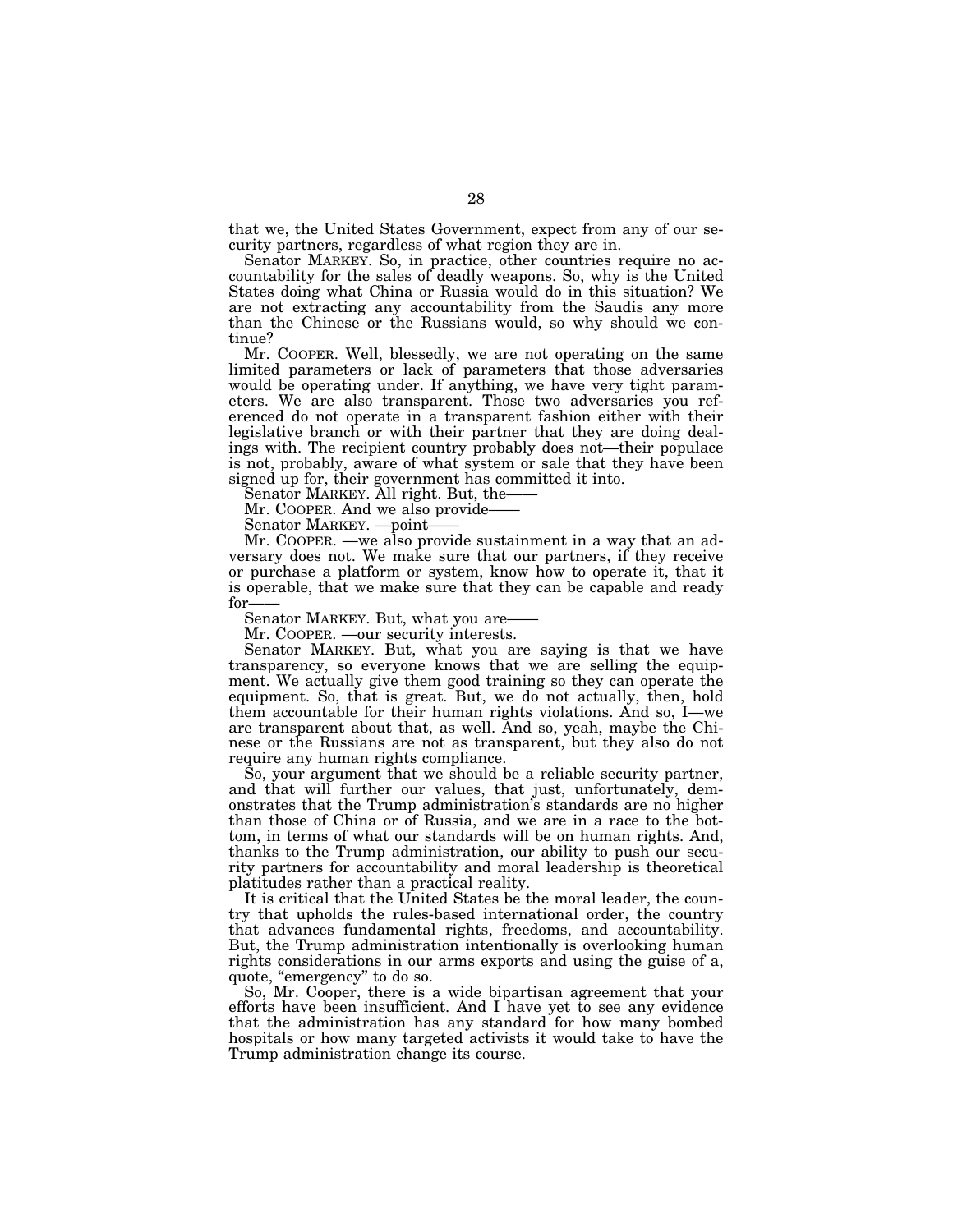that we, the United States Government, expect from any of our security partners, regardless of what region they are in.

Senator MARKEY. So, in practice, other countries require no accountability for the sales of deadly weapons. So, why is the United States doing what China or Russia would do in this situation? We are not extracting any accountability from the Saudis any more than the Chinese or the Russians would, so why should we continue?

Mr. COOPER. Well, blessedly, we are not operating on the same limited parameters or lack of parameters that those adversaries would be operating under. If anything, we have very tight parameters. We are also transparent. Those two adversaries you referenced do not operate in a transparent fashion either with their legislative branch or with their partner that they are doing dealings with. The recipient country probably does not—their populace is not, probably, aware of what system or sale that they have been signed up for, their government has committed it into.

Senator MARKEY. All right. But, the——

Mr. COOPER. And we also provide——

Senator MARKEY. —point——

Mr. COOPER. —we also provide sustainment in a way that an adversary does not. We make sure that our partners, if they receive or purchase a platform or system, know how to operate it, that it is operable, that we make sure that they can be capable and ready for——

Senator MARKEY. But, what you are——

Mr. COOPER. —our security interests.

Senator MARKEY. But, what you are saying is that we have transparency, so everyone knows that we are selling the equipment. We actually give them good training so they can operate the equipment. So, that is great. But, we do not actually, then, hold them accountable for their human rights violations. And so, I—we are transparent about that, as well. And so, yeah, maybe the Chinese or the Russians are not as transparent, but they also do not require any human rights compliance.

So, your argument that we should be a reliable security partner, and that will further our values, that just, unfortunately, demonstrates that the Trump administration's standards are no higher than those of China or of Russia, and we are in a race to the bottom, in terms of what our standards will be on human rights. And, thanks to the Trump administration, our ability to push our security partners for accountability and moral leadership is theoretical platitudes rather than a practical reality.

It is critical that the United States be the moral leader, the country that upholds the rules-based international order, the country that advances fundamental rights, freedoms, and accountability. But, the Trump administration intentionally is overlooking human rights considerations in our arms exports and using the guise of a, quote, "emergency" to do so.

So, Mr. Cooper, there is a wide bipartisan agreement that your efforts have been insufficient. And I have yet to see any evidence that the administration has any standard for how many bombed hospitals or how many targeted activists it would take to have the Trump administration change its course.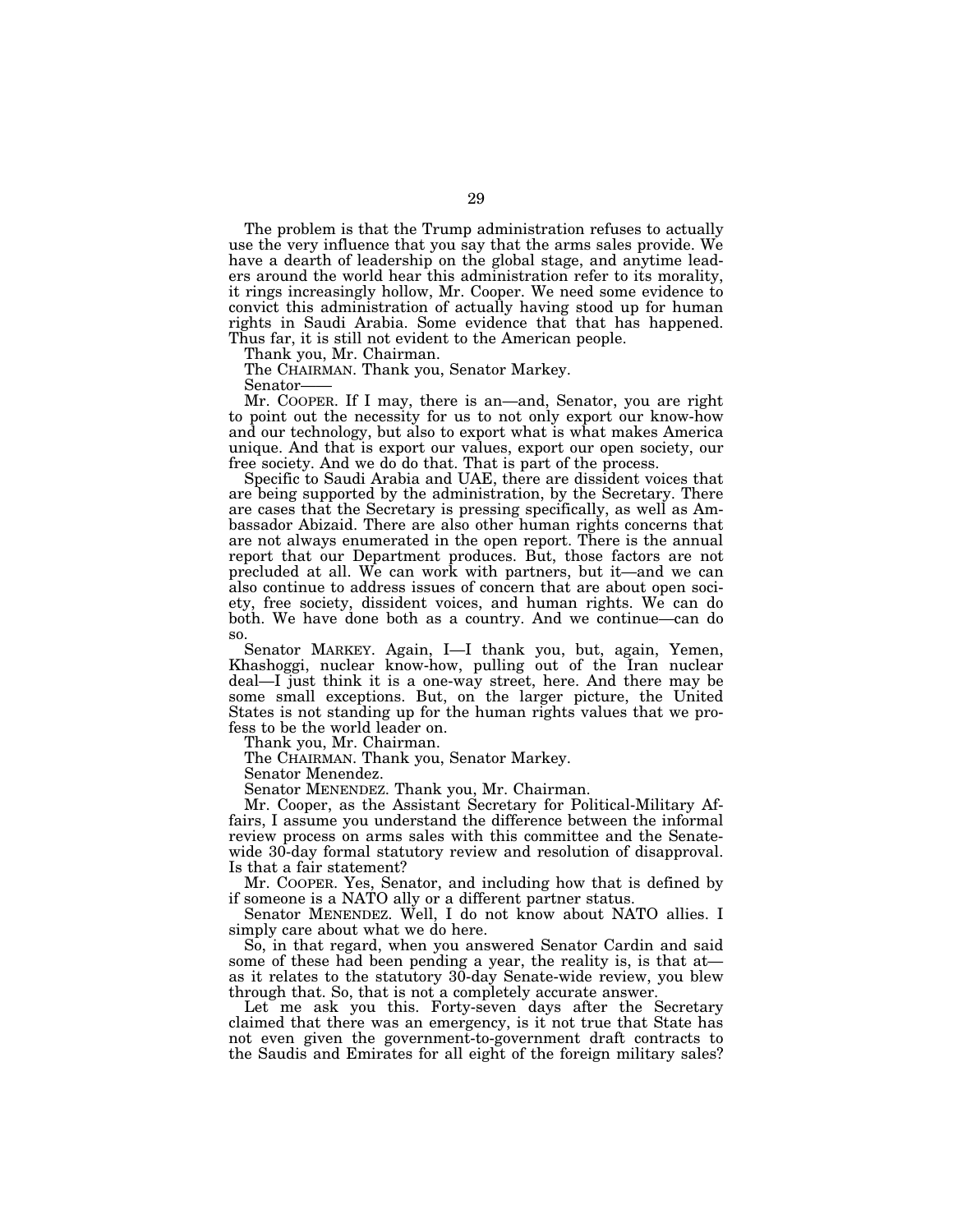The problem is that the Trump administration refuses to actually use the very influence that you say that the arms sales provide. We have a dearth of leadership on the global stage, and anytime leaders around the world hear this administration refer to its morality, it rings increasingly hollow, Mr. Cooper. We need some evidence to convict this administration of actually having stood up for human rights in Saudi Arabia. Some evidence that that has happened. Thus far, it is still not evident to the American people.

Thank you, Mr. Chairman.

The CHAIRMAN. Thank you, Senator Markey.

Senator——

Mr. COOPER. If I may, there is an—and, Senator, you are right to point out the necessity for us to not only export our know-how and our technology, but also to export what is what makes America unique. And that is export our values, export our open society, our free society. And we do do that. That is part of the process.

Specific to Saudi Arabia and UAE, there are dissident voices that are being supported by the administration, by the Secretary. There are cases that the Secretary is pressing specifically, as well as Ambassador Abizaid. There are also other human rights concerns that are not always enumerated in the open report. There is the annual report that our Department produces. But, those factors are not precluded at all. We can work with partners, but it—and we can also continue to address issues of concern that are about open society, free society, dissident voices, and human rights. We can do both. We have done both as a country. And we continue—can do so.

Senator MARKEY. Again, I—I thank you, but, again, Yemen, Khashoggi, nuclear know-how, pulling out of the Iran nuclear deal—I just think it is a one-way street, here. And there may be some small exceptions. But, on the larger picture, the United States is not standing up for the human rights values that we profess to be the world leader on.

Thank you, Mr. Chairman.

The CHAIRMAN. Thank you, Senator Markey.

Senator Menendez.

Senator MENENDEZ. Thank you, Mr. Chairman.

Mr. Cooper, as the Assistant Secretary for Political-Military Affairs, I assume you understand the difference between the informal review process on arms sales with this committee and the Senate-wide 30-day formal statutory review and resolution of disapproval. Is that a fair statement?

Mr. COOPER. Yes, Senator, and including how that is defined by if someone is a NATO ally or a different partner status.

Senator MENENDEZ. Well, I do not know about NATO allies. I simply care about what we do here.

So, in that regard, when you answered Senator Cardin and said some of these had been pending a year, the reality is, is that at—as it relates to the statutory 30-day Senate-wide review, you blew through that. So, that is not a completely accurate answer.

Let me ask you this. Forty-seven days after the Secretary claimed that there was an emergency, is it not true that State has not even given the government-to-government draft contracts to the Saudis and Emirates for all eight of the foreign military sales?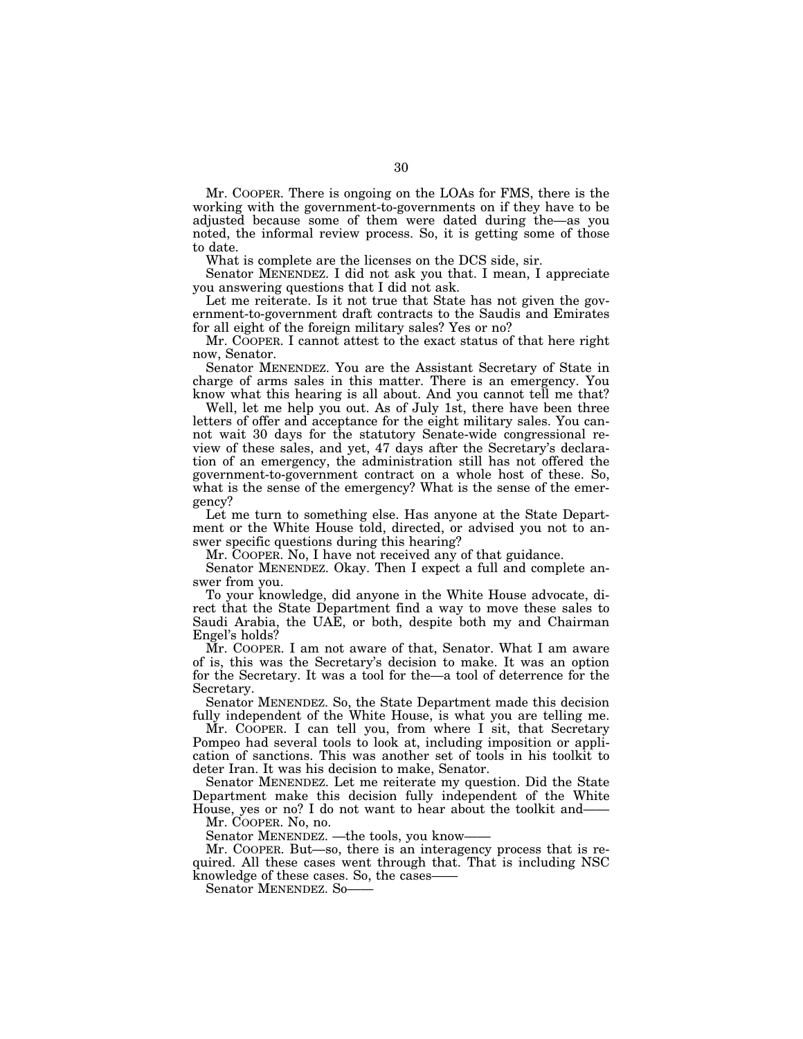Mr. COOPER. There is ongoing on the LOAs for FMS, there is the working with the government-to-governments on if they have to be adjusted because some of them were dated during the—as you noted, the informal review process. So, it is getting some of those to date.

What is complete are the licenses on the DCS side, sir.

Senator MENENDEZ. I did not ask you that. I mean, I appreciate you answering questions that I did not ask.

Let me reiterate. Is it not true that State has not given the government-to-government draft contracts to the Saudis and Emirates for all eight of the foreign military sales? Yes or no?

Mr. COOPER. I cannot attest to the exact status of that here right now, Senator.

Senator MENENDEZ. You are the Assistant Secretary of State in charge of arms sales in this matter. There is an emergency. You know what this hearing is all about. And you cannot tell me that?

Well, let me help you out. As of July 1st, there have been three letters of offer and acceptance for the eight military sales. You cannot wait 30 days for the statutory Senate-wide congressional review of these sales, and yet, 47 days after the Secretary's declaration of an emergency, the administration still has not offered the government-to-government contract on a whole host of these. So, what is the sense of the emergency? What is the sense of the emergency?

Let me turn to something else. Has anyone at the State Department or the White House told, directed, or advised you not to answer specific questions during this hearing?

Mr. COOPER. No, I have not received any of that guidance.

Senator MENENDEZ. Okay. Then I expect a full and complete answer from you.

To your knowledge, did anyone in the White House advocate, direct that the State Department find a way to move these sales to Saudi Arabia, the UAE, or both, despite both my and Chairman Engel's holds?

Mr. COOPER. I am not aware of that, Senator. What I am aware of is, this was the Secretary's decision to make. It was an option for the Secretary. It was a tool for the—a tool of deterrence for the Secretary.

Senator MENENDEZ. So, the State Department made this decision fully independent of the White House, is what you are telling me.

Mr. COOPER. I can tell you, from where I sit, that Secretary Pompeo had several tools to look at, including imposition or application of sanctions. This was another set of tools in his toolkit to deter Iran. It was his decision to make, Senator.

Senator MENENDEZ. Let me reiterate my question. Did the State Department make this decision fully independent of the White House, yes or no? I do not want to hear about the toolkit and——

Mr. COOPER. No, no.

Senator MENENDEZ. —the tools, you know——

Mr. COOPER. But—so, there is an interagency process that is required. All these cases went through that. That is including NSC knowledge of these cases. So, the cases——

Senator MENENDEZ. So——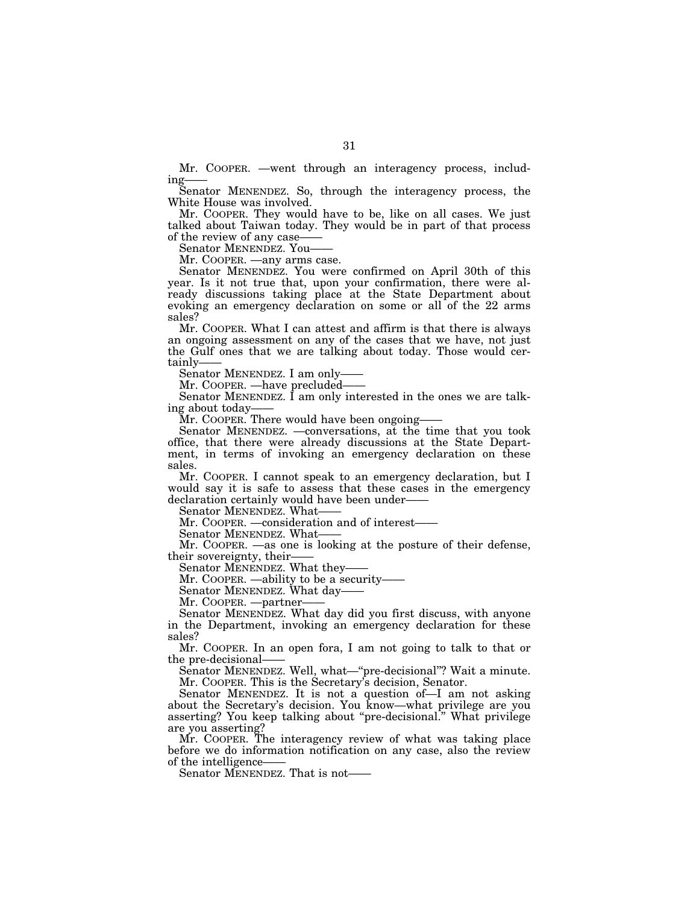Mr. COOPER. —went through an interagency process, including——

Senator MENENDEZ. So, through the interagency process, the White House was involved.

Mr. COOPER. They would have to be, like on all cases. We just talked about Taiwan today. They would be in part of that process of the review of any case——

Senator MENENDEZ. You——

Mr. COOPER. —any arms case.

Senator MENENDEZ. You were confirmed on April 30th of this year. Is it not true that, upon your confirmation, there were already discussions taking place at the State Department about evoking an emergency declaration on some or all of the 22 arms sales?

Mr. COOPER. What I can attest and affirm is that there is always an ongoing assessment on any of the cases that we have, not just the Gulf ones that we are talking about today. Those would certainly——

Senator MENENDEZ. I am only——

Mr. COOPER. —have precluded——

Senator MENENDEZ. I am only interested in the ones we are talking about today——

Mr. COOPER. There would have been ongoing——

Senator MENENDEZ. —conversations, at the time that you took office, that there were already discussions at the State Department, in terms of invoking an emergency declaration on these sales.

Mr. COOPER. I cannot speak to an emergency declaration, but I would say it is safe to assess that these cases in the emergency declaration certainly would have been under——

Senator MENENDEZ. What——

Mr. COOPER. —consideration and of interest——

Senator MENENDEZ. What——

Mr. COOPER. —as one is looking at the posture of their defense, their sovereignty, their——

Senator MENENDEZ. What they——

Mr. COOPER. —ability to be a security——

Senator MENENDEZ. What day——

Mr. COOPER. —partner——

Senator MENENDEZ. What day did you first discuss, with anyone in the Department, invoking an emergency declaration for these sales?

Mr. COOPER. In an open fora, I am not going to talk to that or the pre-decisional——

Senator MENENDEZ. Well, what—"pre-decisional"? Wait a minute.

Mr. COOPER. This is the Secretary's decision, Senator.

Senator MENENDEZ. It is not a question of—I am not asking about the Secretary's decision. You know—what privilege are you asserting? You keep talking about "pre-decisional." What privilege are you asserting?

Mr. COOPER. The interagency review of what was taking place before we do information notification on any case, also the review of the intelligence——

Senator MENENDEZ. That is not——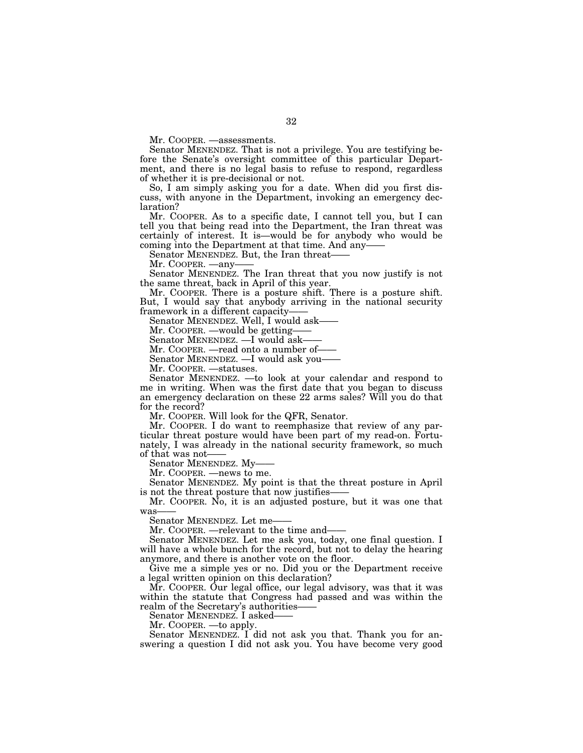Mr. COOPER. —assessments.

Senator MENENDEZ. That is not a privilege. You are testifying before the Senate's oversight committee of this particular Department, and there is no legal basis to refuse to respond, regardless of whether it is pre-decisional or not.

So, I am simply asking you for a date. When did you first discuss, with anyone in the Department, invoking an emergency declaration?

Mr. COOPER. As to a specific date, I cannot tell you, but I can tell you that being read into the Department, the Iran threat was certainly of interest. It is—would be for anybody who would be coming into the Department at that time. And any——

Senator MENENDEZ. But, the Iran threat——

Mr. COOPER. —any——

Senator MENENDEZ. The Iran threat that you now justify is not the same threat, back in April of this year.

Mr. COOPER. There is a posture shift. There is a posture shift. But, I would say that anybody arriving in the national security framework in a different capacity——

Senator MENENDEZ. Well, I would ask——

Mr. COOPER. —would be getting——

Senator MENENDEZ. —I would ask——

Mr. COOPER. —read onto a number of——

Senator MENENDEZ. —I would ask you——

Mr. COOPER. —statuses.

Senator MENENDEZ. —to look at your calendar and respond to me in writing. When was the first date that you began to discuss an emergency declaration on these 22 arms sales? Will you do that for the record?

Mr. COOPER. Will look for the QFR, Senator.

Mr. COOPER. I do want to reemphasize that review of any particular threat posture would have been part of my read-on. Fortunately, I was already in the national security framework, so much of that was not——

Senator MENENDEZ. My——

Mr. COOPER. —news to me.

Senator MENENDEZ. My point is that the threat posture in April is not the threat posture that now justifies——

Mr. COOPER. No, it is an adjusted posture, but it was one that was——

Senator MENENDEZ. Let me——

Mr. COOPER. —relevant to the time and——

Senator MENENDEZ. Let me ask you, today, one final question. I will have a whole bunch for the record, but not to delay the hearing anymore, and there is another vote on the floor.

Give me a simple yes or no. Did you or the Department receive a legal written opinion on this declaration?

Mr. COOPER. Our legal office, our legal advisory, was that it was within the statute that Congress had passed and was within the realm of the Secretary's authorities——

Senator MENENDEZ. I asked——

Mr. COOPER. —to apply.

Senator MENENDEZ. I did not ask you that. Thank you for answering a question I did not ask you. You have become very good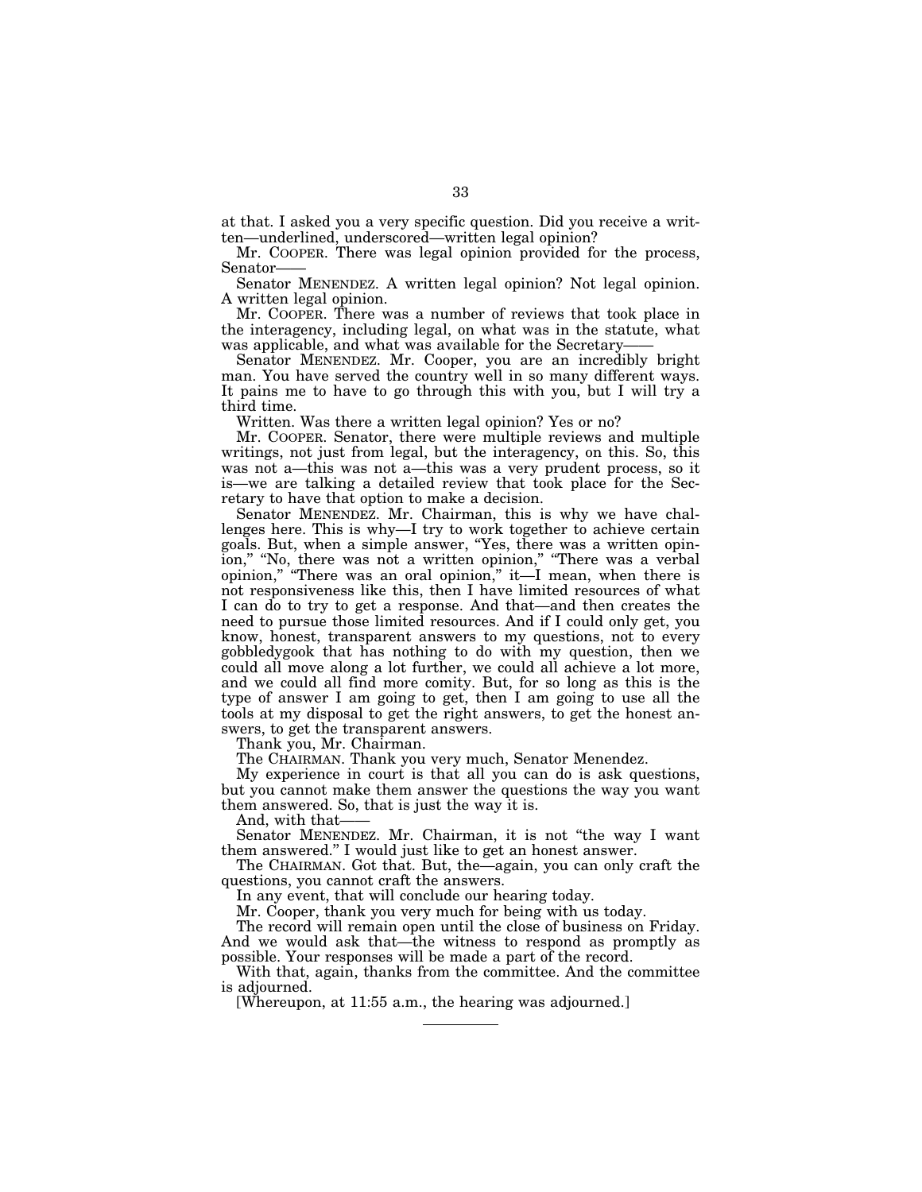at that. I asked you a very specific question. Did you receive a written—underlined, underscored—written legal opinion?

Mr. COOPER. There was legal opinion provided for the process, Senator——

Senator MENENDEZ. A written legal opinion? Not legal opinion. A written legal opinion.

Mr. COOPER. There was a number of reviews that took place in the interagency, including legal, on what was in the statute, what was applicable, and what was available for the Secretary——

Senator MENENDEZ. Mr. Cooper, you are an incredibly bright man. You have served the country well in so many different ways. It pains me to have to go through this with you, but I will try a third time.

Written. Was there a written legal opinion? Yes or no?

Mr. COOPER. Senator, there were multiple reviews and multiple writings, not just from legal, but the interagency, on this. So, this was not a—this was not a—this was a very prudent process, so it is—we are talking a detailed review that took place for the Secretary to have that option to make a decision.

Senator MENENDEZ. Mr. Chairman, this is why we have challenges here. This is why—I try to work together to achieve certain goals. But, when a simple answer, "Yes, there was a written opinion," "No, there was not a written opinion," "There was a verbal opinion," "There was an oral opinion," it—I mean, when there is not responsiveness like this, then I have limited resources of what I can do to try to get a response. And that—and then creates the need to pursue those limited resources. And if I could only get, you know, honest, transparent answers to my questions, not to every gobbledygook that has nothing to do with my question, then we could all move along a lot further, we could all achieve a lot more, and we could all find more comity. But, for so long as this is the type of answer I am going to get, then I am going to use all the tools at my disposal to get the right answers, to get the honest answers, to get the transparent answers.

Thank you, Mr. Chairman.

The CHAIRMAN. Thank you very much, Senator Menendez.

My experience in court is that all you can do is ask questions, but you cannot make them answer the questions the way you want them answered. So, that is just the way it is.

And, with that——

Senator MENENDEZ. Mr. Chairman, it is not "the way I want them answered." I would just like to get an honest answer.

The CHAIRMAN. Got that. But, the—again, you can only craft the questions, you cannot craft the answers.

In any event, that will conclude our hearing today.

Mr. Cooper, thank you very much for being with us today.

The record will remain open until the close of business on Friday. And we would ask that—the witness to respond as promptly as possible. Your responses will be made a part of the record.

With that, again, thanks from the committee. And the committee is adjourned.

[Whereupon, at 11:55 a.m., the hearing was adjourned.]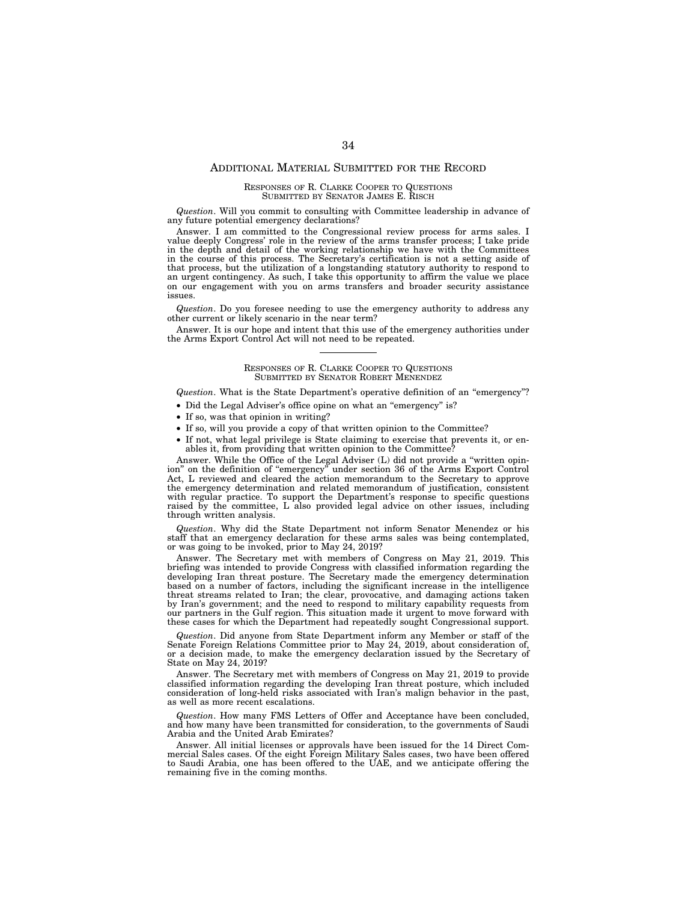## ADDITIONAL MATERIAL SUBMITTED FOR THE RECORD

### RESPONSES OF R. CLARKE COOPER TO QUESTIONS SUBMITTED BY SENATOR JAMES E. RISCH

*Question*. Will you commit to consulting with Committee leadership in advance of any future potential emergency declarations?

Answer. I am committed to the Congressional review process for arms sales. I value deeply Congress' role in the review of the arms transfer process; I take pride in the depth and detail of the working relationship we have with the Committees in the course of this process. The Secretary's certification is not a setting aside of that process, but the utilization of a longstanding statutory authority to respond to an urgent contingency. As such, I take this opportunity to affirm the value we place on our engagement with you on arms transfers and broader security assistance issues.

*Question*. Do you foresee needing to use the emergency authority to address any other current or likely scenario in the near term?

Answer. It is our hope and intent that this use of the emergency authorities under the Arms Export Control Act will not need to be repeated.

---

### RESPONSES OF R. CLARKE COOPER TO QUESTIONS SUBMITTED BY SENATOR ROBERT MENENDEZ

*Question*. What is the State Department's operative definition of an "emergency"?

- Did the Legal Adviser's office opine on what an "emergency" is?
- If so, was that opinion in writing?
- If so, will you provide a copy of that written opinion to the Committee?
- If not, what legal privilege is State claiming to exercise that prevents it, or enables it, from providing that written opinion to the Committee?

Answer. While the Office of the Legal Adviser (L) did not provide a "written opinion" on the definition of "emergency" under section 36 of the Arms Export Control Act, L reviewed and cleared the action memorandum to the Secretary to approve the emergency determination and related memorandum of justification, consistent with regular practice. To support the Department's response to specific questions raised by the committee, L also provided legal advice on other issues, including through written analysis.

*Question*. Why did the State Department not inform Senator Menendez or his staff that an emergency declaration for these arms sales was being contemplated, or was going to be invoked, prior to May 24, 2019?

Answer. The Secretary met with members of Congress on May 21, 2019. This briefing was intended to provide Congress with classified information regarding the developing Iran threat posture. The Secretary made the emergency determination based on a number of factors, including the significant increase in the intelligence threat streams related to Iran; the clear, provocative, and damaging actions taken by Iran's government; and the need to respond to military capability requests from our partners in the Gulf region. This situation made it urgent to move forward with these cases for which the Department had repeatedly sought Congressional support.

*Question*. Did anyone from State Department inform any Member or staff of the Senate Foreign Relations Committee prior to May 24, 2019, about consideration of, or a decision made, to make the emergency declaration issued by the Secretary of State on May 24, 2019?

Answer. The Secretary met with members of Congress on May 21, 2019 to provide classified information regarding the developing Iran threat posture, which included consideration of long-held risks associated with Iran's malign behavior in the past, as well as more recent escalations.

*Question*. How many FMS Letters of Offer and Acceptance have been concluded, and how many have been transmitted for consideration, to the governments of Saudi Arabia and the United Arab Emirates?

Answer. All initial licenses or approvals have been issued for the 14 Direct Commercial Sales cases. Of the eight Foreign Military Sales cases, two have been offered to Saudi Arabia, one has been offered to the UAE, and we anticipate offering the remaining five in the coming months.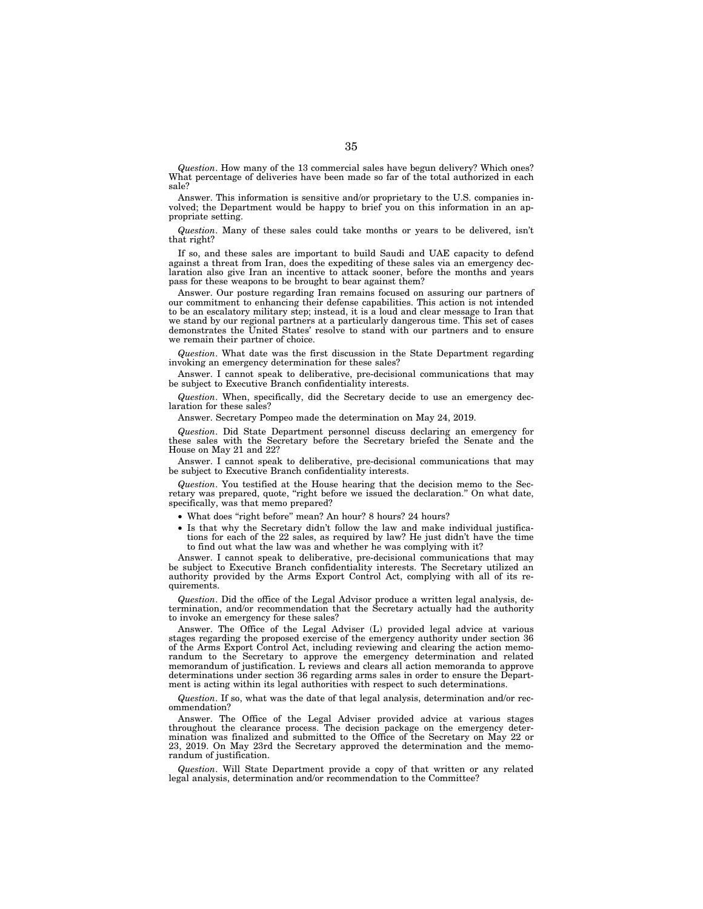*Question*. How many of the 13 commercial sales have begun delivery? Which ones? What percentage of deliveries have been made so far of the total authorized in each sale?

Answer. This information is sensitive and/or proprietary to the U.S. companies involved; the Department would be happy to brief you on this information in an appropriate setting.

*Question*. Many of these sales could take months or years to be delivered, isn't that right?

If so, and these sales are important to build Saudi and UAE capacity to defend against a threat from Iran, does the expediting of these sales via an emergency declaration also give Iran an incentive to attack sooner, before the months and years pass for these weapons to be brought to bear against them?

Answer. Our posture regarding Iran remains focused on assuring our partners of our commitment to enhancing their defense capabilities. This action is not intended to be an escalatory military step; instead, it is a loud and clear message to Iran that we stand by our regional partners at a particularly dangerous time. This set of cases demonstrates the United States' resolve to stand with our partners and to ensure we remain their partner of choice.

*Question*. What date was the first discussion in the State Department regarding invoking an emergency determination for these sales?

Answer. I cannot speak to deliberative, pre-decisional communications that may be subject to Executive Branch confidentiality interests.

*Question*. When, specifically, did the Secretary decide to use an emergency declaration for these sales?

Answer. Secretary Pompeo made the determination on May 24, 2019.

*Question*. Did State Department personnel discuss declaring an emergency for these sales with the Secretary before the Secretary briefed the Senate and the House on May 21 and 22?

Answer. I cannot speak to deliberative, pre-decisional communications that may be subject to Executive Branch confidentiality interests.

*Question*. You testified at the House hearing that the decision memo to the Secretary was prepared, quote, "right before we issued the declaration." On what date, specifically, was that memo prepared?

- What does "right before" mean? An hour? 8 hours? 24 hours?
- Is that why the Secretary didn't follow the law and make individual justifications for each of the 22 sales, as required by law? He just didn't have the time to find out what the law was and whether he was complying with it?

Answer. I cannot speak to deliberative, pre-decisional communications that may be subject to Executive Branch confidentiality interests. The Secretary utilized an authority provided by the Arms Export Control Act, complying with all of its requirements.

*Question*. Did the office of the Legal Advisor produce a written legal analysis, determination, and/or recommendation that the Secretary actually had the authority to invoke an emergency for these sales?

Answer. The Office of the Legal Adviser (L) provided legal advice at various stages regarding the proposed exercise of the emergency authority under section 36 of the Arms Export Control Act, including reviewing and clearing the action memorandum to the Secretary to approve the emergency determination and related memorandum of justification. L reviews and clears all action memoranda to approve determinations under section 36 regarding arms sales in order to ensure the Department is acting within its legal authorities with respect to such determinations.

*Question*. If so, what was the date of that legal analysis, determination and/or recommendation?

Answer. The Office of the Legal Adviser provided advice at various stages throughout the clearance process. The decision package on the emergency determination was finalized and submitted to the Office of the Secretary on May 22 or 23, 2019. On May 23rd the Secretary approved the determination and the memorandum of justification.

*Question*. Will State Department provide a copy of that written or any related legal analysis, determination and/or recommendation to the Committee?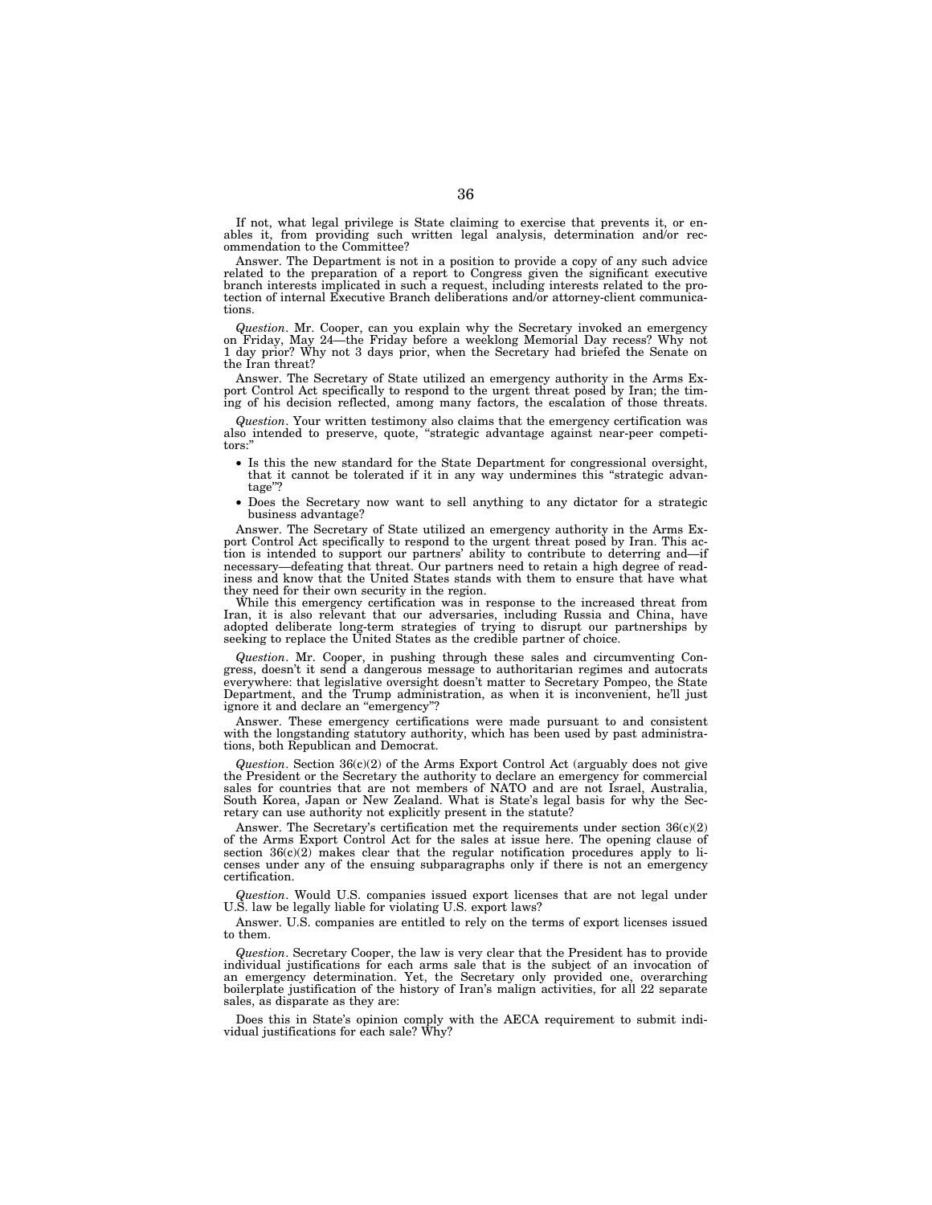If not, what legal privilege is State claiming to exercise that prevents it, or enables it, from providing such written legal analysis, determination and/or recommendation to the Committee?

Answer. The Department is not in a position to provide a copy of any such advice related to the preparation of a report to Congress given the significant executive branch interests implicated in such a request, including interests related to the protection of internal Executive Branch deliberations and/or attorney-client communications.

*Question*. Mr. Cooper, can you explain why the Secretary invoked an emergency on Friday, May 24—the Friday before a weeklong Memorial Day recess? Why not 1 day prior? Why not 3 days prior, when the Secretary had briefed the Senate on the Iran threat?

Answer. The Secretary of State utilized an emergency authority in the Arms Export Control Act specifically to respond to the urgent threat posed by Iran; the timing of his decision reflected, among many factors, the escalation of those threats.

*Question*. Your written testimony also claims that the emergency certification was also intended to preserve, quote, "strategic advantage against near-peer competitors:"

- Is this the new standard for the State Department for congressional oversight, that it cannot be tolerated if it in any way undermines this "strategic advantage"?
- Does the Secretary now want to sell anything to any dictator for a strategic business advantage?

Answer. The Secretary of State utilized an emergency authority in the Arms Export Control Act specifically to respond to the urgent threat posed by Iran. This action is intended to support our partners' ability to contribute to deterring and—if necessary—defeating that threat. Our partners need to retain a high degree of readiness and know that the United States stands with them to ensure that have what they need for their own security in the region.

While this emergency certification was in response to the increased threat from Iran, it is also relevant that our adversaries, including Russia and China, have adopted deliberate long-term strategies of trying to disrupt our partnerships by seeking to replace the United States as the credible partner of choice.

*Question*. Mr. Cooper, in pushing through these sales and circumventing Congress, doesn't it send a dangerous message to authoritarian regimes and autocrats everywhere: that legislative oversight doesn't matter to Secretary Pompeo, the State Department, and the Trump administration, as when it is inconvenient, he'll just ignore it and declare an "emergency"?

Answer. These emergency certifications were made pursuant to and consistent with the longstanding statutory authority, which has been used by past administrations, both Republican and Democrat.

*Question*. Section 36(c)(2) of the Arms Export Control Act (arguably does not give the President or the Secretary the authority to declare an emergency for commercial sales for countries that are not members of NATO and are not Israel, Australia, South Korea, Japan or New Zealand. What is State's legal basis for why the Secretary can use authority not explicitly present in the statute?

Answer. The Secretary's certification met the requirements under section 36(c)(2) of the Arms Export Control Act for the sales at issue here. The opening clause of section 36(c)(2) makes clear that the regular notification procedures apply to licenses under any of the ensuing subparagraphs only if there is not an emergency certification.

*Question*. Would U.S. companies issued export licenses that are not legal under U.S. law be legally liable for violating U.S. export laws?

Answer. U.S. companies are entitled to rely on the terms of export licenses issued to them.

*Question*. Secretary Cooper, the law is very clear that the President has to provide individual justifications for each arms sale that is the subject of an invocation of an emergency determination. Yet, the Secretary only provided one, overarching boilerplate justification of the history of Iran's malign activities, for all 22 separate sales, as disparate as they are:

Does this in State's opinion comply with the AECA requirement to submit individual justifications for each sale? Why?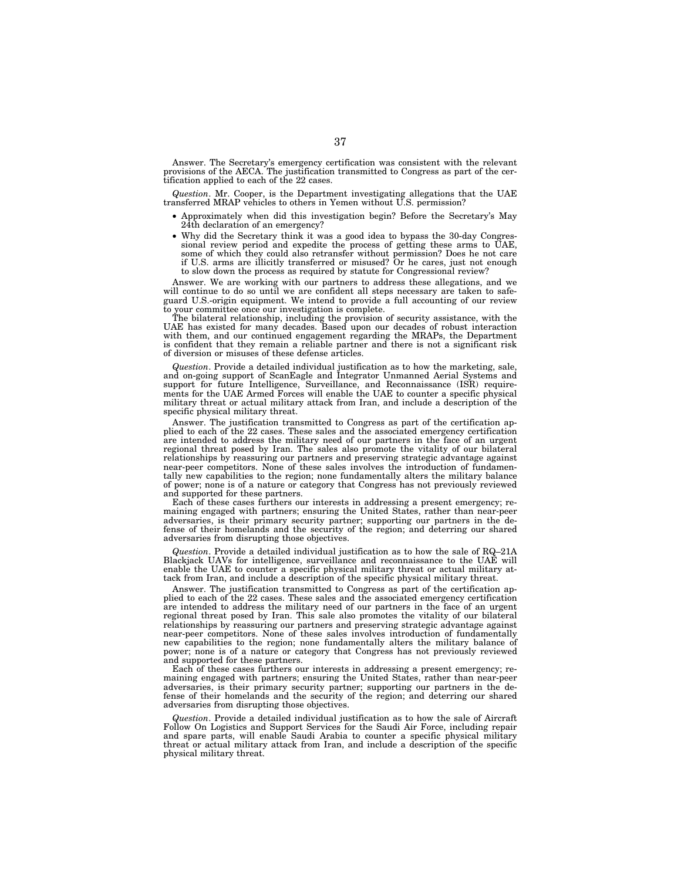Answer. The Secretary's emergency certification was consistent with the relevant provisions of the AECA. The justification transmitted to Congress as part of the certification applied to each of the 22 cases.

*Question*. Mr. Cooper, is the Department investigating allegations that the UAE transferred MRAP vehicles to others in Yemen without U.S. permission?

- Approximately when did this investigation begin? Before the Secretary's May 24th declaration of an emergency?
- Why did the Secretary think it was a good idea to bypass the 30-day Congressional review period and expedite the process of getting these arms to UAE, some of which they could also retransfer without permission? Does he not care if U.S. arms are illicitly transferred or misused? Or he cares, just not enough to slow down the process as required by statute for Congressional review?

Answer. We are working with our partners to address these allegations, and we will continue to do so until we are confident all steps necessary are taken to safeguard U.S.-origin equipment. We intend to provide a full accounting of our review to your committee once our investigation is complete.

The bilateral relationship, including the provision of security assistance, with the UAE has existed for many decades. Based upon our decades of robust interaction with them, and our continued engagement regarding the MRAPs, the Department is confident that they remain a reliable partner and there is not a significant risk of diversion or misuses of these defense articles.

*Question*. Provide a detailed individual justification as to how the marketing, sale, and on-going support of ScanEagle and Integrator Unmanned Aerial Systems and support for future Intelligence, Surveillance, and Reconnaissance (ISR) requirements for the UAE Armed Forces will enable the UAE to counter a specific physical military threat or actual military attack from Iran, and include a description of the specific physical military threat.

Answer. The justification transmitted to Congress as part of the certification applied to each of the 22 cases. These sales and the associated emergency certification are intended to address the military need of our partners in the face of an urgent regional threat posed by Iran. The sales also promote the vitality of our bilateral relationships by reassuring our partners and preserving strategic advantage against near-peer competitors. None of these sales involves the introduction of fundamentally new capabilities to the region; none fundamentally alters the military balance of power; none is of a nature or category that Congress has not previously reviewed and supported for these partners.

Each of these cases furthers our interests in addressing a present emergency; remaining engaged with partners; ensuring the United States, rather than near-peer adversaries, is their primary security partner; supporting our partners in the defense of their homelands and the security of the region; and deterring our shared adversaries from disrupting those objectives.

*Question*. Provide a detailed individual justification as to how the sale of RQ–21A Blackjack UAVs for intelligence, surveillance and reconnaissance to the UAE will enable the UAE to counter a specific physical military threat or actual military attack from Iran, and include a description of the specific physical military threat.

Answer. The justification transmitted to Congress as part of the certification applied to each of the 22 cases. These sales and the associated emergency certification are intended to address the military need of our partners in the face of an urgent regional threat posed by Iran. This sale also promotes the vitality of our bilateral relationships by reassuring our partners and preserving strategic advantage against near-peer competitors. None of these sales involves introduction of fundamentally new capabilities to the region; none fundamentally alters the military balance of power; none is of a nature or category that Congress has not previously reviewed and supported for these partners.

Each of these cases furthers our interests in addressing a present emergency; remaining engaged with partners; ensuring the United States, rather than near-peer adversaries, is their primary security partner; supporting our partners in the defense of their homelands and the security of the region; and deterring our shared adversaries from disrupting those objectives.

*Question*. Provide a detailed individual justification as to how the sale of Aircraft Follow On Logistics and Support Services for the Saudi Air Force, including repair and spare parts, will enable Saudi Arabia to counter a specific physical military threat or actual military attack from Iran, and include a description of the specific physical military threat.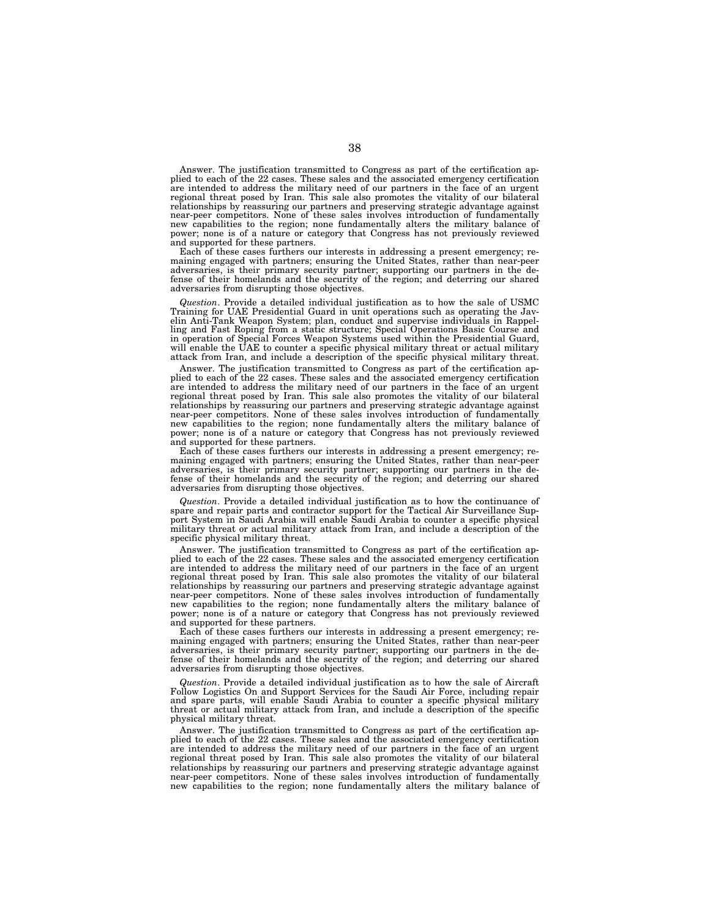Answer. The justification transmitted to Congress as part of the certification applied to each of the 22 cases. These sales and the associated emergency certification are intended to address the military need of our partners in the face of an urgent regional threat posed by Iran. This sale also promotes the vitality of our bilateral relationships by reassuring our partners and preserving strategic advantage against near-peer competitors. None of these sales involves introduction of fundamentally new capabilities to the region; none fundamentally alters the military balance of power; none is of a nature or category that Congress has not previously reviewed and supported for these partners.

Each of these cases furthers our interests in addressing a present emergency; remaining engaged with partners; ensuring the United States, rather than near-peer adversaries, is their primary security partner; supporting our partners in the defense of their homelands and the security of the region; and deterring our shared adversaries from disrupting those objectives.

*Question*. Provide a detailed individual justification as to how the sale of USMC Training for UAE Presidential Guard in unit operations such as operating the Javelin Anti-Tank Weapon System; plan, conduct and supervise individuals in Rappelling and Fast Roping from a static structure; Special Operations Basic Course and in operation of Special Forces Weapon Systems used within the Presidential Guard, will enable the UAE to counter a specific physical military threat or actual military attack from Iran, and include a description of the specific physical military threat.

Answer. The justification transmitted to Congress as part of the certification applied to each of the 22 cases. These sales and the associated emergency certification are intended to address the military need of our partners in the face of an urgent regional threat posed by Iran. This sale also promotes the vitality of our bilateral relationships by reassuring our partners and preserving strategic advantage against near-peer competitors. None of these sales involves introduction of fundamentally new capabilities to the region; none fundamentally alters the military balance of power; none is of a nature or category that Congress has not previously reviewed and supported for these partners.

Each of these cases furthers our interests in addressing a present emergency; remaining engaged with partners; ensuring the United States, rather than near-peer adversaries, is their primary security partner; supporting our partners in the defense of their homelands and the security of the region; and deterring our shared adversaries from disrupting those objectives.

*Question*. Provide a detailed individual justification as to how the continuance of spare and repair parts and contractor support for the Tactical Air Surveillance Support System in Saudi Arabia will enable Saudi Arabia to counter a specific physical military threat or actual military attack from Iran, and include a description of the specific physical military threat.

Answer. The justification transmitted to Congress as part of the certification applied to each of the 22 cases. These sales and the associated emergency certification are intended to address the military need of our partners in the face of an urgent regional threat posed by Iran. This sale also promotes the vitality of our bilateral relationships by reassuring our partners and preserving strategic advantage against near-peer competitors. None of these sales involves introduction of fundamentally new capabilities to the region; none fundamentally alters the military balance of power; none is of a nature or category that Congress has not previously reviewed and supported for these partners.

Each of these cases furthers our interests in addressing a present emergency; remaining engaged with partners; ensuring the United States, rather than near-peer adversaries, is their primary security partner; supporting our partners in the defense of their homelands and the security of the region; and deterring our shared adversaries from disrupting those objectives.

*Question*. Provide a detailed individual justification as to how the sale of Aircraft Follow Logistics On and Support Services for the Saudi Air Force, including repair and spare parts, will enable Saudi Arabia to counter a specific physical military threat or actual military attack from Iran, and include a description of the specific physical military threat.

Answer. The justification transmitted to Congress as part of the certification applied to each of the 22 cases. These sales and the associated emergency certification are intended to address the military need of our partners in the face of an urgent regional threat posed by Iran. This sale also promotes the vitality of our bilateral relationships by reassuring our partners and preserving strategic advantage against near-peer competitors. None of these sales involves introduction of fundamentally new capabilities to the region; none fundamentally alters the military balance of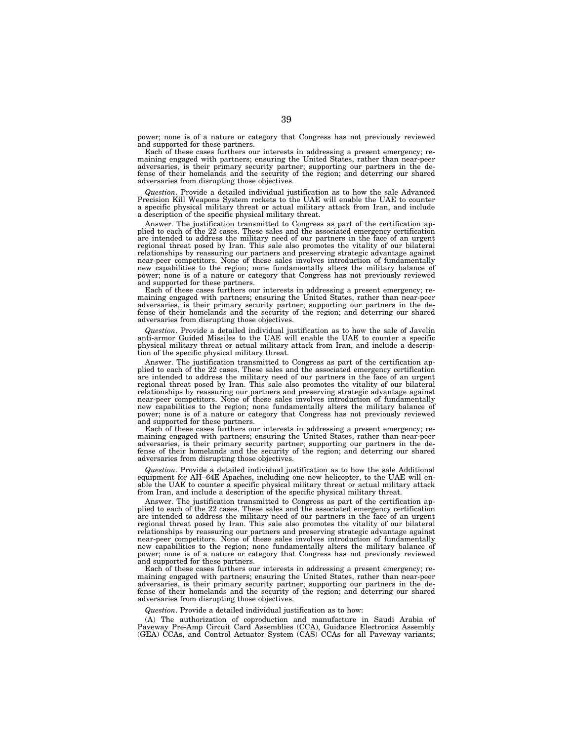power; none is of a nature or category that Congress has not previously reviewed and supported for these partners.

Each of these cases furthers our interests in addressing a present emergency; remaining engaged with partners; ensuring the United States, rather than near-peer adversaries, is their primary security partner; supporting our partners in the defense of their homelands and the security of the region; and deterring our shared adversaries from disrupting those objectives.

*Question*. Provide a detailed individual justification as to how the sale Advanced Precision Kill Weapons System rockets to the UAE will enable the UAE to counter a specific physical military threat or actual military attack from Iran, and include a description of the specific physical military threat.

Answer. The justification transmitted to Congress as part of the certification applied to each of the 22 cases. These sales and the associated emergency certification are intended to address the military need of our partners in the face of an urgent regional threat posed by Iran. This sale also promotes the vitality of our bilateral relationships by reassuring our partners and preserving strategic advantage against near-peer competitors. None of these sales involves introduction of fundamentally new capabilities to the region; none fundamentally alters the military balance of power; none is of a nature or category that Congress has not previously reviewed and supported for these partners.

Each of these cases furthers our interests in addressing a present emergency; remaining engaged with partners; ensuring the United States, rather than near-peer adversaries, is their primary security partner; supporting our partners in the defense of their homelands and the security of the region; and deterring our shared adversaries from disrupting those objectives.

*Question*. Provide a detailed individual justification as to how the sale of Javelin anti-armor Guided Missiles to the UAE will enable the UAE to counter a specific physical military threat or actual military attack from Iran, and include a description of the specific physical military threat.

Answer. The justification transmitted to Congress as part of the certification applied to each of the 22 cases. These sales and the associated emergency certification are intended to address the military need of our partners in the face of an urgent regional threat posed by Iran. This sale also promotes the vitality of our bilateral relationships by reassuring our partners and preserving strategic advantage against near-peer competitors. None of these sales involves introduction of fundamentally new capabilities to the region; none fundamentally alters the military balance of power; none is of a nature or category that Congress has not previously reviewed and supported for these partners.

Each of these cases furthers our interests in addressing a present emergency; remaining engaged with partners; ensuring the United States, rather than near-peer adversaries, is their primary security partner; supporting our partners in the defense of their homelands and the security of the region; and deterring our shared adversaries from disrupting those objectives.

*Question*. Provide a detailed individual justification as to how the sale Additional equipment for AH–64E Apaches, including one new helicopter, to the UAE will enable the UAE to counter a specific physical military threat or actual military attack from Iran, and include a description of the specific physical military threat.

Answer. The justification transmitted to Congress as part of the certification applied to each of the 22 cases. These sales and the associated emergency certification are intended to address the military need of our partners in the face of an urgent regional threat posed by Iran. This sale also promotes the vitality of our bilateral relationships by reassuring our partners and preserving strategic advantage against near-peer competitors. None of these sales involves introduction of fundamentally new capabilities to the region; none fundamentally alters the military balance of power; none is of a nature or category that Congress has not previously reviewed and supported for these partners.

Each of these cases furthers our interests in addressing a present emergency; remaining engaged with partners; ensuring the United States, rather than near-peer adversaries, is their primary security partner; supporting our partners in the defense of their homelands and the security of the region; and deterring our shared adversaries from disrupting those objectives.

*Question*. Provide a detailed individual justification as to how:

(A) The authorization of coproduction and manufacture in Saudi Arabia of Paveway Pre-Amp Circuit Card Assemblies (CCA), Guidance Electronics Assembly (GEA) CCAs, and Control Actuator System (CAS) CCAs for all Paveway variants;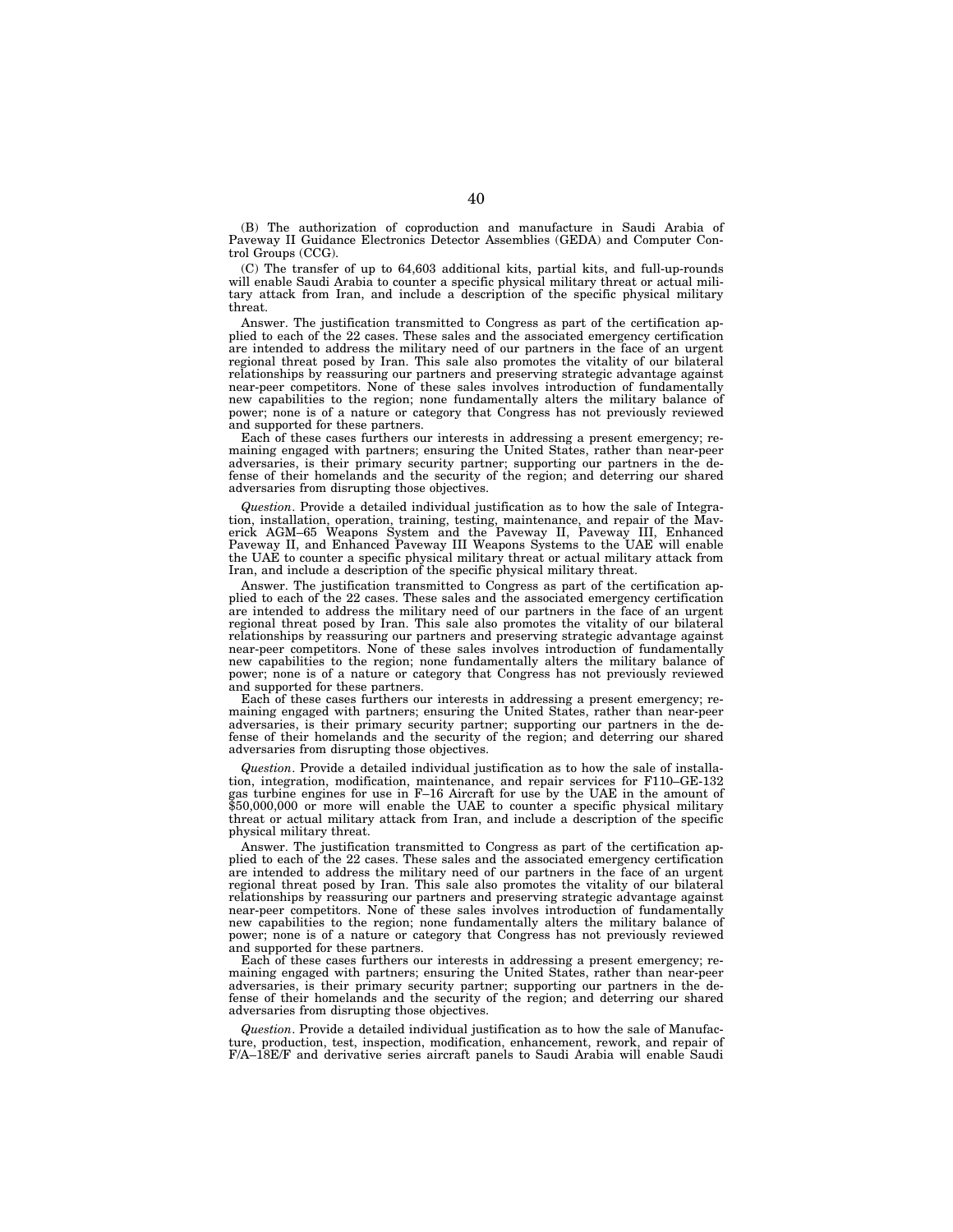(B) The authorization of coproduction and manufacture in Saudi Arabia of Paveway II Guidance Electronics Detector Assemblies (GEDA) and Computer Control Groups (CCG).

(C) The transfer of up to 64,603 additional kits, partial kits, and full-up-rounds will enable Saudi Arabia to counter a specific physical military threat or actual military attack from Iran, and include a description of the specific physical military threat.

Answer. The justification transmitted to Congress as part of the certification applied to each of the 22 cases. These sales and the associated emergency certification are intended to address the military need of our partners in the face of an urgent regional threat posed by Iran. This sale also promotes the vitality of our bilateral relationships by reassuring our partners and preserving strategic advantage against near-peer competitors. None of these sales involves introduction of fundamentally new capabilities to the region; none fundamentally alters the military balance of power; none is of a nature or category that Congress has not previously reviewed and supported for these partners.

Each of these cases furthers our interests in addressing a present emergency; remaining engaged with partners; ensuring the United States, rather than near-peer adversaries, is their primary security partner; supporting our partners in the defense of their homelands and the security of the region; and deterring our shared adversaries from disrupting those objectives.

*Question*. Provide a detailed individual justification as to how the sale of Integration, installation, operation, training, testing, maintenance, and repair of the Maverick AGM–65 Weapons System and the Paveway II, Paveway III, Enhanced Paveway II, and Enhanced Paveway III Weapons Systems to the UAE will enable the UAE to counter a specific physical military threat or actual military attack from Iran, and include a description of the specific physical military threat.

Answer. The justification transmitted to Congress as part of the certification applied to each of the 22 cases. These sales and the associated emergency certification are intended to address the military need of our partners in the face of an urgent regional threat posed by Iran. This sale also promotes the vitality of our bilateral relationships by reassuring our partners and preserving strategic advantage against near-peer competitors. None of these sales involves introduction of fundamentally new capabilities to the region; none fundamentally alters the military balance of power; none is of a nature or category that Congress has not previously reviewed and supported for these partners.

Each of these cases furthers our interests in addressing a present emergency; remaining engaged with partners; ensuring the United States, rather than near-peer adversaries, is their primary security partner; supporting our partners in the defense of their homelands and the security of the region; and deterring our shared adversaries from disrupting those objectives.

*Question*. Provide a detailed individual justification as to how the sale of installation, integration, modification, maintenance, and repair services for F110–GE-132 gas turbine engines for use in F–16 Aircraft for use by the UAE in the amount of $50,000,000 or more will enable the UAE to counter a specific physical military threat or actual military attack from Iran, and include a description of the specific physical military threat.

Answer. The justification transmitted to Congress as part of the certification applied to each of the 22 cases. These sales and the associated emergency certification are intended to address the military need of our partners in the face of an urgent regional threat posed by Iran. This sale also promotes the vitality of our bilateral relationships by reassuring our partners and preserving strategic advantage against near-peer competitors. None of these sales involves introduction of fundamentally new capabilities to the region; none fundamentally alters the military balance of power; none is of a nature or category that Congress has not previously reviewed and supported for these partners.

Each of these cases furthers our interests in addressing a present emergency; remaining engaged with partners; ensuring the United States, rather than near-peer adversaries, is their primary security partner; supporting our partners in the defense of their homelands and the security of the region; and deterring our shared adversaries from disrupting those objectives.

*Question*. Provide a detailed individual justification as to how the sale of Manufacture, production, test, inspection, modification, enhancement, rework, and repair of F/A–18E/F and derivative series aircraft panels to Saudi Arabia will enable Saudi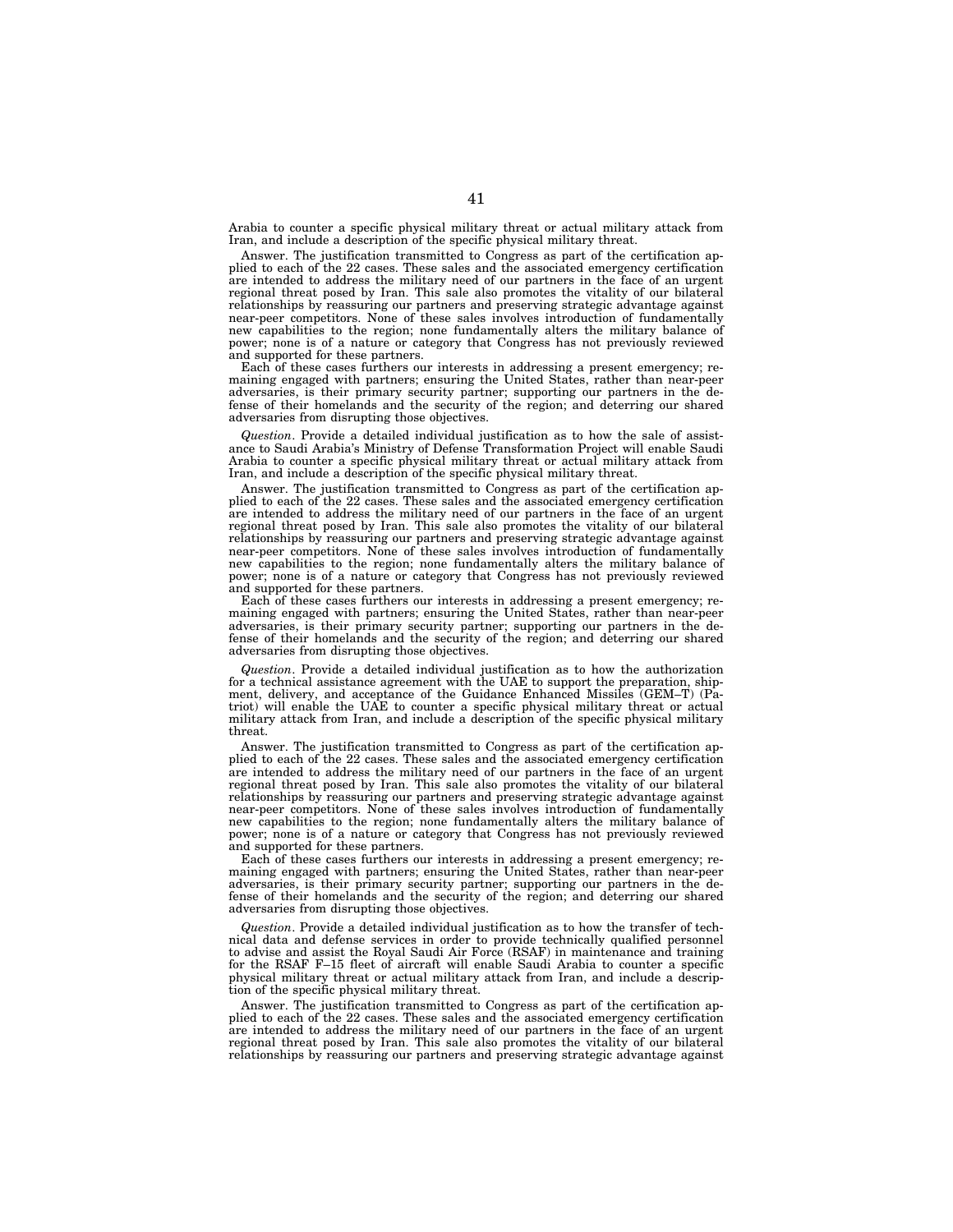Arabia to counter a specific physical military threat or actual military attack from Iran, and include a description of the specific physical military threat.

Answer. The justification transmitted to Congress as part of the certification applied to each of the 22 cases. These sales and the associated emergency certification are intended to address the military need of our partners in the face of an urgent regional threat posed by Iran. This sale also promotes the vitality of our bilateral relationships by reassuring our partners and preserving strategic advantage against near-peer competitors. None of these sales involves introduction of fundamentally new capabilities to the region; none fundamentally alters the military balance of power; none is of a nature or category that Congress has not previously reviewed and supported for these partners.

Each of these cases furthers our interests in addressing a present emergency; remaining engaged with partners; ensuring the United States, rather than near-peer adversaries, is their primary security partner; supporting our partners in the defense of their homelands and the security of the region; and deterring our shared adversaries from disrupting those objectives.

*Question*. Provide a detailed individual justification as to how the sale of assistance to Saudi Arabia's Ministry of Defense Transformation Project will enable Saudi Arabia to counter a specific physical military threat or actual military attack from Iran, and include a description of the specific physical military threat.

Answer. The justification transmitted to Congress as part of the certification applied to each of the 22 cases. These sales and the associated emergency certification are intended to address the military need of our partners in the face of an urgent regional threat posed by Iran. This sale also promotes the vitality of our bilateral relationships by reassuring our partners and preserving strategic advantage against near-peer competitors. None of these sales involves introduction of fundamentally new capabilities to the region; none fundamentally alters the military balance of power; none is of a nature or category that Congress has not previously reviewed and supported for these partners.

Each of these cases furthers our interests in addressing a present emergency; remaining engaged with partners; ensuring the United States, rather than near-peer adversaries, is their primary security partner; supporting our partners in the defense of their homelands and the security of the region; and deterring our shared adversaries from disrupting those objectives.

*Question*. Provide a detailed individual justification as to how the authorization for a technical assistance agreement with the UAE to support the preparation, shipment, delivery, and acceptance of the Guidance Enhanced Missiles (GEM–T) (Patriot) will enable the UAE to counter a specific physical military threat or actual military attack from Iran, and include a description of the specific physical military threat.

Answer. The justification transmitted to Congress as part of the certification applied to each of the 22 cases. These sales and the associated emergency certification are intended to address the military need of our partners in the face of an urgent regional threat posed by Iran. This sale also promotes the vitality of our bilateral relationships by reassuring our partners and preserving strategic advantage against near-peer competitors. None of these sales involves introduction of fundamentally new capabilities to the region; none fundamentally alters the military balance of power; none is of a nature or category that Congress has not previously reviewed and supported for these partners.

Each of these cases furthers our interests in addressing a present emergency; remaining engaged with partners; ensuring the United States, rather than near-peer adversaries, is their primary security partner; supporting our partners in the defense of their homelands and the security of the region; and deterring our shared adversaries from disrupting those objectives.

*Question*. Provide a detailed individual justification as to how the transfer of technical data and defense services in order to provide technically qualified personnel to advise and assist the Royal Saudi Air Force (RSAF) in maintenance and training for the RSAF F–15 fleet of aircraft will enable Saudi Arabia to counter a specific physical military threat or actual military attack from Iran, and include a description of the specific physical military threat.

Answer. The justification transmitted to Congress as part of the certification applied to each of the 22 cases. These sales and the associated emergency certification are intended to address the military need of our partners in the face of an urgent regional threat posed by Iran. This sale also promotes the vitality of our bilateral relationships by reassuring our partners and preserving strategic advantage against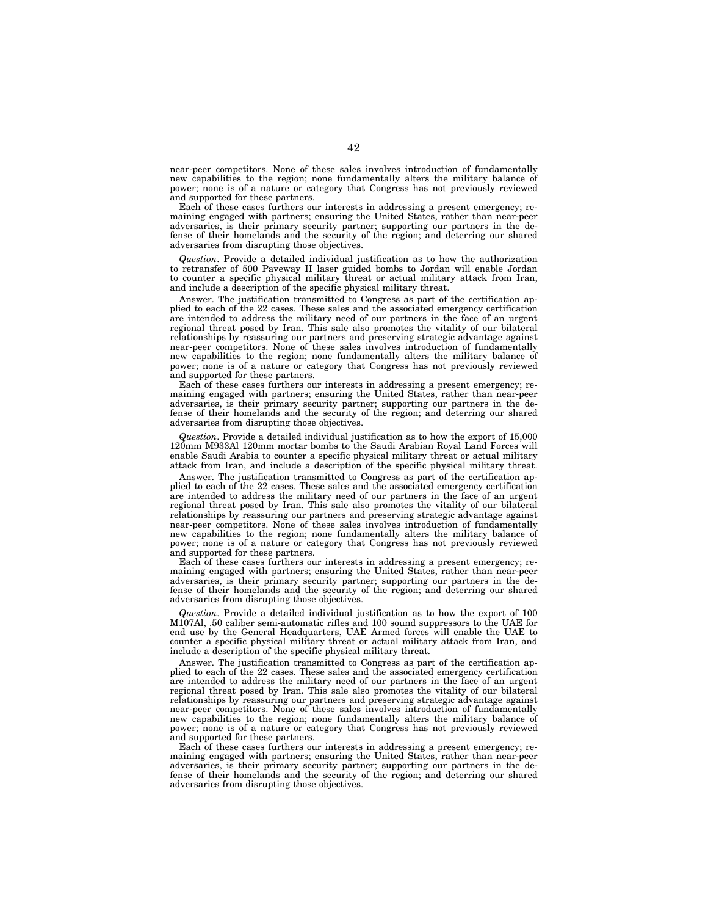near-peer competitors. None of these sales involves introduction of fundamentally new capabilities to the region; none fundamentally alters the military balance of power; none is of a nature or category that Congress has not previously reviewed and supported for these partners.

Each of these cases furthers our interests in addressing a present emergency; remaining engaged with partners; ensuring the United States, rather than near-peer adversaries, is their primary security partner; supporting our partners in the defense of their homelands and the security of the region; and deterring our shared adversaries from disrupting those objectives.

*Question*. Provide a detailed individual justification as to how the authorization to retransfer of 500 Paveway II laser guided bombs to Jordan will enable Jordan to counter a specific physical military threat or actual military attack from Iran, and include a description of the specific physical military threat.

Answer. The justification transmitted to Congress as part of the certification applied to each of the 22 cases. These sales and the associated emergency certification are intended to address the military need of our partners in the face of an urgent regional threat posed by Iran. This sale also promotes the vitality of our bilateral relationships by reassuring our partners and preserving strategic advantage against near-peer competitors. None of these sales involves introduction of fundamentally new capabilities to the region; none fundamentally alters the military balance of power; none is of a nature or category that Congress has not previously reviewed and supported for these partners.

Each of these cases furthers our interests in addressing a present emergency; remaining engaged with partners; ensuring the United States, rather than near-peer adversaries, is their primary security partner; supporting our partners in the defense of their homelands and the security of the region; and deterring our shared adversaries from disrupting those objectives.

*Question*. Provide a detailed individual justification as to how the export of 15,000 120mm M933Al 120mm mortar bombs to the Saudi Arabian Royal Land Forces will enable Saudi Arabia to counter a specific physical military threat or actual military attack from Iran, and include a description of the specific physical military threat.

Answer. The justification transmitted to Congress as part of the certification applied to each of the 22 cases. These sales and the associated emergency certification are intended to address the military need of our partners in the face of an urgent regional threat posed by Iran. This sale also promotes the vitality of our bilateral relationships by reassuring our partners and preserving strategic advantage against near-peer competitors. None of these sales involves introduction of fundamentally new capabilities to the region; none fundamentally alters the military balance of power; none is of a nature or category that Congress has not previously reviewed and supported for these partners.

Each of these cases furthers our interests in addressing a present emergency; remaining engaged with partners; ensuring the United States, rather than near-peer adversaries, is their primary security partner; supporting our partners in the defense of their homelands and the security of the region; and deterring our shared adversaries from disrupting those objectives.

*Question*. Provide a detailed individual justification as to how the export of 100 M107Al, .50 caliber semi-automatic rifles and 100 sound suppressors to the UAE for end use by the General Headquarters, UAE Armed forces will enable the UAE to counter a specific physical military threat or actual military attack from Iran, and include a description of the specific physical military threat.

Answer. The justification transmitted to Congress as part of the certification applied to each of the 22 cases. These sales and the associated emergency certification are intended to address the military need of our partners in the face of an urgent regional threat posed by Iran. This sale also promotes the vitality of our bilateral relationships by reassuring our partners and preserving strategic advantage against near-peer competitors. None of these sales involves introduction of fundamentally new capabilities to the region; none fundamentally alters the military balance of power; none is of a nature or category that Congress has not previously reviewed and supported for these partners.

Each of these cases furthers our interests in addressing a present emergency; remaining engaged with partners; ensuring the United States, rather than near-peer adversaries, is their primary security partner; supporting our partners in the defense of their homelands and the security of the region; and deterring our shared adversaries from disrupting those objectives.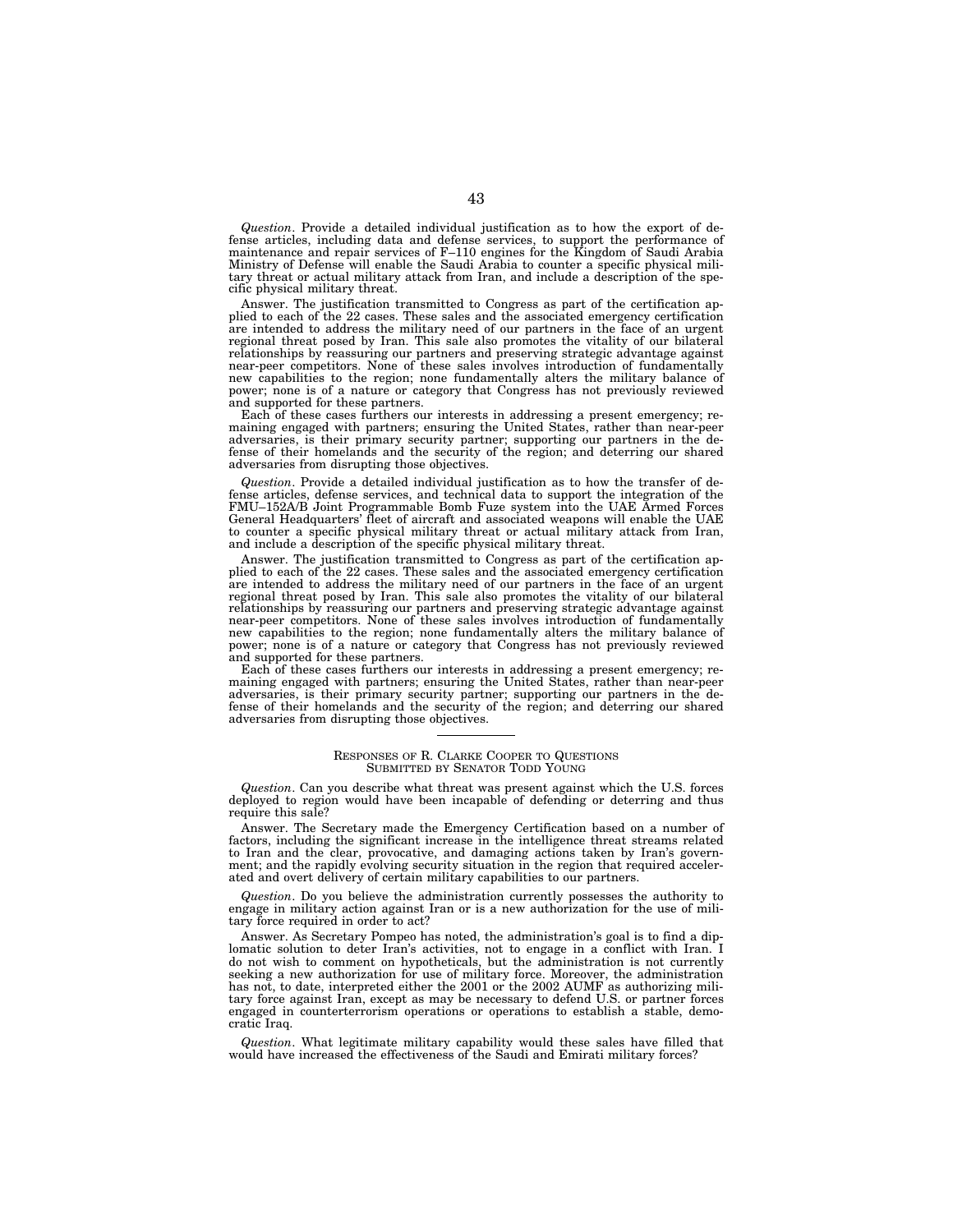*Question*. Provide a detailed individual justification as to how the export of defense articles, including data and defense services, to support the performance of maintenance and repair services of F–110 engines for the Kingdom of Saudi Arabia Ministry of Defense will enable the Saudi Arabia to counter a specific physical military threat or actual military attack from Iran, and include a description of the specific physical military threat.

Answer. The justification transmitted to Congress as part of the certification applied to each of the 22 cases. These sales and the associated emergency certification are intended to address the military need of our partners in the face of an urgent regional threat posed by Iran. This sale also promotes the vitality of our bilateral relationships by reassuring our partners and preserving strategic advantage against near-peer competitors. None of these sales involves introduction of fundamentally new capabilities to the region; none fundamentally alters the military balance of power; none is of a nature or category that Congress has not previously reviewed and supported for these partners.

Each of these cases furthers our interests in addressing a present emergency; remaining engaged with partners; ensuring the United States, rather than near-peer adversaries, is their primary security partner; supporting our partners in the defense of their homelands and the security of the region; and deterring our shared adversaries from disrupting those objectives.

*Question*. Provide a detailed individual justification as to how the transfer of defense articles, defense services, and technical data to support the integration of the FMU–152A/B Joint Programmable Bomb Fuze system into the UAE Armed Forces General Headquarters' fleet of aircraft and associated weapons will enable the UAE to counter a specific physical military threat or actual military attack from Iran, and include a description of the specific physical military threat.

Answer. The justification transmitted to Congress as part of the certification applied to each of the 22 cases. These sales and the associated emergency certification are intended to address the military need of our partners in the face of an urgent regional threat posed by Iran. This sale also promotes the vitality of our bilateral relationships by reassuring our partners and preserving strategic advantage against near-peer competitors. None of these sales involves introduction of fundamentally new capabilities to the region; none fundamentally alters the military balance of power; none is of a nature or category that Congress has not previously reviewed and supported for these partners.

Each of these cases furthers our interests in addressing a present emergency; remaining engaged with partners; ensuring the United States, rather than near-peer adversaries, is their primary security partner; supporting our partners in the defense of their homelands and the security of the region; and deterring our shared adversaries from disrupting those objectives.

---

## Responses of R. Clarke Cooper to Questions Submitted by Senator Todd Young

*Question*. Can you describe what threat was present against which the U.S. forces deployed to region would have been incapable of defending or deterring and thus require this sale?

Answer. The Secretary made the Emergency Certification based on a number of factors, including the significant increase in the intelligence threat streams related to Iran and the clear, provocative, and damaging actions taken by Iran's government; and the rapidly evolving security situation in the region that required accelerated and overt delivery of certain military capabilities to our partners.

*Question*. Do you believe the administration currently possesses the authority to engage in military action against Iran or is a new authorization for the use of military force required in order to act?

Answer. As Secretary Pompeo has noted, the administration's goal is to find a diplomatic solution to deter Iran's activities, not to engage in a conflict with Iran. I do not wish to comment on hypotheticals, but the administration is not currently seeking a new authorization for use of military force. Moreover, the administration has not, to date, interpreted either the 2001 or the 2002 AUMF as authorizing military force against Iran, except as may be necessary to defend U.S. or partner forces engaged in counterterrorism operations or operations to establish a stable, democratic Iraq.

*Question*. What legitimate military capability would these sales have filled that would have increased the effectiveness of the Saudi and Emirati military forces?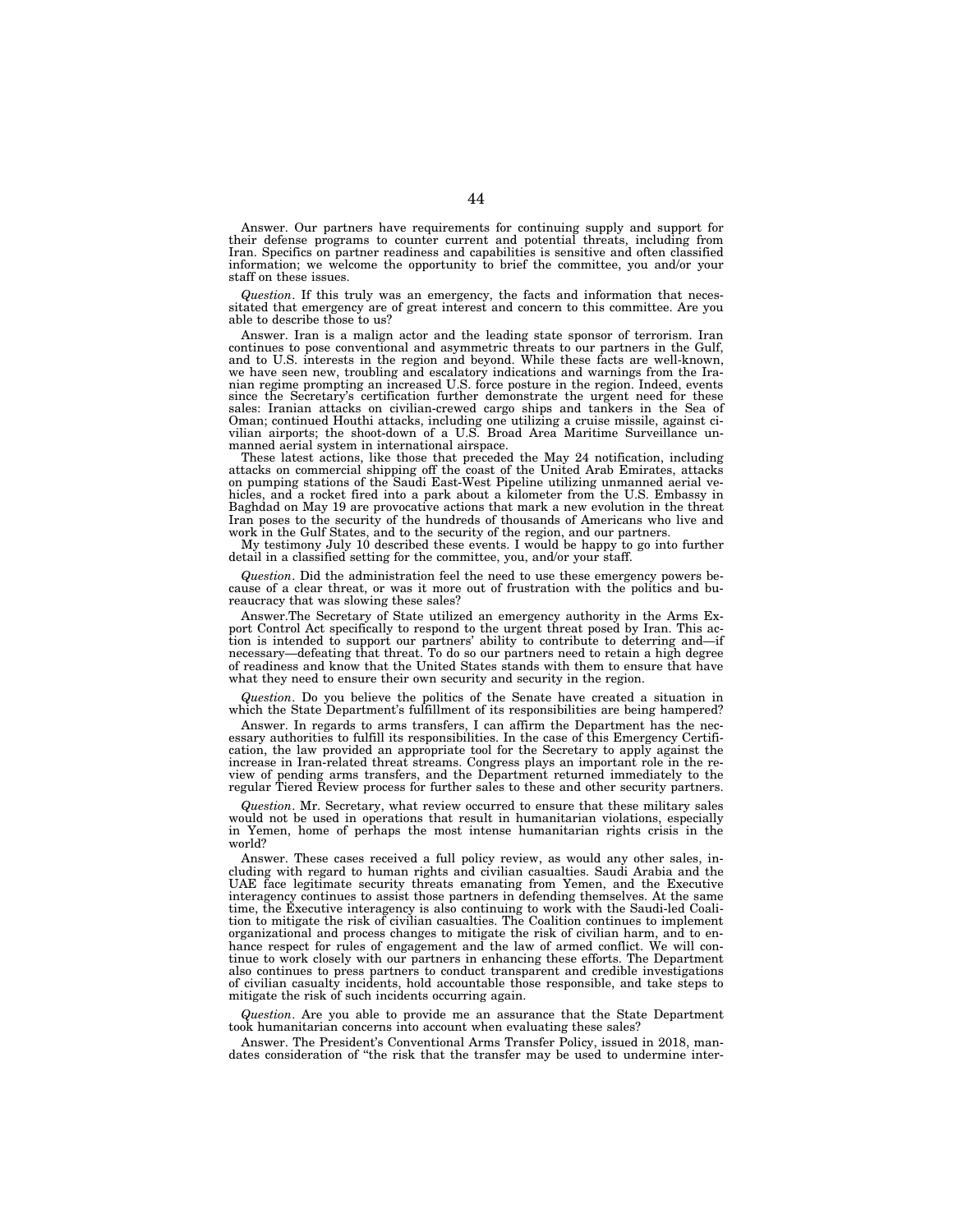Answer. Our partners have requirements for continuing supply and support for their defense programs to counter current and potential threats, including from Iran. Specifics on partner readiness and capabilities is sensitive and often classified information; we welcome the opportunity to brief the committee, you and/or your staff on these issues.

*Question*. If this truly was an emergency, the facts and information that necessitated that emergency are of great interest and concern to this committee. Are you able to describe those to us?

Answer. Iran is a malign actor and the leading state sponsor of terrorism. Iran continues to pose conventional and asymmetric threats to our partners in the Gulf, and to U.S. interests in the region and beyond. While these facts are well-known, we have seen new, troubling and escalatory indications and warnings from the Iranian regime prompting an increased U.S. force posture in the region. Indeed, events since the Secretary's certification further demonstrate the urgent need for these sales: Iranian attacks on civilian-crewed cargo ships and tankers in the Sea of Oman; continued Houthi attacks, including one utilizing a cruise missile, against civilian airports; the shoot-down of a U.S. Broad Area Maritime Surveillance unmanned aerial system in international airspace.

These latest actions, like those that preceded the May 24 notification, including attacks on commercial shipping off the coast of the United Arab Emirates, attacks on pumping stations of the Saudi East-West Pipeline utilizing unmanned aerial vehicles, and a rocket fired into a park about a kilometer from the U.S. Embassy in Baghdad on May 19 are provocative actions that mark a new evolution in the threat Iran poses to the security of the hundreds of thousands of Americans who live and work in the Gulf States, and to the security of the region, and our partners.

My testimony July 10 described these events. I would be happy to go into further detail in a classified setting for the committee, you, and/or your staff.

*Question*. Did the administration feel the need to use these emergency powers because of a clear threat, or was it more out of frustration with the politics and bureaucracy that was slowing these sales?

Answer.The Secretary of State utilized an emergency authority in the Arms Export Control Act specifically to respond to the urgent threat posed by Iran. This action is intended to support our partners' ability to contribute to deterring and—if necessary—defeating that threat. To do so our partners need to retain a high degree of readiness and know that the United States stands with them to ensure that have what they need to ensure their own security and security in the region.

*Question*. Do you believe the politics of the Senate have created a situation in which the State Department's fulfillment of its responsibilities are being hampered?

Answer. In regards to arms transfers, I can affirm the Department has the necessary authorities to fulfill its responsibilities. In the case of this Emergency Certification, the law provided an appropriate tool for the Secretary to apply against the increase in Iran-related threat streams. Congress plays an important role in the review of pending arms transfers, and the Department returned immediately to the regular Tiered Review process for further sales to these and other security partners.

*Question*. Mr. Secretary, what review occurred to ensure that these military sales would not be used in operations that result in humanitarian violations, especially in Yemen, home of perhaps the most intense humanitarian rights crisis in the world?

Answer. These cases received a full policy review, as would any other sales, including with regard to human rights and civilian casualties. Saudi Arabia and the UAE face legitimate security threats emanating from Yemen, and the Executive interagency continues to assist those partners in defending themselves. At the same time, the Executive interagency is also continuing to work with the Saudi-led Coalition to mitigate the risk of civilian casualties. The Coalition continues to implement organizational and process changes to mitigate the risk of civilian harm, and to enhance respect for rules of engagement and the law of armed conflict. We will continue to work closely with our partners in enhancing these efforts. The Department also continues to press partners to conduct transparent and credible investigations of civilian casualty incidents, hold accountable those responsible, and take steps to mitigate the risk of such incidents occurring again.

*Question*. Are you able to provide me an assurance that the State Department took humanitarian concerns into account when evaluating these sales?

Answer. The President's Conventional Arms Transfer Policy, issued in 2018, mandates consideration of "the risk that the transfer may be used to undermine inter-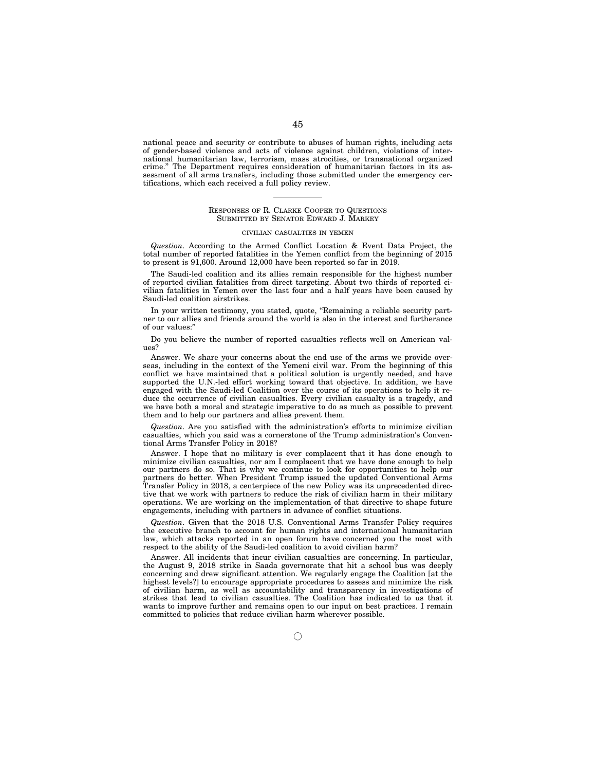national peace and security or contribute to abuses of human rights, including acts of gender-based violence and acts of violence against children, violations of international humanitarian law, terrorism, mass atrocities, or transnational organized crime." The Department requires consideration of humanitarian factors in its assessment of all arms transfers, including those submitted under the emergency certifications, which each received a full policy review.

---

RESPONSES OF R. CLARKE COOPER TO QUESTIONS SUBMITTED BY SENATOR EDWARD J. MARKEY

CIVILIAN CASUALTIES IN YEMEN

*Question*. According to the Armed Conflict Location & Event Data Project, the total number of reported fatalities in the Yemen conflict from the beginning of 2015 to present is 91,600. Around 12,000 have been reported so far in 2019.

The Saudi-led coalition and its allies remain responsible for the highest number of reported civilian fatalities from direct targeting. About two thirds of reported civilian fatalities in Yemen over the last four and a half years have been caused by Saudi-led coalition airstrikes.

In your written testimony, you stated, quote, "Remaining a reliable security partner to our allies and friends around the world is also in the interest and furtherance of our values:"

Do you believe the number of reported casualties reflects well on American values?

Answer. We share your concerns about the end use of the arms we provide overseas, including in the context of the Yemeni civil war. From the beginning of this conflict we have maintained that a political solution is urgently needed, and have supported the U.N.-led effort working toward that objective. In addition, we have engaged with the Saudi-led Coalition over the course of its operations to help it reduce the occurrence of civilian casualties. Every civilian casualty is a tragedy, and we have both a moral and strategic imperative to do as much as possible to prevent them and to help our partners and allies prevent them.

*Question*. Are you satisfied with the administration's efforts to minimize civilian casualties, which you said was a cornerstone of the Trump administration's Conventional Arms Transfer Policy in 2018?

Answer. I hope that no military is ever complacent that it has done enough to minimize civilian casualties, nor am I complacent that we have done enough to help our partners do so. That is why we continue to look for opportunities to help our partners do better. When President Trump issued the updated Conventional Arms Transfer Policy in 2018, a centerpiece of the new Policy was its unprecedented directive that we work with partners to reduce the risk of civilian harm in their military operations. We are working on the implementation of that directive to shape future engagements, including with partners in advance of conflict situations.

*Question*. Given that the 2018 U.S. Conventional Arms Transfer Policy requires the executive branch to account for human rights and international humanitarian law, which attacks reported in an open forum have concerned you the most with respect to the ability of the Saudi-led coalition to avoid civilian harm?

Answer. All incidents that incur civilian casualties are concerning. In particular, the August 9, 2018 strike in Saada governorate that hit a school bus was deeply concerning and drew significant attention. We regularly engage the Coalition [at the highest levels?] to encourage appropriate procedures to assess and minimize the risk of civilian harm, as well as accountability and transparency in investigations of strikes that lead to civilian casualties. The Coalition has indicated to us that it wants to improve further and remains open to our input on best practices. I remain committed to policies that reduce civilian harm wherever possible.

○